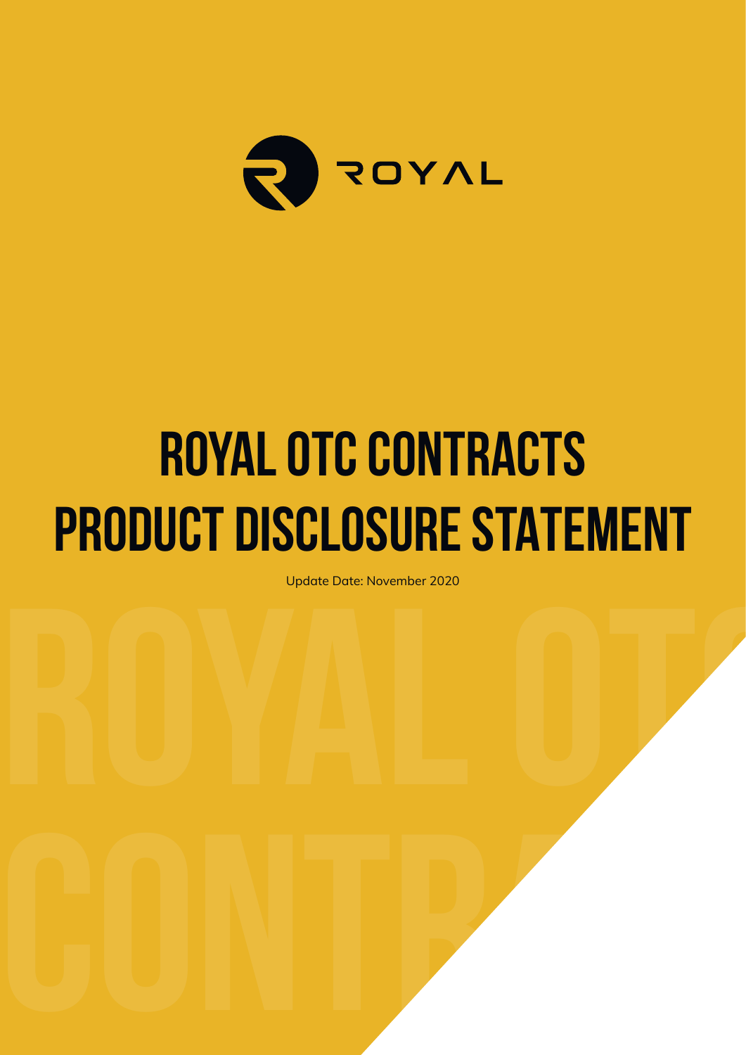ROYAL

# ROYAL OTC CONTRACTS PRODUCT DISCLOSURE STATEMENT

Update Date: November 2020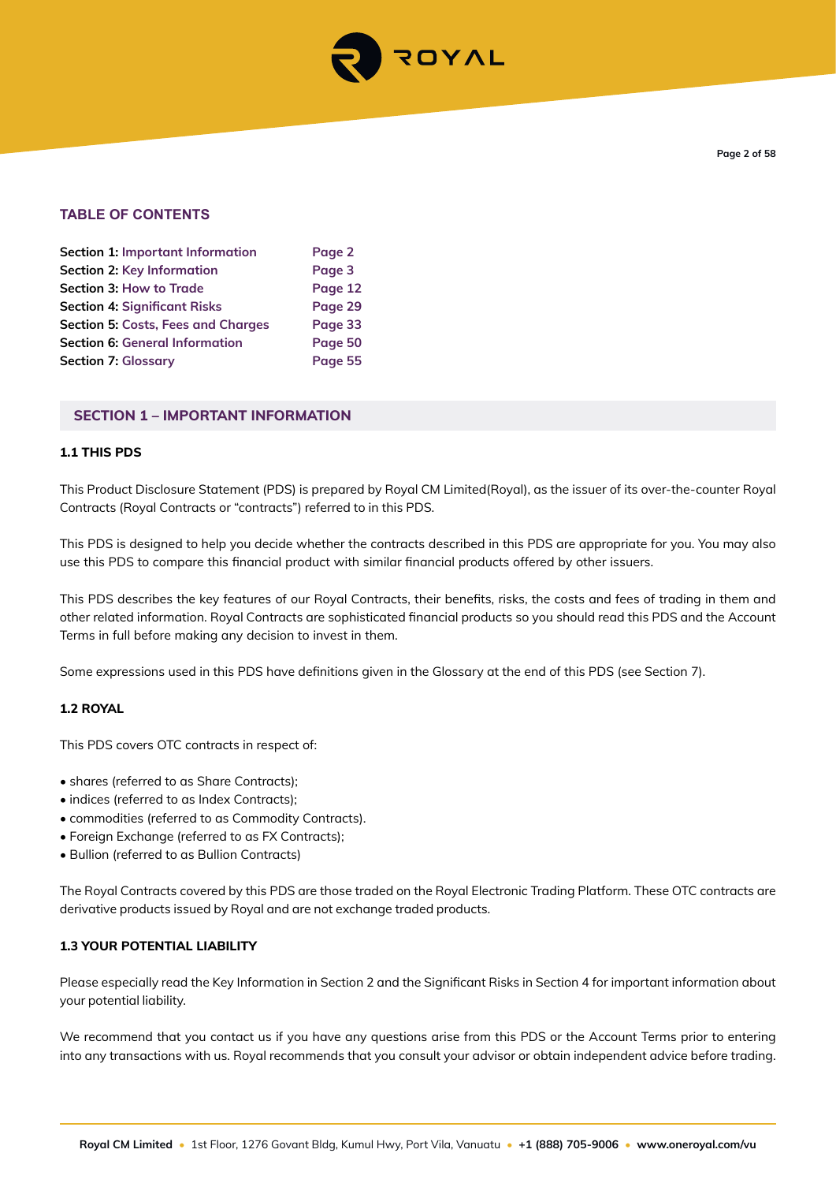## TABLE OF CONTENTS

| | |
|---|---|
| **Section 1:** Important Information | Page 2 |
| **Section 2:** Key Information | Page 3 |
| **Section 3:** How to Trade | Page 12 |
| **Section 4:** Significant Risks | Page 29 |
| **Section 5:** Costs, Fees and Charges | Page 33 |
| **Section 6:** General Information | Page 50 |
| **Section 7:** Glossary | Page 55 |

## SECTION 1 – IMPORTANT INFORMATION

### 1.1 THIS PDS

This Product Disclosure Statement (PDS) is prepared by Royal CM Limited(Royal), as the issuer of its over-the-counter Royal Contracts (Royal Contracts or "contracts") referred to in this PDS.

This PDS is designed to help you decide whether the contracts described in this PDS are appropriate for you. You may also use this PDS to compare this financial product with similar financial products offered by other issuers.

This PDS describes the key features of our Royal Contracts, their benefits, risks, the costs and fees of trading in them and other related information. Royal Contracts are sophisticated financial products so you should read this PDS and the Account Terms in full before making any decision to invest in them.

Some expressions used in this PDS have definitions given in the Glossary at the end of this PDS (see Section 7).

### 1.2 ROYAL

This PDS covers OTC contracts in respect of:

- shares (referred to as Share Contracts);
- indices (referred to as Index Contracts);
- commodities (referred to as Commodity Contracts).
- Foreign Exchange (referred to as FX Contracts);
- Bullion (referred to as Bullion Contracts)

The Royal Contracts covered by this PDS are those traded on the Royal Electronic Trading Platform. These OTC contracts are derivative products issued by Royal and are not exchange traded products.

### 1.3 YOUR POTENTIAL LIABILITY

Please especially read the Key Information in Section 2 and the Significant Risks in Section 4 for important information about your potential liability.

We recommend that you contact us if you have any questions arise from this PDS or the Account Terms prior to entering into any transactions with us. Royal recommends that you consult your advisor or obtain independent advice before trading.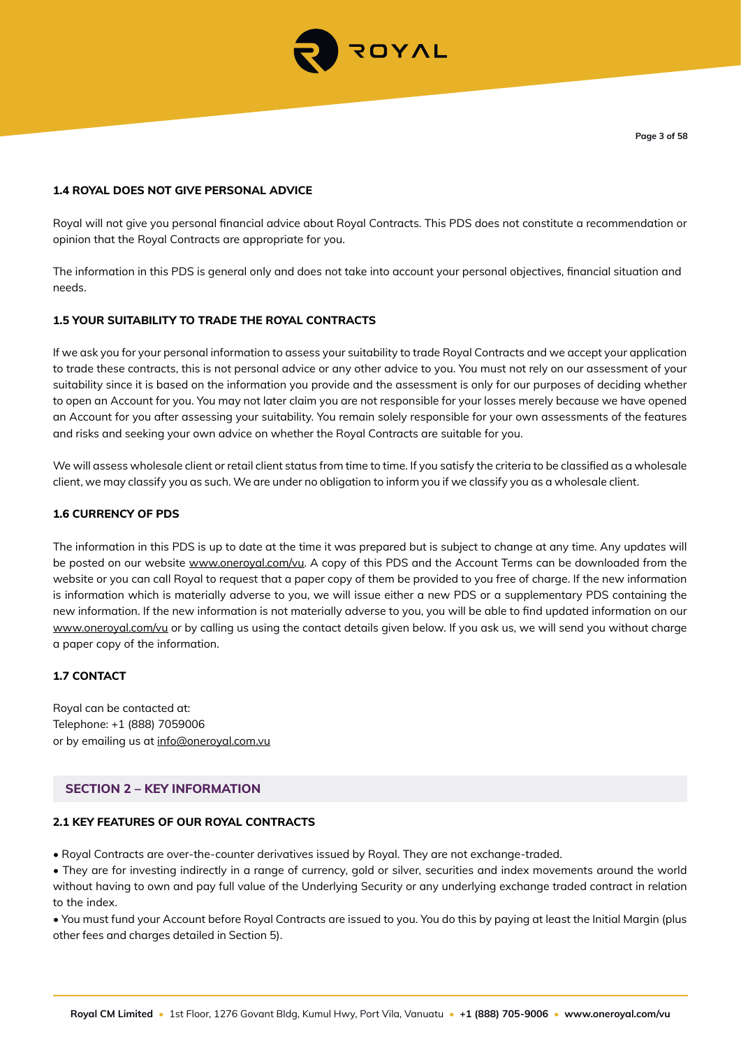### 1.4 ROYAL DOES NOT GIVE PERSONAL ADVICE

Royal will not give you personal financial advice about Royal Contracts. This PDS does not constitute a recommendation or opinion that the Royal Contracts are appropriate for you.

The information in this PDS is general only and does not take into account your personal objectives, financial situation and needs.

### 1.5 YOUR SUITABILITY TO TRADE THE ROYAL CONTRACTS

If we ask you for your personal information to assess your suitability to trade Royal Contracts and we accept your application to trade these contracts, this is not personal advice or any other advice to you. You must not rely on our assessment of your suitability since it is based on the information you provide and the assessment is only for our purposes of deciding whether to open an Account for you. You may not later claim you are not responsible for your losses merely because we have opened an Account for you after assessing your suitability. You remain solely responsible for your own assessments of the features and risks and seeking your own advice on whether the Royal Contracts are suitable for you.

We will assess wholesale client or retail client status from time to time. If you satisfy the criteria to be classified as a wholesale client, we may classify you as such. We are under no obligation to inform you if we classify you as a wholesale client.

### 1.6 CURRENCY OF PDS

The information in this PDS is up to date at the time it was prepared but is subject to change at any time. Any updates will be posted on our website www.oneroyal.com/vu. A copy of this PDS and the Account Terms can be downloaded from the website or you can call Royal to request that a paper copy of them be provided to you free of charge. If the new information is information which is materially adverse to you, we will issue either a new PDS or a supplementary PDS containing the new information. If the new information is not materially adverse to you, you will be able to find updated information on our www.oneroyal.com/vu or by calling us using the contact details given below. If you ask us, we will send you without charge a paper copy of the information.

### 1.7 CONTACT

Royal can be contacted at:
Telephone: +1 (888) 7059006
or by emailing us at info@oneroyal.com.vu

## SECTION 2 – KEY INFORMATION

### 2.1 KEY FEATURES OF OUR ROYAL CONTRACTS

- Royal Contracts are over-the-counter derivatives issued by Royal. They are not exchange-traded.
- They are for investing indirectly in a range of currency, gold or silver, securities and index movements around the world without having to own and pay full value of the Underlying Security or any underlying exchange traded contract in relation to the index.
- You must fund your Account before Royal Contracts are issued to you. You do this by paying at least the Initial Margin (plus other fees and charges detailed in Section 5).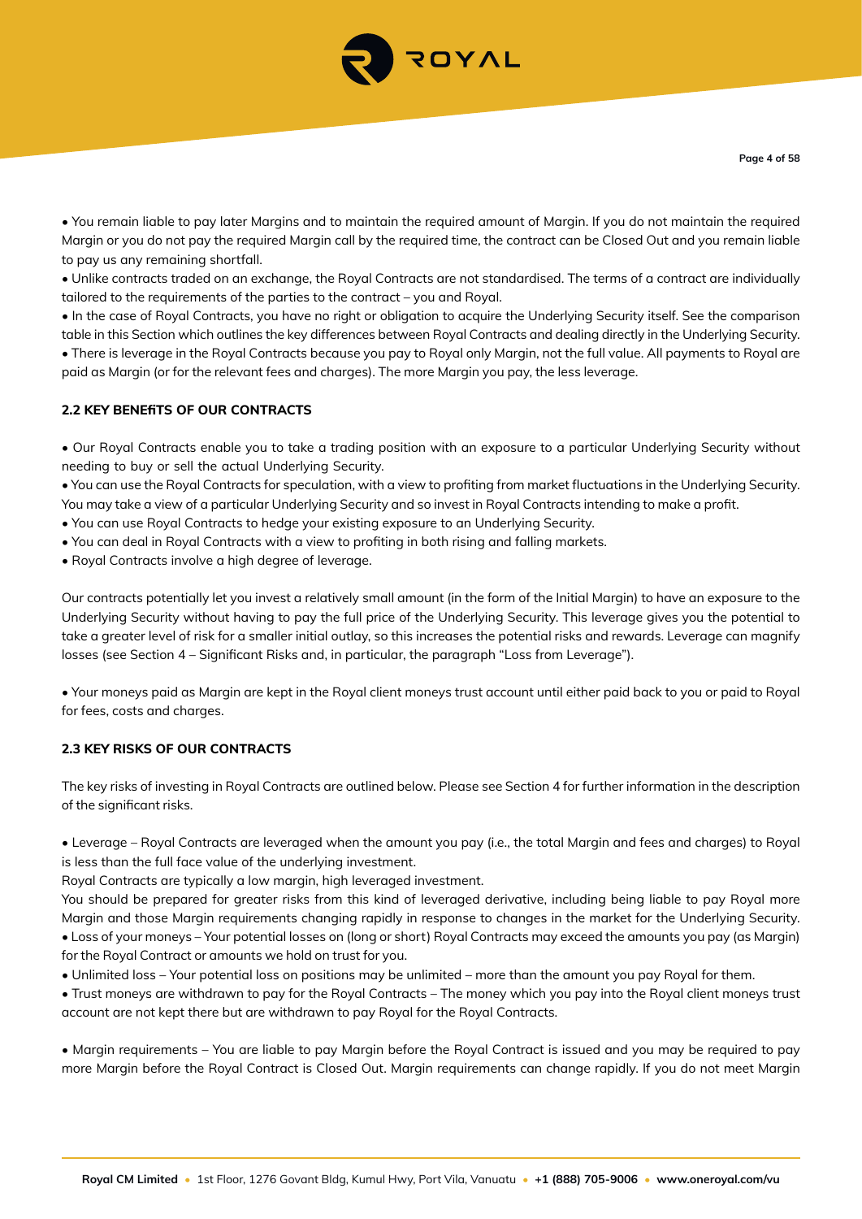- You remain liable to pay later Margins and to maintain the required amount of Margin. If you do not maintain the required Margin or you do not pay the required Margin call by the required time, the contract can be Closed Out and you remain liable to pay us any remaining shortfall.
- Unlike contracts traded on an exchange, the Royal Contracts are not standardised. The terms of a contract are individually tailored to the requirements of the parties to the contract – you and Royal.
- In the case of Royal Contracts, you have no right or obligation to acquire the Underlying Security itself. See the comparison table in this Section which outlines the key differences between Royal Contracts and dealing directly in the Underlying Security.
- There is leverage in the Royal Contracts because you pay to Royal only Margin, not the full value. All payments to Royal are paid as Margin (or for the relevant fees and charges). The more Margin you pay, the less leverage.

### 2.2 KEY BENEfiTS OF OUR CONTRACTS

- Our Royal Contracts enable you to take a trading position with an exposure to a particular Underlying Security without needing to buy or sell the actual Underlying Security.
- You can use the Royal Contracts for speculation, with a view to profiting from market fluctuations in the Underlying Security. You may take a view of a particular Underlying Security and so invest in Royal Contracts intending to make a profit.
- You can use Royal Contracts to hedge your existing exposure to an Underlying Security.
- You can deal in Royal Contracts with a view to profiting in both rising and falling markets.
- Royal Contracts involve a high degree of leverage.

Our contracts potentially let you invest a relatively small amount (in the form of the Initial Margin) to have an exposure to the Underlying Security without having to pay the full price of the Underlying Security. This leverage gives you the potential to take a greater level of risk for a smaller initial outlay, so this increases the potential risks and rewards. Leverage can magnify losses (see Section 4 – Significant Risks and, in particular, the paragraph "Loss from Leverage").

- Your moneys paid as Margin are kept in the Royal client moneys trust account until either paid back to you or paid to Royal for fees, costs and charges.

### 2.3 KEY RISKS OF OUR CONTRACTS

The key risks of investing in Royal Contracts are outlined below. Please see Section 4 for further information in the description of the significant risks.

- Leverage – Royal Contracts are leveraged when the amount you pay (i.e., the total Margin and fees and charges) to Royal is less than the full face value of the underlying investment.
Royal Contracts are typically a low margin, high leveraged investment.
You should be prepared for greater risks from this kind of leveraged derivative, including being liable to pay Royal more Margin and those Margin requirements changing rapidly in response to changes in the market for the Underlying Security.
- Loss of your moneys – Your potential losses on (long or short) Royal Contracts may exceed the amounts you pay (as Margin) for the Royal Contract or amounts we hold on trust for you.
- Unlimited loss – Your potential loss on positions may be unlimited – more than the amount you pay Royal for them.
- Trust moneys are withdrawn to pay for the Royal Contracts – The money which you pay into the Royal client moneys trust account are not kept there but are withdrawn to pay Royal for the Royal Contracts.

- Margin requirements – You are liable to pay Margin before the Royal Contract is issued and you may be required to pay more Margin before the Royal Contract is Closed Out. Margin requirements can change rapidly. If you do not meet Margin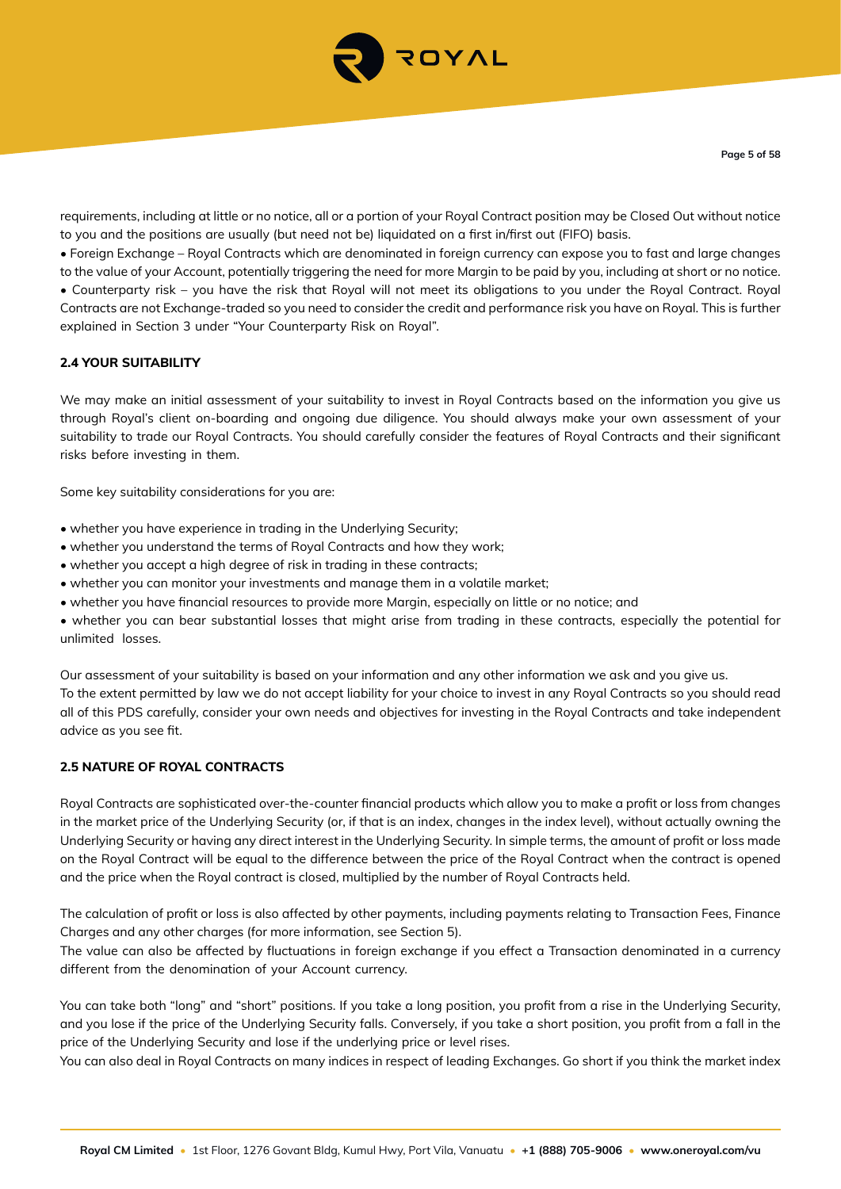requirements, including at little or no notice, all or a portion of your Royal Contract position may be Closed Out without notice to you and the positions are usually (but need not be) liquidated on a first in/first out (FIFO) basis.

- Foreign Exchange – Royal Contracts which are denominated in foreign currency can expose you to fast and large changes to the value of your Account, potentially triggering the need for more Margin to be paid by you, including at short or no notice.
- Counterparty risk – you have the risk that Royal will not meet its obligations to you under the Royal Contract. Royal Contracts are not Exchange-traded so you need to consider the credit and performance risk you have on Royal. This is further explained in Section 3 under "Your Counterparty Risk on Royal".

### 2.4 YOUR SUITABILITY

We may make an initial assessment of your suitability to invest in Royal Contracts based on the information you give us through Royal's client on-boarding and ongoing due diligence. You should always make your own assessment of your suitability to trade our Royal Contracts. You should carefully consider the features of Royal Contracts and their significant risks before investing in them.

Some key suitability considerations for you are:

- whether you have experience in trading in the Underlying Security;
- whether you understand the terms of Royal Contracts and how they work;
- whether you accept a high degree of risk in trading in these contracts;
- whether you can monitor your investments and manage them in a volatile market;
- whether you have financial resources to provide more Margin, especially on little or no notice; and
- whether you can bear substantial losses that might arise from trading in these contracts, especially the potential for unlimited losses.

Our assessment of your suitability is based on your information and any other information we ask and you give us.
To the extent permitted by law we do not accept liability for your choice to invest in any Royal Contracts so you should read all of this PDS carefully, consider your own needs and objectives for investing in the Royal Contracts and take independent advice as you see fit.

### 2.5 NATURE OF ROYAL CONTRACTS

Royal Contracts are sophisticated over-the-counter financial products which allow you to make a profit or loss from changes in the market price of the Underlying Security (or, if that is an index, changes in the index level), without actually owning the Underlying Security or having any direct interest in the Underlying Security. In simple terms, the amount of profit or loss made on the Royal Contract will be equal to the difference between the price of the Royal Contract when the contract is opened and the price when the Royal contract is closed, multiplied by the number of Royal Contracts held.

The calculation of profit or loss is also affected by other payments, including payments relating to Transaction Fees, Finance Charges and any other charges (for more information, see Section 5).
The value can also be affected by fluctuations in foreign exchange if you effect a Transaction denominated in a currency different from the denomination of your Account currency.

You can take both "long" and "short" positions. If you take a long position, you profit from a rise in the Underlying Security, and you lose if the price of the Underlying Security falls. Conversely, if you take a short position, you profit from a fall in the price of the Underlying Security and lose if the underlying price or level rises.
You can also deal in Royal Contracts on many indices in respect of leading Exchanges. Go short if you think the market index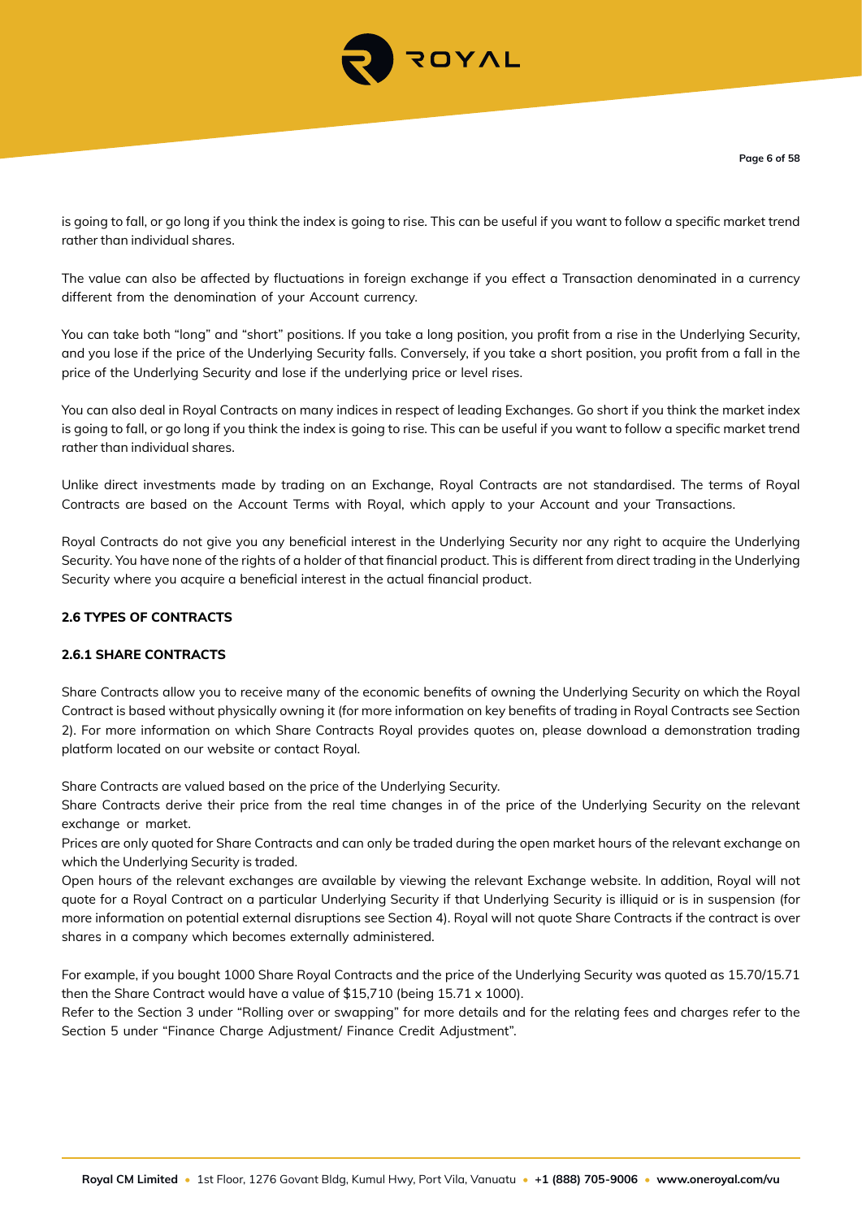is going to fall, or go long if you think the index is going to rise. This can be useful if you want to follow a specific market trend rather than individual shares.

The value can also be affected by fluctuations in foreign exchange if you effect a Transaction denominated in a currency different from the denomination of your Account currency.

You can take both "long" and "short" positions. If you take a long position, you profit from a rise in the Underlying Security, and you lose if the price of the Underlying Security falls. Conversely, if you take a short position, you profit from a fall in the price of the Underlying Security and lose if the underlying price or level rises.

You can also deal in Royal Contracts on many indices in respect of leading Exchanges. Go short if you think the market index is going to fall, or go long if you think the index is going to rise. This can be useful if you want to follow a specific market trend rather than individual shares.

Unlike direct investments made by trading on an Exchange, Royal Contracts are not standardised. The terms of Royal Contracts are based on the Account Terms with Royal, which apply to your Account and your Transactions.

Royal Contracts do not give you any beneficial interest in the Underlying Security nor any right to acquire the Underlying Security. You have none of the rights of a holder of that financial product. This is different from direct trading in the Underlying Security where you acquire a beneficial interest in the actual financial product.

### 2.6 TYPES OF CONTRACTS

#### 2.6.1 SHARE CONTRACTS

Share Contracts allow you to receive many of the economic benefits of owning the Underlying Security on which the Royal Contract is based without physically owning it (for more information on key benefits of trading in Royal Contracts see Section 2). For more information on which Share Contracts Royal provides quotes on, please download a demonstration trading platform located on our website or contact Royal.

Share Contracts are valued based on the price of the Underlying Security.
Share Contracts derive their price from the real time changes in of the price of the Underlying Security on the relevant exchange or market.
Prices are only quoted for Share Contracts and can only be traded during the open market hours of the relevant exchange on which the Underlying Security is traded.
Open hours of the relevant exchanges are available by viewing the relevant Exchange website. In addition, Royal will not quote for a Royal Contract on a particular Underlying Security if that Underlying Security is illiquid or is in suspension (for more information on potential external disruptions see Section 4). Royal will not quote Share Contracts if the contract is over shares in a company which becomes externally administered.

For example, if you bought 1000 Share Royal Contracts and the price of the Underlying Security was quoted as 15.70/15.71 then the Share Contract would have a value of $15,710 (being 15.71 x 1000).
Refer to the Section 3 under "Rolling over or swapping" for more details and for the relating fees and charges refer to the Section 5 under "Finance Charge Adjustment/ Finance Credit Adjustment".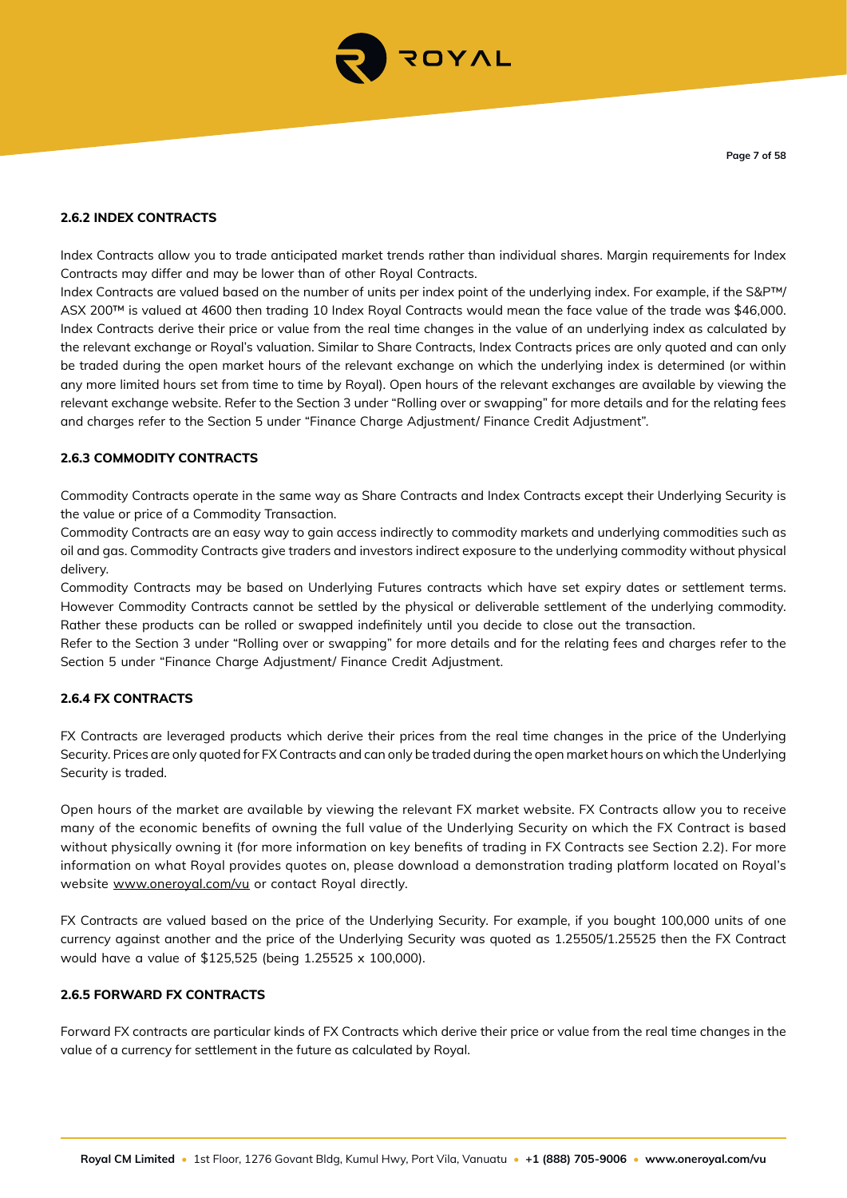### 2.6.2 INDEX CONTRACTS

Index Contracts allow you to trade anticipated market trends rather than individual shares. Margin requirements for Index Contracts may differ and may be lower than of other Royal Contracts.

Index Contracts are valued based on the number of units per index point of the underlying index. For example, if the S&P™/ ASX 200™ is valued at 4600 then trading 10 Index Royal Contracts would mean the face value of the trade was $46,000. Index Contracts derive their price or value from the real time changes in the value of an underlying index as calculated by the relevant exchange or Royal's valuation. Similar to Share Contracts, Index Contracts prices are only quoted and can only be traded during the open market hours of the relevant exchange on which the underlying index is determined (or within any more limited hours set from time to time by Royal). Open hours of the relevant exchanges are available by viewing the relevant exchange website. Refer to the Section 3 under "Rolling over or swapping" for more details and for the relating fees and charges refer to the Section 5 under "Finance Charge Adjustment/ Finance Credit Adjustment".

### 2.6.3 COMMODITY CONTRACTS

Commodity Contracts operate in the same way as Share Contracts and Index Contracts except their Underlying Security is the value or price of a Commodity Transaction.

Commodity Contracts are an easy way to gain access indirectly to commodity markets and underlying commodities such as oil and gas. Commodity Contracts give traders and investors indirect exposure to the underlying commodity without physical delivery.

Commodity Contracts may be based on Underlying Futures contracts which have set expiry dates or settlement terms. However Commodity Contracts cannot be settled by the physical or deliverable settlement of the underlying commodity. Rather these products can be rolled or swapped indefinitely until you decide to close out the transaction.

Refer to the Section 3 under "Rolling over or swapping" for more details and for the relating fees and charges refer to the Section 5 under "Finance Charge Adjustment/ Finance Credit Adjustment.

### 2.6.4 FX CONTRACTS

FX Contracts are leveraged products which derive their prices from the real time changes in the price of the Underlying Security. Prices are only quoted for FX Contracts and can only be traded during the open market hours on which the Underlying Security is traded.

Open hours of the market are available by viewing the relevant FX market website. FX Contracts allow you to receive many of the economic benefits of owning the full value of the Underlying Security on which the FX Contract is based without physically owning it (for more information on key benefits of trading in FX Contracts see Section 2.2). For more information on what Royal provides quotes on, please download a demonstration trading platform located on Royal's website www.oneroyal.com/vu or contact Royal directly.

FX Contracts are valued based on the price of the Underlying Security. For example, if you bought 100,000 units of one currency against another and the price of the Underlying Security was quoted as 1.25505/1.25525 then the FX Contract would have a value of $125,525 (being 1.25525 x 100,000).

### 2.6.5 FORWARD FX CONTRACTS

Forward FX contracts are particular kinds of FX Contracts which derive their price or value from the real time changes in the value of a currency for settlement in the future as calculated by Royal.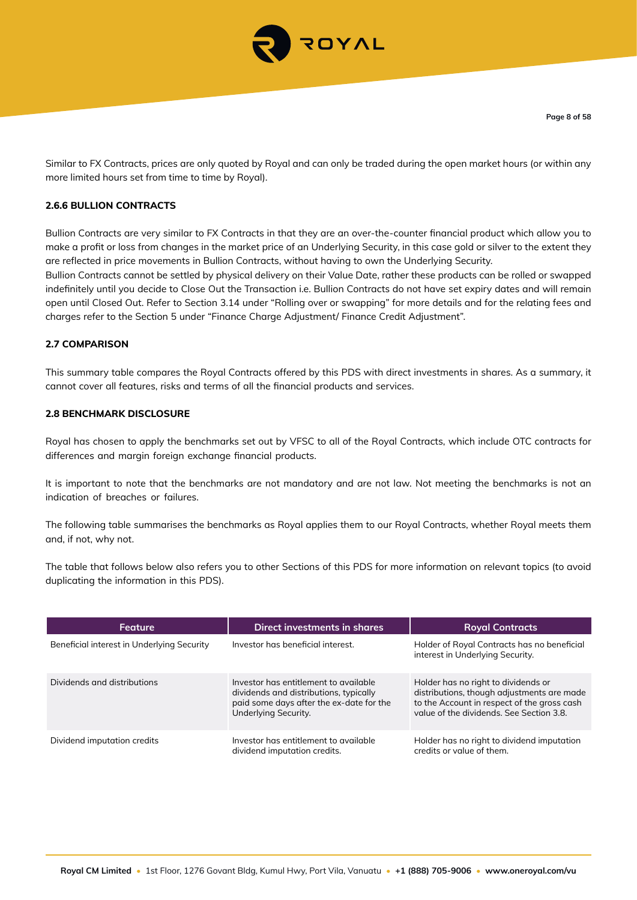Similar to FX Contracts, prices are only quoted by Royal and can only be traded during the open market hours (or within any more limited hours set from time to time by Royal).

#### 2.6.6 BULLION CONTRACTS

Bullion Contracts are very similar to FX Contracts in that they are an over-the-counter financial product which allow you to make a profit or loss from changes in the market price of an Underlying Security, in this case gold or silver to the extent they are reflected in price movements in Bullion Contracts, without having to own the Underlying Security.
Bullion Contracts cannot be settled by physical delivery on their Value Date, rather these products can be rolled or swapped indefinitely until you decide to Close Out the Transaction i.e. Bullion Contracts do not have set expiry dates and will remain open until Closed Out. Refer to Section 3.14 under "Rolling over or swapping" for more details and for the relating fees and charges refer to the Section 5 under "Finance Charge Adjustment/ Finance Credit Adjustment".

### 2.7 COMPARISON

This summary table compares the Royal Contracts offered by this PDS with direct investments in shares. As a summary, it cannot cover all features, risks and terms of all the financial products and services.

### 2.8 BENCHMARK DISCLOSURE

Royal has chosen to apply the benchmarks set out by VFSC to all of the Royal Contracts, which include OTC contracts for differences and margin foreign exchange financial products.

It is important to note that the benchmarks are not mandatory and are not law. Not meeting the benchmarks is not an indication of breaches or failures.

The following table summarises the benchmarks as Royal applies them to our Royal Contracts, whether Royal meets them and, if not, why not.

The table that follows below also refers you to other Sections of this PDS for more information on relevant topics (to avoid duplicating the information in this PDS).

| Feature | Direct investments in shares | Royal Contracts |
|---|---|---|
| Beneficial interest in Underlying Security | Investor has beneficial interest. | Holder of Royal Contracts has no beneficial interest in Underlying Security. |
| Dividends and distributions | Investor has entitlement to available dividends and distributions, typically paid some days after the ex-date for the Underlying Security. | Holder has no right to dividends or distributions, though adjustments are made to the Account in respect of the gross cash value of the dividends. See Section 3.8. |
| Dividend imputation credits | Investor has entitlement to available dividend imputation credits. | Holder has no right to dividend imputation credits or value of them. |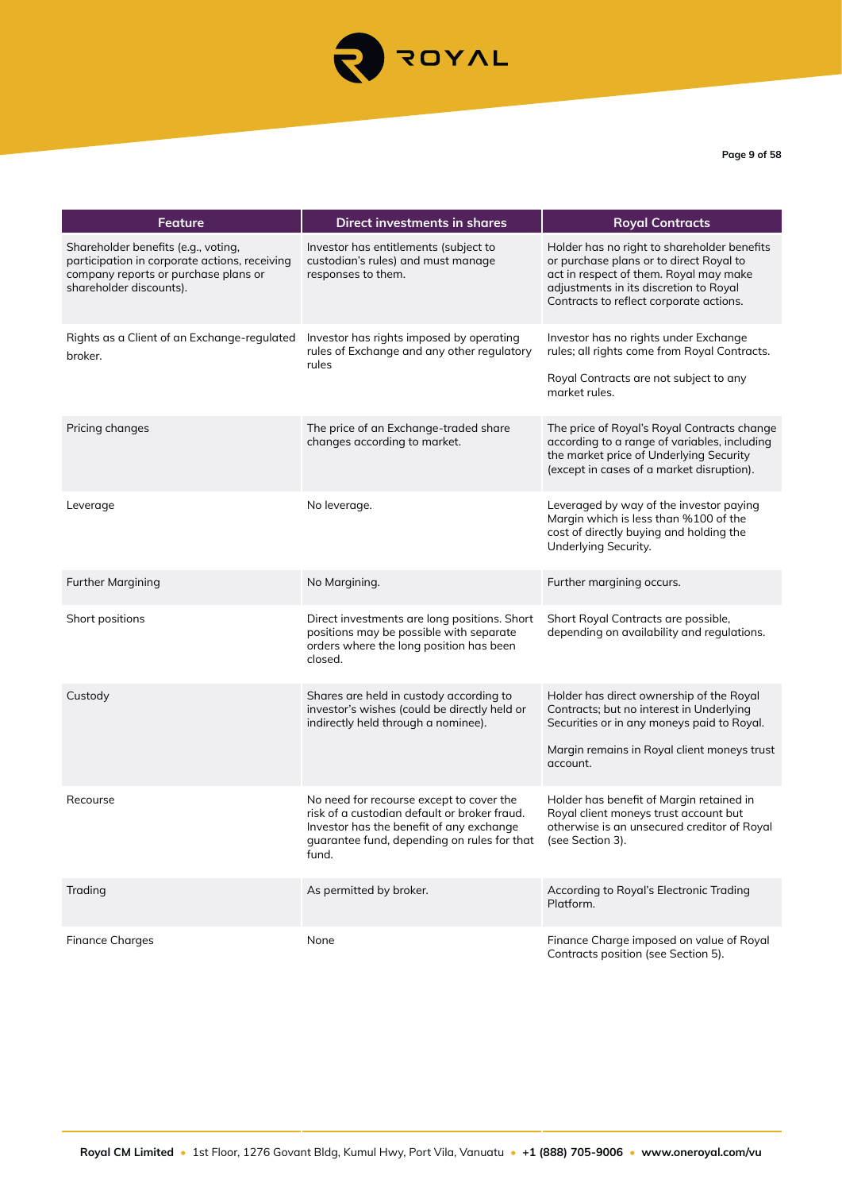| Feature | Direct investments in shares | Royal Contracts |
|---|---|---|
| Shareholder benefits (e.g., voting, participation in corporate actions, receiving company reports or purchase plans or shareholder discounts). | Investor has entitlements (subject to custodian's rules) and must manage responses to them. | Holder has no right to shareholder benefits or purchase plans or to direct Royal to act in respect of them. Royal may make adjustments in its discretion to Royal Contracts to reflect corporate actions. |
| Rights as a Client of an Exchange-regulated broker. | Investor has rights imposed by operating rules of Exchange and any other regulatory rules | Investor has no rights under Exchange rules; all rights come from Royal Contracts. Royal Contracts are not subject to any market rules. |
| Pricing changes | The price of an Exchange-traded share changes according to market. | The price of Royal's Royal Contracts change according to a range of variables, including the market price of Underlying Security (except in cases of a market disruption). |
| Leverage | No leverage. | Leveraged by way of the investor paying Margin which is less than %100 of the cost of directly buying and holding the Underlying Security. |
| Further Margining | No Margining. | Further margining occurs. |
| Short positions | Direct investments are long positions. Short positions may be possible with separate orders where the long position has been closed. | Short Royal Contracts are possible, depending on availability and regulations. |
| Custody | Shares are held in custody according to investor's wishes (could be directly held or indirectly held through a nominee). | Holder has direct ownership of the Royal Contracts; but no interest in Underlying Securities or in any moneys paid to Royal. Margin remains in Royal client moneys trust account. |
| Recourse | No need for recourse except to cover the risk of a custodian default or broker fraud. Investor has the benefit of any exchange guarantee fund, depending on rules for that fund. | Holder has benefit of Margin retained in Royal client moneys trust account but otherwise is an unsecured creditor of Royal (see Section 3). |
| Trading | As permitted by broker. | According to Royal's Electronic Trading Platform. |
| Finance Charges | None | Finance Charge imposed on value of Royal Contracts position (see Section 5). |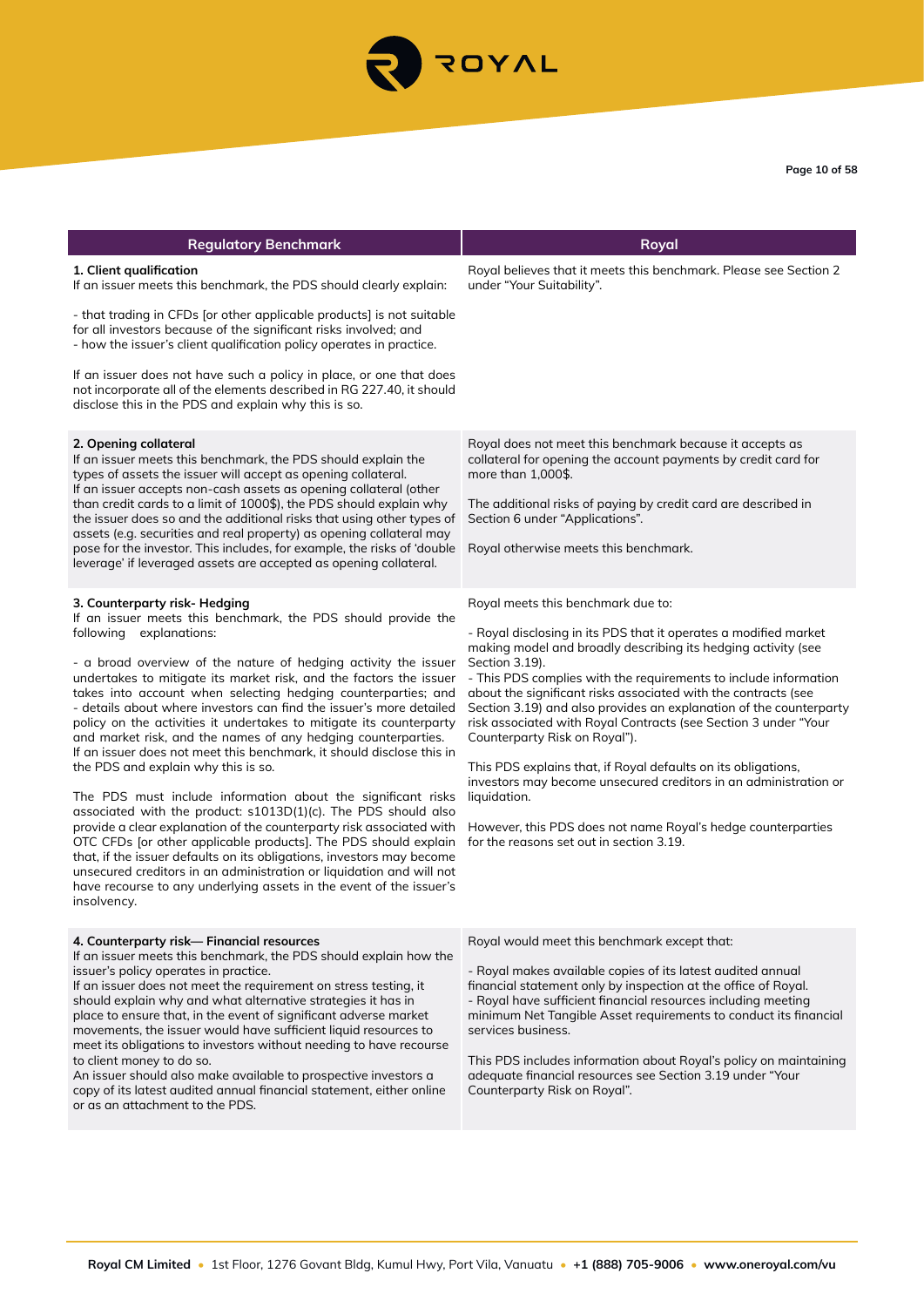| Regulatory Benchmark | Royal |
|---|---|
| **1. Client qualification**<br>If an issuer meets this benchmark, the PDS should clearly explain:<br><br>- that trading in CFDs [or other applicable products] is not suitable for all investors because of the significant risks involved; and<br>- how the issuer's client qualification policy operates in practice.<br><br>If an issuer does not have such a policy in place, or one that does not incorporate all of the elements described in RG 227.40, it should disclose this in the PDS and explain why this is so. | Royal believes that it meets this benchmark. Please see Section 2 under "Your Suitability". |
| **2. Opening collateral**<br>If an issuer meets this benchmark, the PDS should explain the types of assets the issuer will accept as opening collateral.<br>If an issuer accepts non-cash assets as opening collateral (other than credit cards to a limit of 1000$), the PDS should explain why the issuer does so and the additional risks that using other types of assets (e.g. securities and real property) as opening collateral may pose for the investor. This includes, for example, the risks of 'double leverage' if leveraged assets are accepted as opening collateral. | Royal does not meet this benchmark because it accepts as collateral for opening the account payments by credit card for more than 1,000$.<br><br>The additional risks of paying by credit card are described in Section 6 under "Applications".<br><br>Royal otherwise meets this benchmark. |
| **3. Counterparty risk- Hedging**<br>If an issuer meets this benchmark, the PDS should provide the following explanations:<br><br>- a broad overview of the nature of hedging activity the issuer undertakes to mitigate its market risk, and the factors the issuer takes into account when selecting hedging counterparties; and<br>- details about where investors can find the issuer's more detailed policy on the activities it undertakes to mitigate its counterparty and market risk, and the names of any hedging counterparties.<br>If an issuer does not meet this benchmark, it should disclose this in the PDS and explain why this is so.<br><br>The PDS must include information about the significant risks associated with the product: s1013D(1)(c). The PDS should also provide a clear explanation of the counterparty risk associated with OTC CFDs [or other applicable products]. The PDS should explain that, if the issuer defaults on its obligations, investors may become unsecured creditors in an administration or liquidation and will not have recourse to any underlying assets in the event of the issuer's insolvency. | Royal meets this benchmark due to:<br><br>- Royal disclosing in its PDS that it operates a modified market making model and broadly describing its hedging activity (see Section 3.19).<br>- This PDS complies with the requirements to include information about the significant risks associated with the contracts (see Section 3.19) and also provides an explanation of the counterparty risk associated with Royal Contracts (see Section 3 under "Your Counterparty Risk on Royal").<br><br>This PDS explains that, if Royal defaults on its obligations, investors may become unsecured creditors in an administration or liquidation.<br><br>However, this PDS does not name Royal's hedge counterparties for the reasons set out in section 3.19. |
| **4. Counterparty risk— Financial resources**<br>If an issuer meets this benchmark, the PDS should explain how the issuer's policy operates in practice.<br>If an issuer does not meet the requirement on stress testing, it should explain why and what alternative strategies it has in place to ensure that, in the event of significant adverse market movements, the issuer would have sufficient liquid resources to meet its obligations to investors without needing to have recourse to client money to do so.<br>An issuer should also make available to prospective investors a copy of its latest audited annual financial statement, either online or as an attachment to the PDS. | Royal would meet this benchmark except that:<br><br>- Royal makes available copies of its latest audited annual financial statement only by inspection at the office of Royal.<br>- Royal have sufficient financial resources including meeting minimum Net Tangible Asset requirements to conduct its financial services business.<br><br>This PDS includes information about Royal's policy on maintaining adequate financial resources see Section 3.19 under "Your Counterparty Risk on Royal". |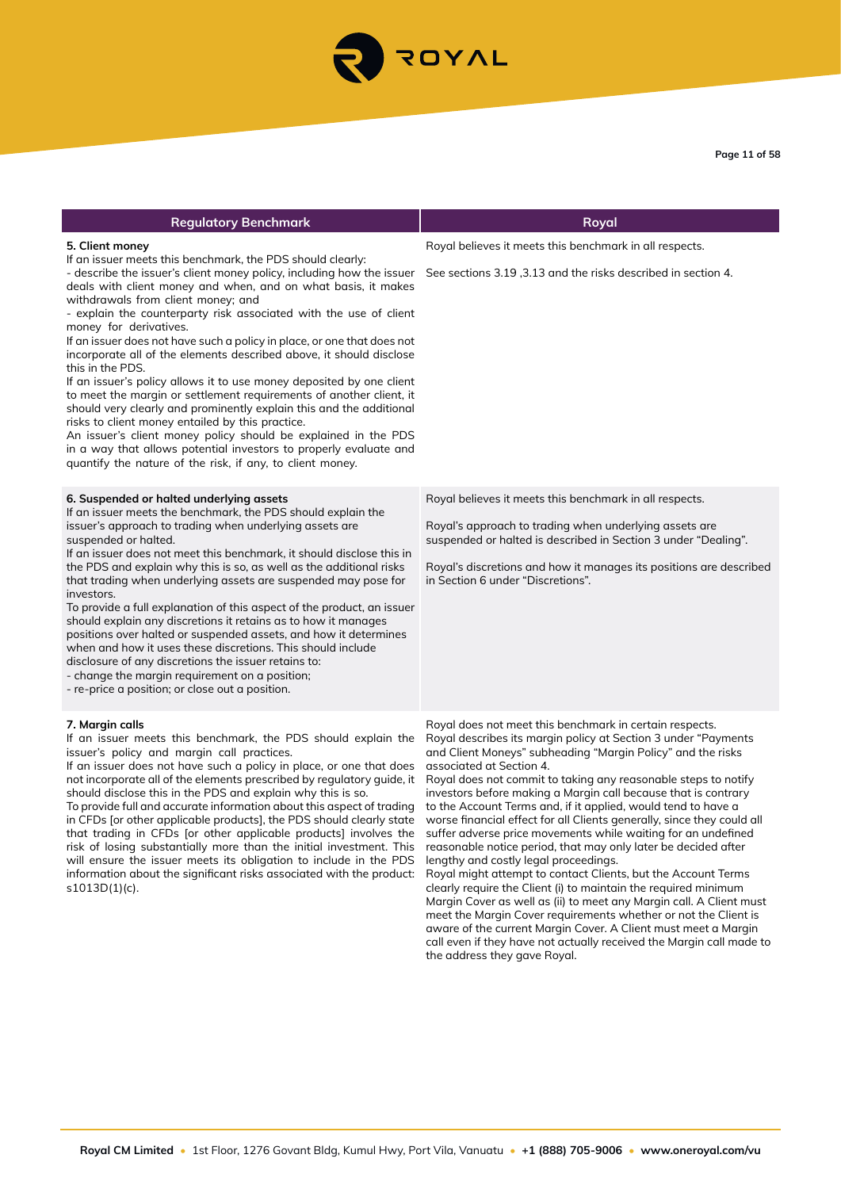| Regulatory Benchmark | Royal |
|---|---|
| **5. Client money**<br>If an issuer meets this benchmark, the PDS should clearly:<br>- describe the issuer's client money policy, including how the issuer deals with client money and when, and on what basis, it makes withdrawals from client money; and<br>- explain the counterparty risk associated with the use of client money for derivatives.<br>If an issuer does not have such a policy in place, or one that does not incorporate all of the elements described above, it should disclose this in the PDS.<br>If an issuer's policy allows it to use money deposited by one client to meet the margin or settlement requirements of another client, it should very clearly and prominently explain this and the additional risks to client money entailed by this practice.<br>An issuer's client money policy should be explained in the PDS in a way that allows potential investors to properly evaluate and quantify the nature of the risk, if any, to client money. | Royal believes it meets this benchmark in all respects.<br><br>See sections 3.19 ,3.13 and the risks described in section 4. |
| **6. Suspended or halted underlying assets**<br>If an issuer meets the benchmark, the PDS should explain the issuer's approach to trading when underlying assets are suspended or halted.<br>If an issuer does not meet this benchmark, it should disclose this in the PDS and explain why this is so, as well as the additional risks that trading when underlying assets are suspended may pose for investors.<br>To provide a full explanation of this aspect of the product, an issuer should explain any discretions it retains as to how it manages positions over halted or suspended assets, and how it determines when and how it uses these discretions. This should include disclosure of any discretions the issuer retains to:<br>- change the margin requirement on a position;<br>- re-price a position; or close out a position. | Royal believes it meets this benchmark in all respects.<br><br>Royal's approach to trading when underlying assets are suspended or halted is described in Section 3 under "Dealing".<br><br>Royal's discretions and how it manages its positions are described in Section 6 under "Discretions". |
| **7. Margin calls**<br>If an issuer meets this benchmark, the PDS should explain the issuer's policy and margin call practices.<br>If an issuer does not have such a policy in place, or one that does not incorporate all of the elements prescribed by regulatory guide, it should disclose this in the PDS and explain why this is so.<br>To provide full and accurate information about this aspect of trading in CFDs [or other applicable products], the PDS should clearly state that trading in CFDs [or other applicable products] involves the risk of losing substantially more than the initial investment. This will ensure the issuer meets its obligation to include in the PDS information about the significant risks associated with the product: s1013D(1)(c). | Royal does not meet this benchmark in certain respects.<br>Royal describes its margin policy at Section 3 under "Payments and Client Moneys" subheading "Margin Policy" and the risks associated at Section 4.<br>Royal does not commit to taking any reasonable steps to notify investors before making a Margin call because that is contrary to the Account Terms and, if it applied, would tend to have a worse financial effect for all Clients generally, since they could all suffer adverse price movements while waiting for an undefined reasonable notice period, that may only later be decided after lengthy and costly legal proceedings.<br>Royal might attempt to contact Clients, but the Account Terms clearly require the Client (i) to maintain the required minimum Margin Cover as well as (ii) to meet any Margin call. A Client must meet the Margin Cover requirements whether or not the Client is aware of the current Margin Cover. A Client must meet a Margin call even if they have not actually received the Margin call made to the address they gave Royal. |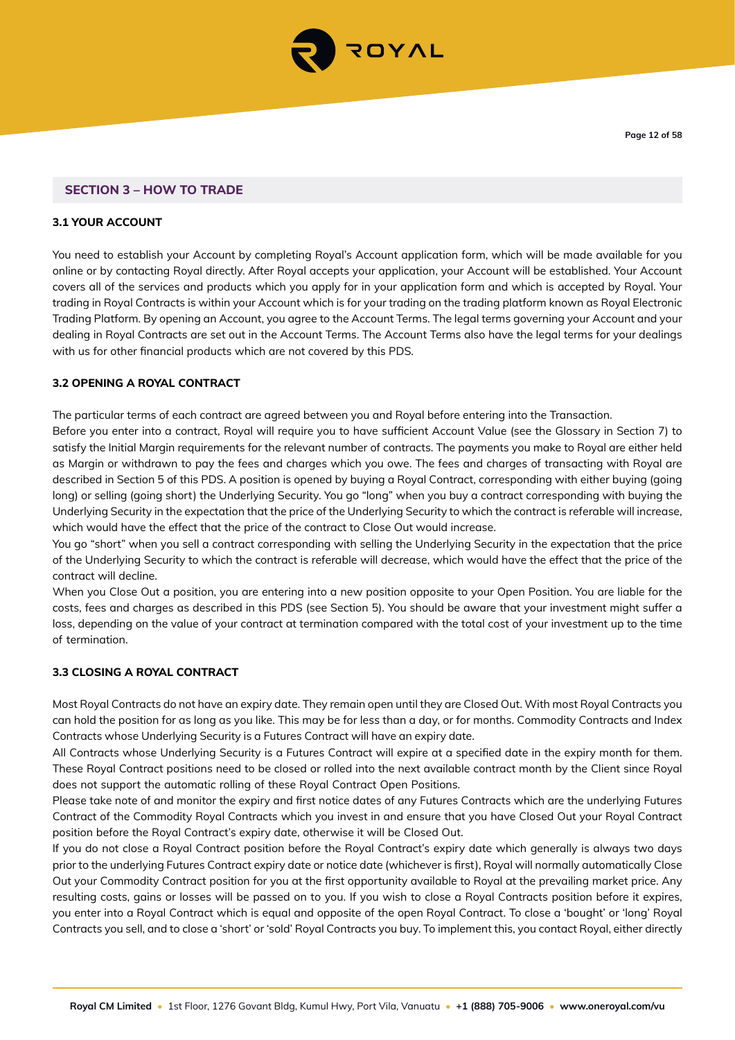## SECTION 3 – HOW TO TRADE

### 3.1 YOUR ACCOUNT

You need to establish your Account by completing Royal's Account application form, which will be made available for you online or by contacting Royal directly. After Royal accepts your application, your Account will be established. Your Account covers all of the services and products which you apply for in your application form and which is accepted by Royal. Your trading in Royal Contracts is within your Account which is for your trading on the trading platform known as Royal Electronic Trading Platform. By opening an Account, you agree to the Account Terms. The legal terms governing your Account and your dealing in Royal Contracts are set out in the Account Terms. The Account Terms also have the legal terms for your dealings with us for other financial products which are not covered by this PDS.

### 3.2 OPENING A ROYAL CONTRACT

The particular terms of each contract are agreed between you and Royal before entering into the Transaction.

Before you enter into a contract, Royal will require you to have sufficient Account Value (see the Glossary in Section 7) to satisfy the Initial Margin requirements for the relevant number of contracts. The payments you make to Royal are either held as Margin or withdrawn to pay the fees and charges which you owe. The fees and charges of transacting with Royal are described in Section 5 of this PDS. A position is opened by buying a Royal Contract, corresponding with either buying (going long) or selling (going short) the Underlying Security. You go "long" when you buy a contract corresponding with buying the Underlying Security in the expectation that the price of the Underlying Security to which the contract is referable will increase, which would have the effect that the price of the contract to Close Out would increase.

You go "short" when you sell a contract corresponding with selling the Underlying Security in the expectation that the price of the Underlying Security to which the contract is referable will decrease, which would have the effect that the price of the contract will decline.

When you Close Out a position, you are entering into a new position opposite to your Open Position. You are liable for the costs, fees and charges as described in this PDS (see Section 5). You should be aware that your investment might suffer a loss, depending on the value of your contract at termination compared with the total cost of your investment up to the time of termination.

### 3.3 CLOSING A ROYAL CONTRACT

Most Royal Contracts do not have an expiry date. They remain open until they are Closed Out. With most Royal Contracts you can hold the position for as long as you like. This may be for less than a day, or for months. Commodity Contracts and Index Contracts whose Underlying Security is a Futures Contract will have an expiry date.

All Contracts whose Underlying Security is a Futures Contract will expire at a specified date in the expiry month for them. These Royal Contract positions need to be closed or rolled into the next available contract month by the Client since Royal does not support the automatic rolling of these Royal Contract Open Positions.

Please take note of and monitor the expiry and first notice dates of any Futures Contracts which are the underlying Futures Contract of the Commodity Royal Contracts which you invest in and ensure that you have Closed Out your Royal Contract position before the Royal Contract's expiry date, otherwise it will be Closed Out.

If you do not close a Royal Contract position before the Royal Contract's expiry date which generally is always two days prior to the underlying Futures Contract expiry date or notice date (whichever is first), Royal will normally automatically Close Out your Commodity Contract position for you at the first opportunity available to Royal at the prevailing market price. Any resulting costs, gains or losses will be passed on to you. If you wish to close a Royal Contracts position before it expires, you enter into a Royal Contract which is equal and opposite of the open Royal Contract. To close a 'bought' or 'long' Royal Contracts you sell, and to close a 'short' or 'sold' Royal Contracts you buy. To implement this, you contact Royal, either directly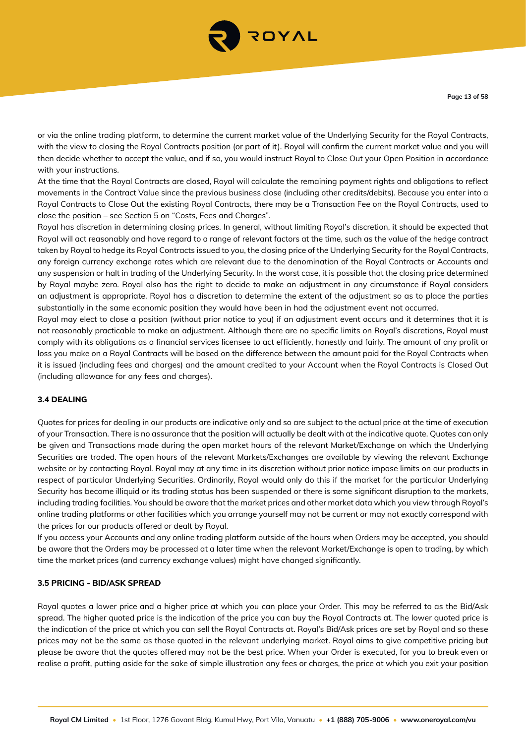or via the online trading platform, to determine the current market value of the Underlying Security for the Royal Contracts, with the view to closing the Royal Contracts position (or part of it). Royal will confirm the current market value and you will then decide whether to accept the value, and if so, you would instruct Royal to Close Out your Open Position in accordance with your instructions.

At the time that the Royal Contracts are closed, Royal will calculate the remaining payment rights and obligations to reflect movements in the Contract Value since the previous business close (including other credits/debits). Because you enter into a Royal Contracts to Close Out the existing Royal Contracts, there may be a Transaction Fee on the Royal Contracts, used to close the position – see Section 5 on "Costs, Fees and Charges".

Royal has discretion in determining closing prices. In general, without limiting Royal's discretion, it should be expected that Royal will act reasonably and have regard to a range of relevant factors at the time, such as the value of the hedge contract taken by Royal to hedge its Royal Contracts issued to you, the closing price of the Underlying Security for the Royal Contracts, any foreign currency exchange rates which are relevant due to the denomination of the Royal Contracts or Accounts and any suspension or halt in trading of the Underlying Security. In the worst case, it is possible that the closing price determined by Royal maybe zero. Royal also has the right to decide to make an adjustment in any circumstance if Royal considers an adjustment is appropriate. Royal has a discretion to determine the extent of the adjustment so as to place the parties substantially in the same economic position they would have been in had the adjustment event not occurred.

Royal may elect to close a position (without prior notice to you) if an adjustment event occurs and it determines that it is not reasonably practicable to make an adjustment. Although there are no specific limits on Royal's discretions, Royal must comply with its obligations as a financial services licensee to act efficiently, honestly and fairly. The amount of any profit or loss you make on a Royal Contracts will be based on the difference between the amount paid for the Royal Contracts when it is issued (including fees and charges) and the amount credited to your Account when the Royal Contracts is Closed Out (including allowance for any fees and charges).

### 3.4 DEALING

Quotes for prices for dealing in our products are indicative only and so are subject to the actual price at the time of execution of your Transaction. There is no assurance that the position will actually be dealt with at the indicative quote. Quotes can only be given and Transactions made during the open market hours of the relevant Market/Exchange on which the Underlying Securities are traded. The open hours of the relevant Markets/Exchanges are available by viewing the relevant Exchange website or by contacting Royal. Royal may at any time in its discretion without prior notice impose limits on our products in respect of particular Underlying Securities. Ordinarily, Royal would only do this if the market for the particular Underlying Security has become illiquid or its trading status has been suspended or there is some significant disruption to the markets, including trading facilities. You should be aware that the market prices and other market data which you view through Royal's online trading platforms or other facilities which you arrange yourself may not be current or may not exactly correspond with the prices for our products offered or dealt by Royal.

If you access your Accounts and any online trading platform outside of the hours when Orders may be accepted, you should be aware that the Orders may be processed at a later time when the relevant Market/Exchange is open to trading, by which time the market prices (and currency exchange values) might have changed significantly.

### 3.5 PRICING - BID/ASK SPREAD

Royal quotes a lower price and a higher price at which you can place your Order. This may be referred to as the Bid/Ask spread. The higher quoted price is the indication of the price you can buy the Royal Contracts at. The lower quoted price is the indication of the price at which you can sell the Royal Contracts at. Royal's Bid/Ask prices are set by Royal and so these prices may not be the same as those quoted in the relevant underlying market. Royal aims to give competitive pricing but please be aware that the quotes offered may not be the best price. When your Order is executed, for you to break even or realise a profit, putting aside for the sake of simple illustration any fees or charges, the price at which you exit your position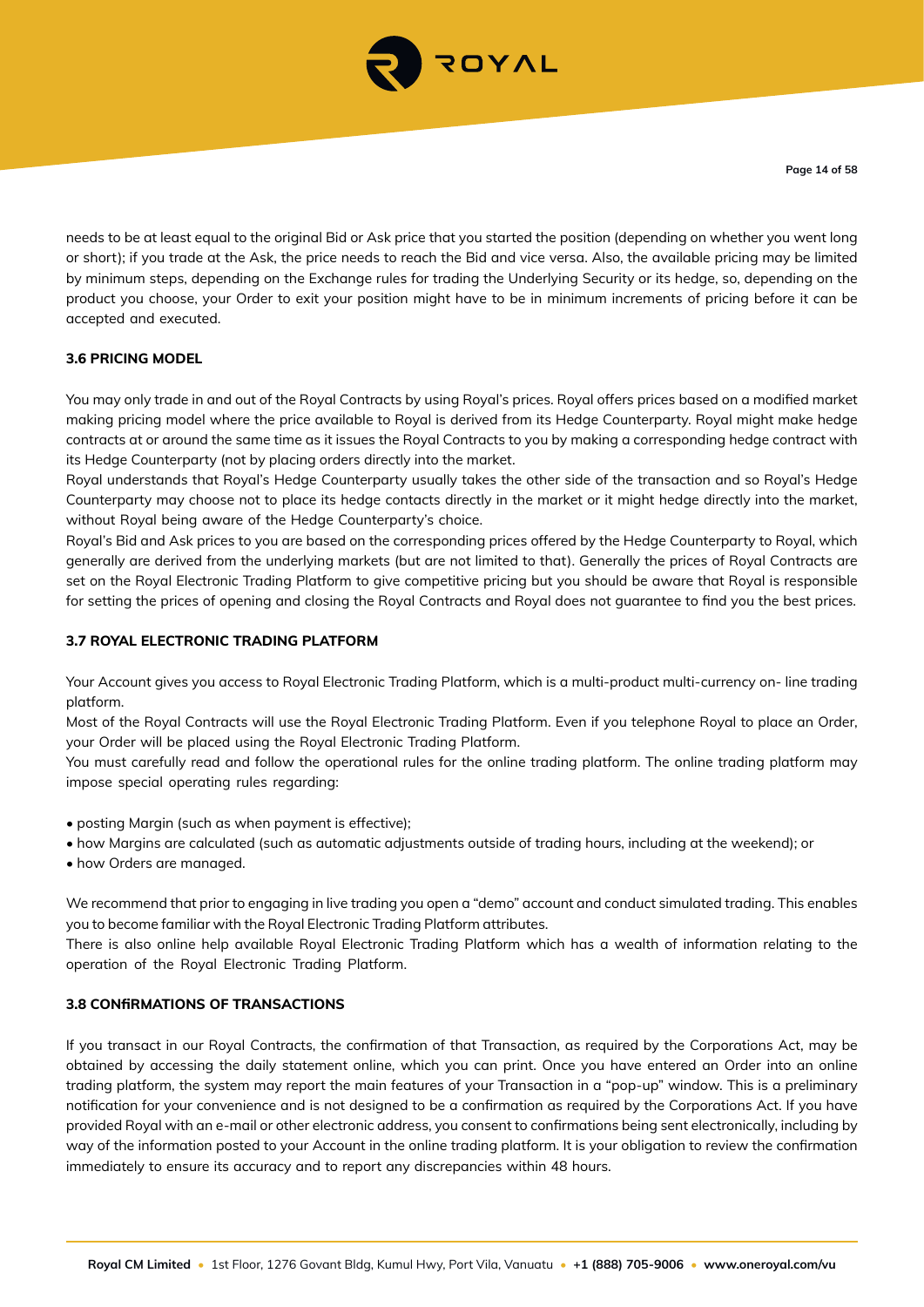needs to be at least equal to the original Bid or Ask price that you started the position (depending on whether you went long or short); if you trade at the Ask, the price needs to reach the Bid and vice versa. Also, the available pricing may be limited by minimum steps, depending on the Exchange rules for trading the Underlying Security or its hedge, so, depending on the product you choose, your Order to exit your position might have to be in minimum increments of pricing before it can be accepted and executed.

### 3.6 PRICING MODEL

You may only trade in and out of the Royal Contracts by using Royal's prices. Royal offers prices based on a modified market making pricing model where the price available to Royal is derived from its Hedge Counterparty. Royal might make hedge contracts at or around the same time as it issues the Royal Contracts to you by making a corresponding hedge contract with its Hedge Counterparty (not by placing orders directly into the market.

Royal understands that Royal's Hedge Counterparty usually takes the other side of the transaction and so Royal's Hedge Counterparty may choose not to place its hedge contacts directly in the market or it might hedge directly into the market, without Royal being aware of the Hedge Counterparty's choice.

Royal's Bid and Ask prices to you are based on the corresponding prices offered by the Hedge Counterparty to Royal, which generally are derived from the underlying markets (but are not limited to that). Generally the prices of Royal Contracts are set on the Royal Electronic Trading Platform to give competitive pricing but you should be aware that Royal is responsible for setting the prices of opening and closing the Royal Contracts and Royal does not guarantee to find you the best prices.

### 3.7 ROYAL ELECTRONIC TRADING PLATFORM

Your Account gives you access to Royal Electronic Trading Platform, which is a multi-product multi-currency on- line trading platform.

Most of the Royal Contracts will use the Royal Electronic Trading Platform. Even if you telephone Royal to place an Order, your Order will be placed using the Royal Electronic Trading Platform.

You must carefully read and follow the operational rules for the online trading platform. The online trading platform may impose special operating rules regarding:

- posting Margin (such as when payment is effective);
- how Margins are calculated (such as automatic adjustments outside of trading hours, including at the weekend); or
- how Orders are managed.

We recommend that prior to engaging in live trading you open a "demo" account and conduct simulated trading. This enables you to become familiar with the Royal Electronic Trading Platform attributes.

There is also online help available Royal Electronic Trading Platform which has a wealth of information relating to the operation of the Royal Electronic Trading Platform.

### 3.8 CONfiRMATIONS OF TRANSACTIONS

If you transact in our Royal Contracts, the confirmation of that Transaction, as required by the Corporations Act, may be obtained by accessing the daily statement online, which you can print. Once you have entered an Order into an online trading platform, the system may report the main features of your Transaction in a "pop-up" window. This is a preliminary notification for your convenience and is not designed to be a confirmation as required by the Corporations Act. If you have provided Royal with an e-mail or other electronic address, you consent to confirmations being sent electronically, including by way of the information posted to your Account in the online trading platform. It is your obligation to review the confirmation immediately to ensure its accuracy and to report any discrepancies within 48 hours.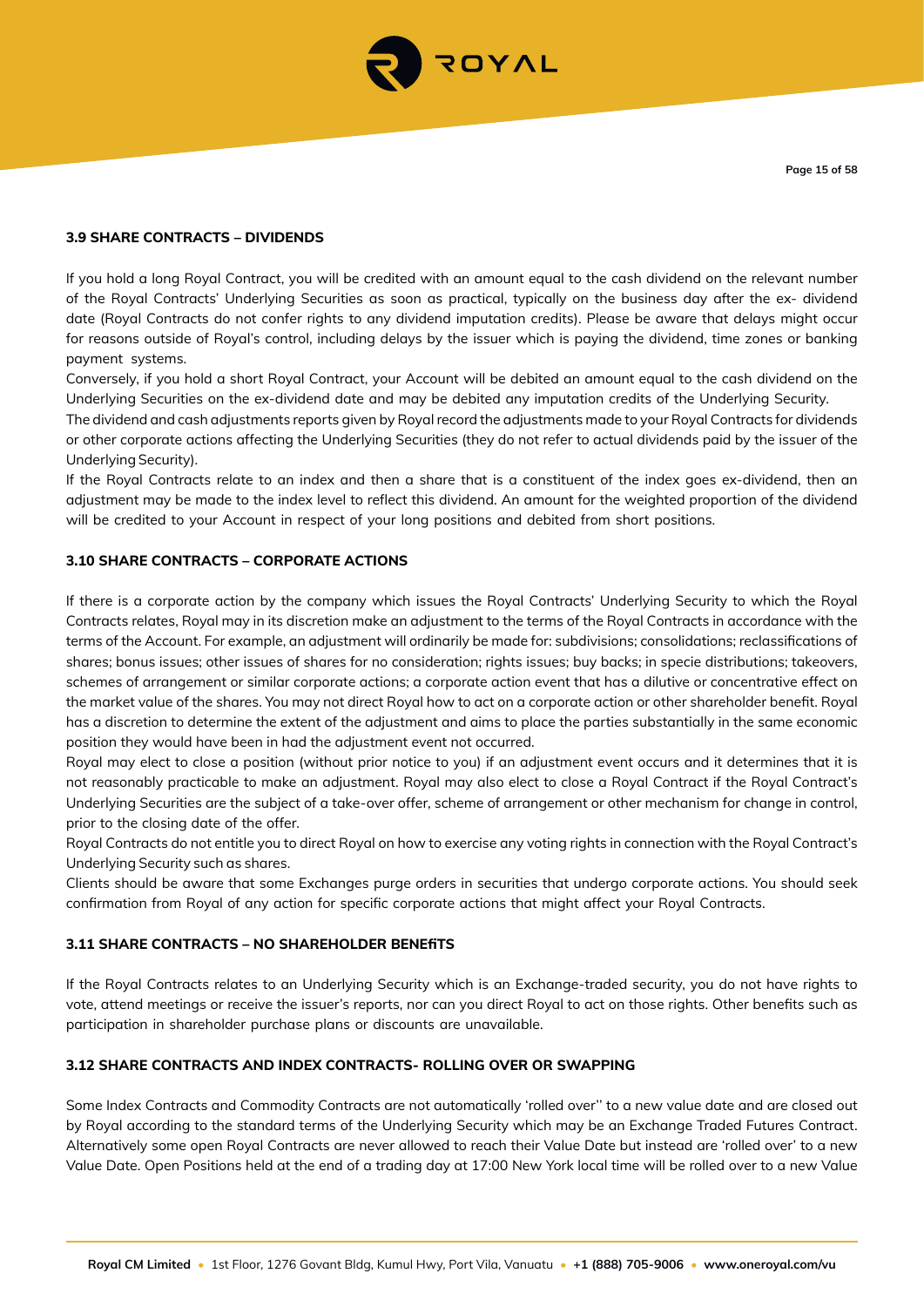### 3.9 SHARE CONTRACTS – DIVIDENDS

If you hold a long Royal Contract, you will be credited with an amount equal to the cash dividend on the relevant number of the Royal Contracts' Underlying Securities as soon as practical, typically on the business day after the ex- dividend date (Royal Contracts do not confer rights to any dividend imputation credits). Please be aware that delays might occur for reasons outside of Royal's control, including delays by the issuer which is paying the dividend, time zones or banking payment systems.

Conversely, if you hold a short Royal Contract, your Account will be debited an amount equal to the cash dividend on the Underlying Securities on the ex-dividend date and may be debited any imputation credits of the Underlying Security.

The dividend and cash adjustments reports given by Royal record the adjustments made to your Royal Contracts for dividends or other corporate actions affecting the Underlying Securities (they do not refer to actual dividends paid by the issuer of the Underlying Security).

If the Royal Contracts relate to an index and then a share that is a constituent of the index goes ex-dividend, then an adjustment may be made to the index level to reflect this dividend. An amount for the weighted proportion of the dividend will be credited to your Account in respect of your long positions and debited from short positions.

### 3.10 SHARE CONTRACTS – CORPORATE ACTIONS

If there is a corporate action by the company which issues the Royal Contracts' Underlying Security to which the Royal Contracts relates, Royal may in its discretion make an adjustment to the terms of the Royal Contracts in accordance with the terms of the Account. For example, an adjustment will ordinarily be made for: subdivisions; consolidations; reclassifications of shares; bonus issues; other issues of shares for no consideration; rights issues; buy backs; in specie distributions; takeovers, schemes of arrangement or similar corporate actions; a corporate action event that has a dilutive or concentrative effect on the market value of the shares. You may not direct Royal how to act on a corporate action or other shareholder benefit. Royal has a discretion to determine the extent of the adjustment and aims to place the parties substantially in the same economic position they would have been in had the adjustment event not occurred.

Royal may elect to close a position (without prior notice to you) if an adjustment event occurs and it determines that it is not reasonably practicable to make an adjustment. Royal may also elect to close a Royal Contract if the Royal Contract's Underlying Securities are the subject of a take-over offer, scheme of arrangement or other mechanism for change in control, prior to the closing date of the offer.

Royal Contracts do not entitle you to direct Royal on how to exercise any voting rights in connection with the Royal Contract's Underlying Security such as shares.

Clients should be aware that some Exchanges purge orders in securities that undergo corporate actions. You should seek confirmation from Royal of any action for specific corporate actions that might affect your Royal Contracts.

### 3.11 SHARE CONTRACTS – NO SHAREHOLDER BENEfiTS

If the Royal Contracts relates to an Underlying Security which is an Exchange-traded security, you do not have rights to vote, attend meetings or receive the issuer's reports, nor can you direct Royal to act on those rights. Other benefits such as participation in shareholder purchase plans or discounts are unavailable.

### 3.12 SHARE CONTRACTS AND INDEX CONTRACTS- ROLLING OVER OR SWAPPING

Some Index Contracts and Commodity Contracts are not automatically 'rolled over'' to a new value date and are closed out by Royal according to the standard terms of the Underlying Security which may be an Exchange Traded Futures Contract. Alternatively some open Royal Contracts are never allowed to reach their Value Date but instead are 'rolled over' to a new Value Date. Open Positions held at the end of a trading day at 17:00 New York local time will be rolled over to a new Value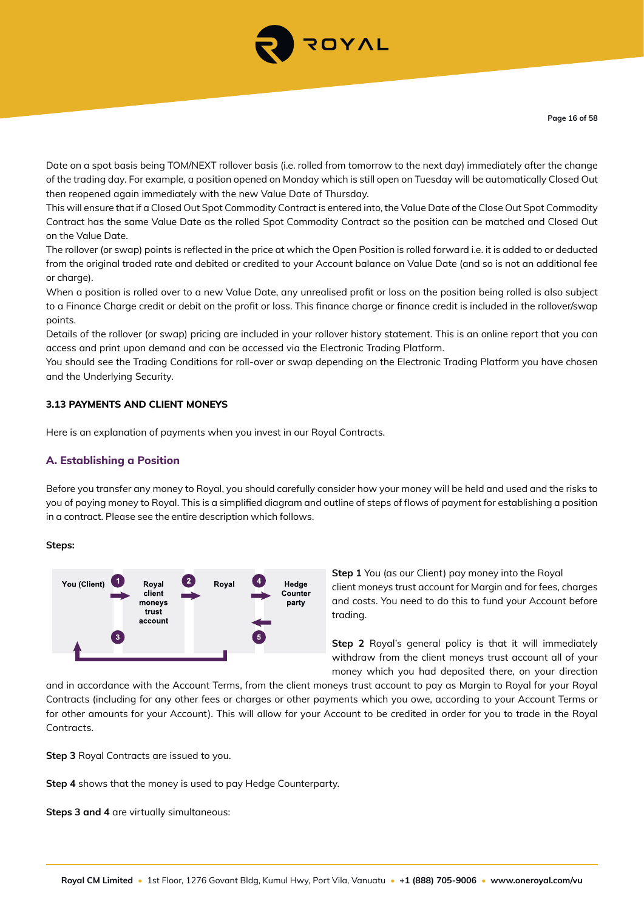Date on a spot basis being TOM/NEXT rollover basis (i.e. rolled from tomorrow to the next day) immediately after the change of the trading day. For example, a position opened on Monday which is still open on Tuesday will be automatically Closed Out then reopened again immediately with the new Value Date of Thursday.

This will ensure that if a Closed Out Spot Commodity Contract is entered into, the Value Date of the Close Out Spot Commodity Contract has the same Value Date as the rolled Spot Commodity Contract so the position can be matched and Closed Out on the Value Date.

The rollover (or swap) points is reflected in the price at which the Open Position is rolled forward i.e. it is added to or deducted from the original traded rate and debited or credited to your Account balance on Value Date (and so is not an additional fee or charge).

When a position is rolled over to a new Value Date, any unrealised profit or loss on the position being rolled is also subject to a Finance Charge credit or debit on the profit or loss. This finance charge or finance credit is included in the rollover/swap points.

Details of the rollover (or swap) pricing are included in your rollover history statement. This is an online report that you can access and print upon demand and can be accessed via the Electronic Trading Platform.

You should see the Trading Conditions for roll-over or swap depending on the Electronic Trading Platform you have chosen and the Underlying Security.

### 3.13 PAYMENTS AND CLIENT MONEYS

Here is an explanation of payments when you invest in our Royal Contracts.

### A. Establishing a Position

Before you transfer any money to Royal, you should carefully consider how your money will be held and used and the risks to you of paying money to Royal. This is a simplified diagram and outline of steps of flows of payment for establishing a position in a contract. Please see the entire description which follows.

**Steps:**

You (Client) → 1 → Royal client moneys trust account → 2 → Royal → 4 → Hedge Counter party; 5 ←; 3 (back to You (Client))

**Step 1** You (as our Client) pay money into the Royal client moneys trust account for Margin and for fees, charges and costs. You need to do this to fund your Account before trading.

**Step 2** Royal's general policy is that it will immediately withdraw from the client moneys trust account all of your money which you had deposited there, on your direction and in accordance with the Account Terms, from the client moneys trust account to pay as Margin to Royal for your Royal Contracts (including for any other fees or charges or other payments which you owe, according to your Account Terms or for other amounts for your Account). This will allow for your Account to be credited in order for you to trade in the Royal Contracts.

**Step 3** Royal Contracts are issued to you.

**Step 4** shows that the money is used to pay Hedge Counterparty.

**Steps 3 and 4** are virtually simultaneous: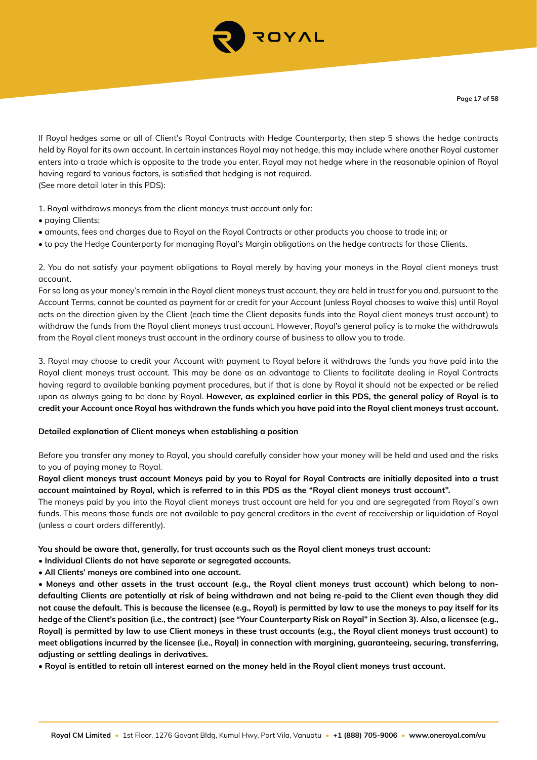If Royal hedges some or all of Client's Royal Contracts with Hedge Counterparty, then step 5 shows the hedge contracts held by Royal for its own account. In certain instances Royal may not hedge, this may include where another Royal customer enters into a trade which is opposite to the trade you enter. Royal may not hedge where in the reasonable opinion of Royal having regard to various factors, is satisfied that hedging is not required.
(See more detail later in this PDS):

1. Royal withdraws moneys from the client moneys trust account only for:
- paying Clients;
- amounts, fees and charges due to Royal on the Royal Contracts or other products you choose to trade in); or
- to pay the Hedge Counterparty for managing Royal's Margin obligations on the hedge contracts for those Clients.

2. You do not satisfy your payment obligations to Royal merely by having your moneys in the Royal client moneys trust account.
For so long as your money's remain in the Royal client moneys trust account, they are held in trust for you and, pursuant to the Account Terms, cannot be counted as payment for or credit for your Account (unless Royal chooses to waive this) until Royal acts on the direction given by the Client (each time the Client deposits funds into the Royal client moneys trust account) to withdraw the funds from the Royal client moneys trust account. However, Royal's general policy is to make the withdrawals from the Royal client moneys trust account in the ordinary course of business to allow you to trade.

3. Royal may choose to credit your Account with payment to Royal before it withdraws the funds you have paid into the Royal client moneys trust account. This may be done as an advantage to Clients to facilitate dealing in Royal Contracts having regard to available banking payment procedures, but if that is done by Royal it should not be expected or be relied upon as always going to be done by Royal. **However, as explained earlier in this PDS, the general policy of Royal is to credit your Account once Royal has withdrawn the funds which you have paid into the Royal client moneys trust account.**

**Detailed explanation of Client moneys when establishing a position**

Before you transfer any money to Royal, you should carefully consider how your money will be held and used and the risks to you of paying money to Royal.

**Royal client moneys trust account Moneys paid by you to Royal for Royal Contracts are initially deposited into a trust account maintained by Royal, which is referred to in this PDS as the "Royal client moneys trust account".**

The moneys paid by you into the Royal client moneys trust account are held for you and are segregated from Royal's own funds. This means those funds are not available to pay general creditors in the event of receivership or liquidation of Royal (unless a court orders differently).

**You should be aware that, generally, for trust accounts such as the Royal client moneys trust account:**

- **Individual Clients do not have separate or segregated accounts.**
- **All Clients' moneys are combined into one account.**
- **Moneys and other assets in the trust account (e.g., the Royal client moneys trust account) which belong to non-defaulting Clients are potentially at risk of being withdrawn and not being re-paid to the Client even though they did not cause the default. This is because the licensee (e.g., Royal) is permitted by law to use the moneys to pay itself for its hedge of the Client's position (i.e., the contract) (see "Your Counterparty Risk on Royal" in Section 3). Also, a licensee (e.g., Royal) is permitted by law to use Client moneys in these trust accounts (e.g., the Royal client moneys trust account) to meet obligations incurred by the licensee (i.e., Royal) in connection with margining, guaranteeing, securing, transferring, adjusting or settling dealings in derivatives.**
- **Royal is entitled to retain all interest earned on the money held in the Royal client moneys trust account.**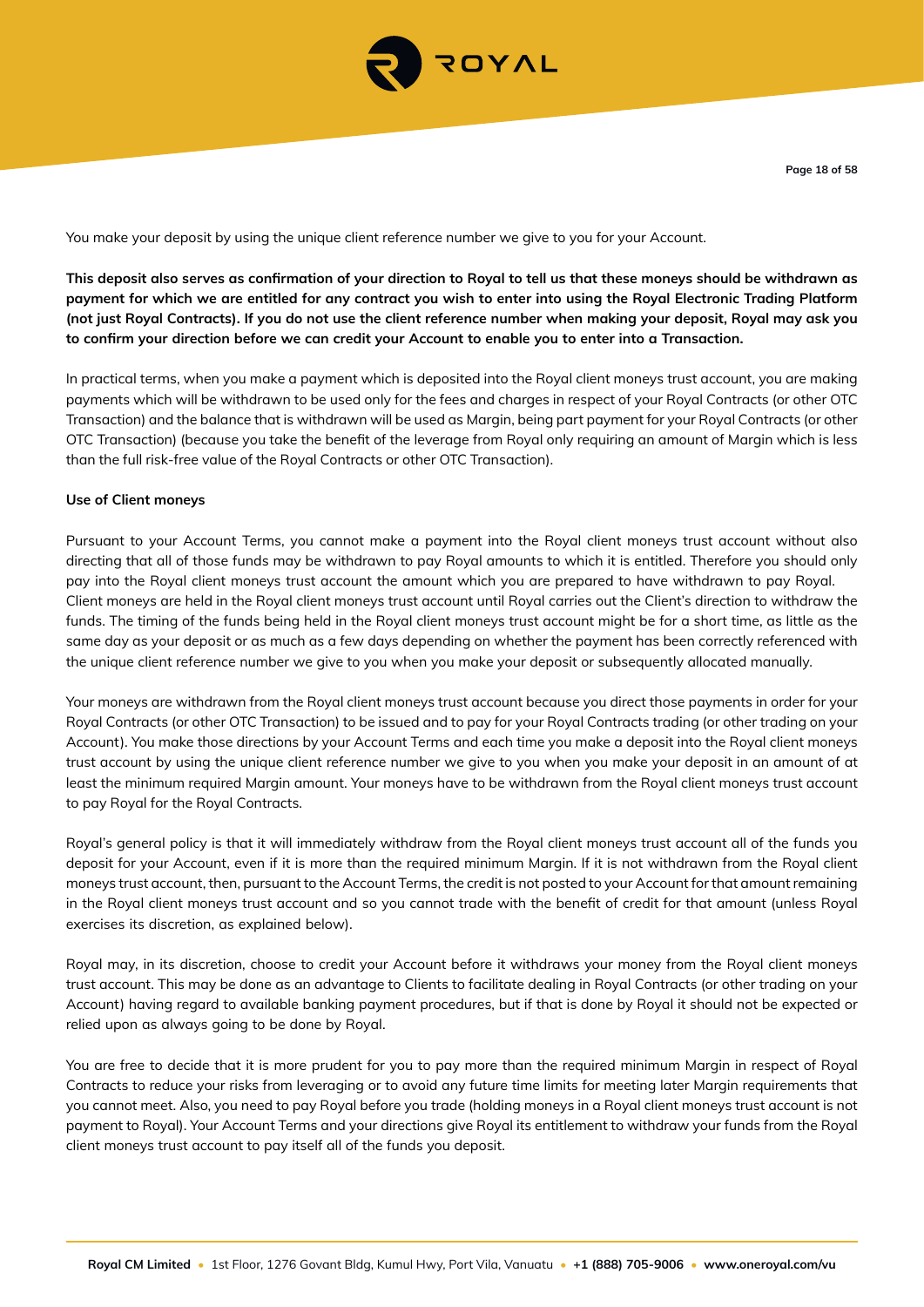You make your deposit by using the unique client reference number we give to you for your Account.

**This deposit also serves as confirmation of your direction to Royal to tell us that these moneys should be withdrawn as payment for which we are entitled for any contract you wish to enter into using the Royal Electronic Trading Platform (not just Royal Contracts). If you do not use the client reference number when making your deposit, Royal may ask you to confirm your direction before we can credit your Account to enable you to enter into a Transaction.**

In practical terms, when you make a payment which is deposited into the Royal client moneys trust account, you are making payments which will be withdrawn to be used only for the fees and charges in respect of your Royal Contracts (or other OTC Transaction) and the balance that is withdrawn will be used as Margin, being part payment for your Royal Contracts (or other OTC Transaction) (because you take the benefit of the leverage from Royal only requiring an amount of Margin which is less than the full risk-free value of the Royal Contracts or other OTC Transaction).

**Use of Client moneys**

Pursuant to your Account Terms, you cannot make a payment into the Royal client moneys trust account without also directing that all of those funds may be withdrawn to pay Royal amounts to which it is entitled. Therefore you should only pay into the Royal client moneys trust account the amount which you are prepared to have withdrawn to pay Royal. Client moneys are held in the Royal client moneys trust account until Royal carries out the Client's direction to withdraw the funds. The timing of the funds being held in the Royal client moneys trust account might be for a short time, as little as the same day as your deposit or as much as a few days depending on whether the payment has been correctly referenced with the unique client reference number we give to you when you make your deposit or subsequently allocated manually.

Your moneys are withdrawn from the Royal client moneys trust account because you direct those payments in order for your Royal Contracts (or other OTC Transaction) to be issued and to pay for your Royal Contracts trading (or other trading on your Account). You make those directions by your Account Terms and each time you make a deposit into the Royal client moneys trust account by using the unique client reference number we give to you when you make your deposit in an amount of at least the minimum required Margin amount. Your moneys have to be withdrawn from the Royal client moneys trust account to pay Royal for the Royal Contracts.

Royal's general policy is that it will immediately withdraw from the Royal client moneys trust account all of the funds you deposit for your Account, even if it is more than the required minimum Margin. If it is not withdrawn from the Royal client moneys trust account, then, pursuant to the Account Terms, the credit is not posted to your Account for that amount remaining in the Royal client moneys trust account and so you cannot trade with the benefit of credit for that amount (unless Royal exercises its discretion, as explained below).

Royal may, in its discretion, choose to credit your Account before it withdraws your money from the Royal client moneys trust account. This may be done as an advantage to Clients to facilitate dealing in Royal Contracts (or other trading on your Account) having regard to available banking payment procedures, but if that is done by Royal it should not be expected or relied upon as always going to be done by Royal.

You are free to decide that it is more prudent for you to pay more than the required minimum Margin in respect of Royal Contracts to reduce your risks from leveraging or to avoid any future time limits for meeting later Margin requirements that you cannot meet. Also, you need to pay Royal before you trade (holding moneys in a Royal client moneys trust account is not payment to Royal). Your Account Terms and your directions give Royal its entitlement to withdraw your funds from the Royal client moneys trust account to pay itself all of the funds you deposit.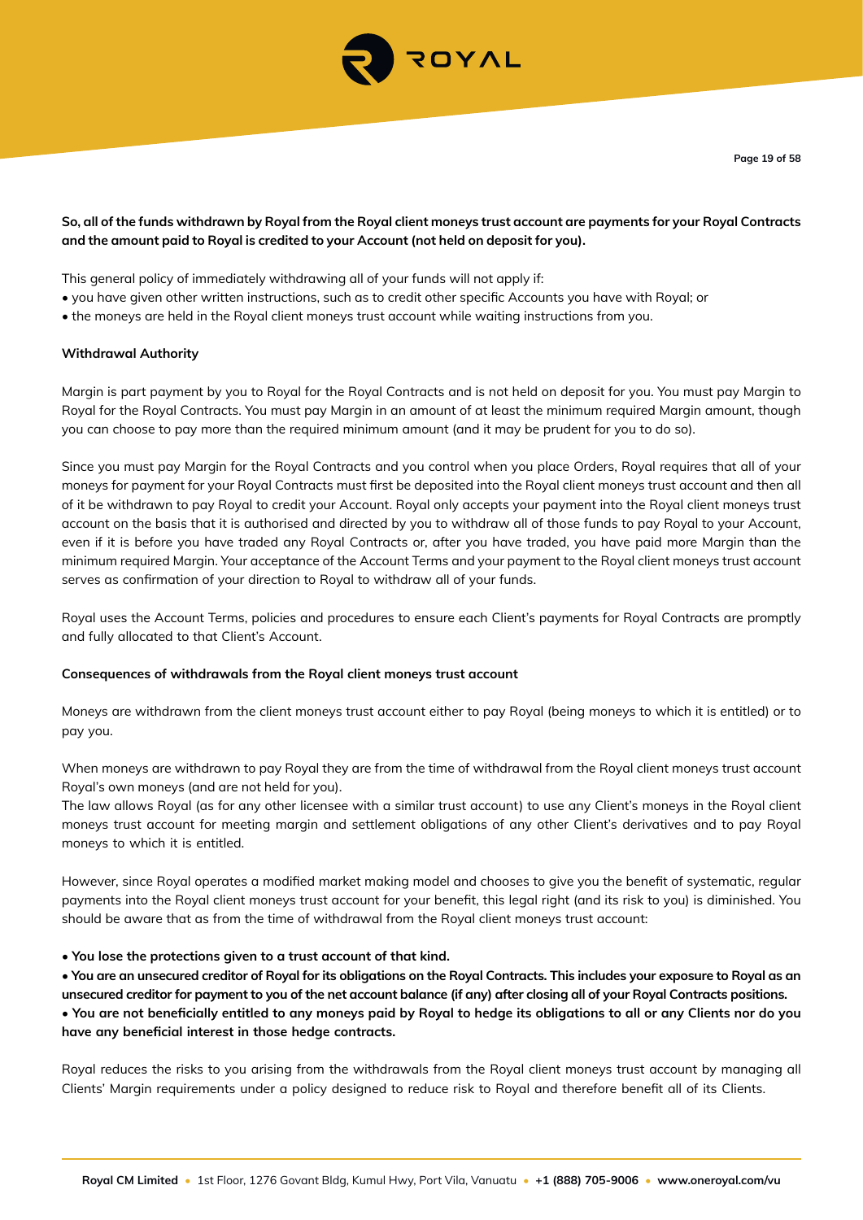**So, all of the funds withdrawn by Royal from the Royal client moneys trust account are payments for your Royal Contracts and the amount paid to Royal is credited to your Account (not held on deposit for you).**

This general policy of immediately withdrawing all of your funds will not apply if:

- you have given other written instructions, such as to credit other specific Accounts you have with Royal; or
- the moneys are held in the Royal client moneys trust account while waiting instructions from you.

**Withdrawal Authority**

Margin is part payment by you to Royal for the Royal Contracts and is not held on deposit for you. You must pay Margin to Royal for the Royal Contracts. You must pay Margin in an amount of at least the minimum required Margin amount, though you can choose to pay more than the required minimum amount (and it may be prudent for you to do so).

Since you must pay Margin for the Royal Contracts and you control when you place Orders, Royal requires that all of your moneys for payment for your Royal Contracts must first be deposited into the Royal client moneys trust account and then all of it be withdrawn to pay Royal to credit your Account. Royal only accepts your payment into the Royal client moneys trust account on the basis that it is authorised and directed by you to withdraw all of those funds to pay Royal to your Account, even if it is before you have traded any Royal Contracts or, after you have traded, you have paid more Margin than the minimum required Margin. Your acceptance of the Account Terms and your payment to the Royal client moneys trust account serves as confirmation of your direction to Royal to withdraw all of your funds.

Royal uses the Account Terms, policies and procedures to ensure each Client's payments for Royal Contracts are promptly and fully allocated to that Client's Account.

**Consequences of withdrawals from the Royal client moneys trust account**

Moneys are withdrawn from the client moneys trust account either to pay Royal (being moneys to which it is entitled) or to pay you.

When moneys are withdrawn to pay Royal they are from the time of withdrawal from the Royal client moneys trust account Royal's own moneys (and are not held for you).
The law allows Royal (as for any other licensee with a similar trust account) to use any Client's moneys in the Royal client moneys trust account for meeting margin and settlement obligations of any other Client's derivatives and to pay Royal moneys to which it is entitled.

However, since Royal operates a modified market making model and chooses to give you the benefit of systematic, regular payments into the Royal client moneys trust account for your benefit, this legal right (and its risk to you) is diminished. You should be aware that as from the time of withdrawal from the Royal client moneys trust account:

- **You lose the protections given to a trust account of that kind.**
- **You are an unsecured creditor of Royal for its obligations on the Royal Contracts. This includes your exposure to Royal as an unsecured creditor for payment to you of the net account balance (if any) after closing all of your Royal Contracts positions.**
- **You are not beneficially entitled to any moneys paid by Royal to hedge its obligations to all or any Clients nor do you have any beneficial interest in those hedge contracts.**

Royal reduces the risks to you arising from the withdrawals from the Royal client moneys trust account by managing all Clients' Margin requirements under a policy designed to reduce risk to Royal and therefore benefit all of its Clients.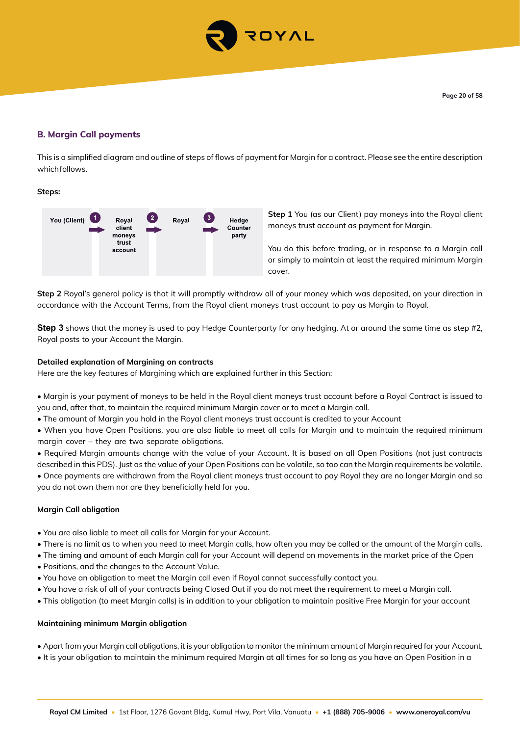## B. Margin Call payments

This is a simplified diagram and outline of steps of flows of payment for Margin for a contract. Please see the entire description which follows.

**Steps:**

| You (Client) | → 1 | Royal client moneys trust account | → 2 | Royal | → 3 | Hedge Counter party |
|---|---|---|---|---|---|---|

**Step 1** You (as our Client) pay moneys into the Royal client moneys trust account as payment for Margin.

You do this before trading, or in response to a Margin call or simply to maintain at least the required minimum Margin cover.

**Step 2** Royal's general policy is that it will promptly withdraw all of your money which was deposited, on your direction in accordance with the Account Terms, from the Royal client moneys trust account to pay as Margin to Royal.

**Step 3** shows that the money is used to pay Hedge Counterparty for any hedging. At or around the same time as step #2, Royal posts to your Account the Margin.

**Detailed explanation of Margining on contracts**

Here are the key features of Margining which are explained further in this Section:

- Margin is your payment of moneys to be held in the Royal client moneys trust account before a Royal Contract is issued to you and, after that, to maintain the required minimum Margin cover or to meet a Margin call.
- The amount of Margin you hold in the Royal client moneys trust account is credited to your Account
- When you have Open Positions, you are also liable to meet all calls for Margin and to maintain the required minimum margin cover – they are two separate obligations.
- Required Margin amounts change with the value of your Account. It is based on all Open Positions (not just contracts described in this PDS). Just as the value of your Open Positions can be volatile, so too can the Margin requirements be volatile.
- Once payments are withdrawn from the Royal client moneys trust account to pay Royal they are no longer Margin and so you do not own them nor are they beneficially held for you.

**Margin Call obligation**

- You are also liable to meet all calls for Margin for your Account.
- There is no limit as to when you need to meet Margin calls, how often you may be called or the amount of the Margin calls.
- The timing and amount of each Margin call for your Account will depend on movements in the market price of the Open
- Positions, and the changes to the Account Value.
- You have an obligation to meet the Margin call even if Royal cannot successfully contact you.
- You have a risk of all of your contracts being Closed Out if you do not meet the requirement to meet a Margin call.
- This obligation (to meet Margin calls) is in addition to your obligation to maintain positive Free Margin for your account

**Maintaining minimum Margin obligation**

- Apart from your Margin call obligations, it is your obligation to monitor the minimum amount of Margin required for your Account.
- It is your obligation to maintain the minimum required Margin at all times for so long as you have an Open Position in a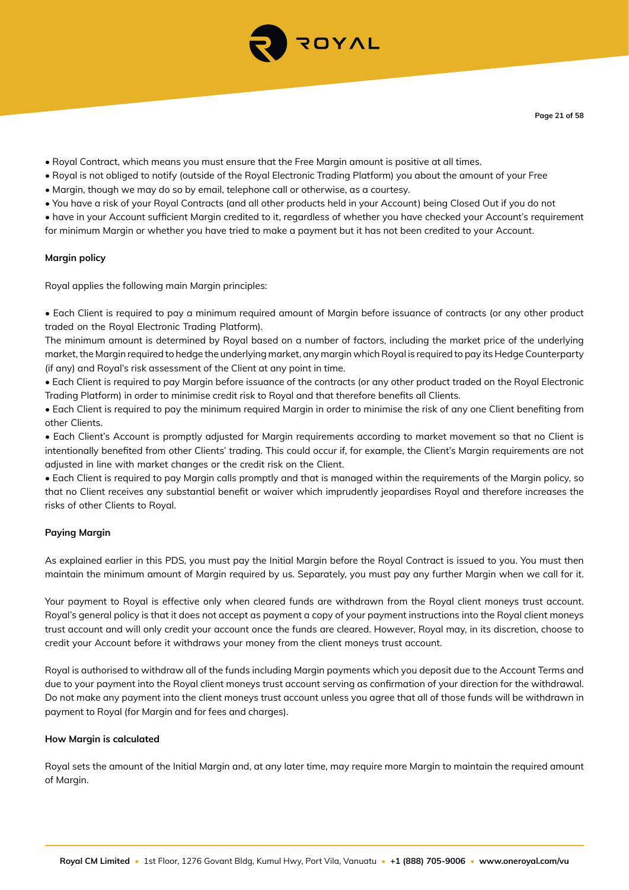- Royal Contract, which means you must ensure that the Free Margin amount is positive at all times.
- Royal is not obliged to notify (outside of the Royal Electronic Trading Platform) you about the amount of your Free
- Margin, though we may do so by email, telephone call or otherwise, as a courtesy.
- You have a risk of your Royal Contracts (and all other products held in your Account) being Closed Out if you do not
- have in your Account sufficient Margin credited to it, regardless of whether you have checked your Account's requirement for minimum Margin or whether you have tried to make a payment but it has not been credited to your Account.

**Margin policy**

Royal applies the following main Margin principles:

- Each Client is required to pay a minimum required amount of Margin before issuance of contracts (or any other product traded on the Royal Electronic Trading Platform).

The minimum amount is determined by Royal based on a number of factors, including the market price of the underlying market, the Margin required to hedge the underlying market, any margin which Royal is required to pay its Hedge Counterparty (if any) and Royal's risk assessment of the Client at any point in time.

- Each Client is required to pay Margin before issuance of the contracts (or any other product traded on the Royal Electronic Trading Platform) in order to minimise credit risk to Royal and that therefore benefits all Clients.
- Each Client is required to pay the minimum required Margin in order to minimise the risk of any one Client benefiting from other Clients.
- Each Client's Account is promptly adjusted for Margin requirements according to market movement so that no Client is intentionally benefited from other Clients' trading. This could occur if, for example, the Client's Margin requirements are not adjusted in line with market changes or the credit risk on the Client.
- Each Client is required to pay Margin calls promptly and that is managed within the requirements of the Margin policy, so that no Client receives any substantial benefit or waiver which imprudently jeopardises Royal and therefore increases the risks of other Clients to Royal.

**Paying Margin**

As explained earlier in this PDS, you must pay the Initial Margin before the Royal Contract is issued to you. You must then maintain the minimum amount of Margin required by us. Separately, you must pay any further Margin when we call for it.

Your payment to Royal is effective only when cleared funds are withdrawn from the Royal client moneys trust account. Royal's general policy is that it does not accept as payment a copy of your payment instructions into the Royal client moneys trust account and will only credit your account once the funds are cleared. However, Royal may, in its discretion, choose to credit your Account before it withdraws your money from the client moneys trust account.

Royal is authorised to withdraw all of the funds including Margin payments which you deposit due to the Account Terms and due to your payment into the Royal client moneys trust account serving as confirmation of your direction for the withdrawal. Do not make any payment into the client moneys trust account unless you agree that all of those funds will be withdrawn in payment to Royal (for Margin and for fees and charges).

**How Margin is calculated**

Royal sets the amount of the Initial Margin and, at any later time, may require more Margin to maintain the required amount of Margin.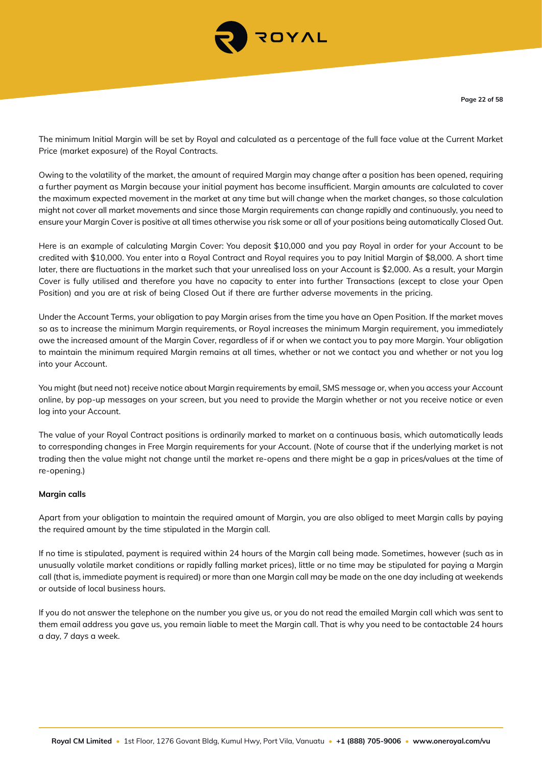The minimum Initial Margin will be set by Royal and calculated as a percentage of the full face value at the Current Market Price (market exposure) of the Royal Contracts.

Owing to the volatility of the market, the amount of required Margin may change after a position has been opened, requiring a further payment as Margin because your initial payment has become insufficient. Margin amounts are calculated to cover the maximum expected movement in the market at any time but will change when the market changes, so those calculation might not cover all market movements and since those Margin requirements can change rapidly and continuously, you need to ensure your Margin Cover is positive at all times otherwise you risk some or all of your positions being automatically Closed Out.

Here is an example of calculating Margin Cover: You deposit $10,000 and you pay Royal in order for your Account to be credited with $10,000. You enter into a Royal Contract and Royal requires you to pay Initial Margin of $8,000. A short time later, there are fluctuations in the market such that your unrealised loss on your Account is $2,000. As a result, your Margin Cover is fully utilised and therefore you have no capacity to enter into further Transactions (except to close your Open Position) and you are at risk of being Closed Out if there are further adverse movements in the pricing.

Under the Account Terms, your obligation to pay Margin arises from the time you have an Open Position. If the market moves so as to increase the minimum Margin requirements, or Royal increases the minimum Margin requirement, you immediately owe the increased amount of the Margin Cover, regardless of if or when we contact you to pay more Margin. Your obligation to maintain the minimum required Margin remains at all times, whether or not we contact you and whether or not you log into your Account.

You might (but need not) receive notice about Margin requirements by email, SMS message or, when you access your Account online, by pop-up messages on your screen, but you need to provide the Margin whether or not you receive notice or even log into your Account.

The value of your Royal Contract positions is ordinarily marked to market on a continuous basis, which automatically leads to corresponding changes in Free Margin requirements for your Account. (Note of course that if the underlying market is not trading then the value might not change until the market re-opens and there might be a gap in prices/values at the time of re-opening.)

**Margin calls**

Apart from your obligation to maintain the required amount of Margin, you are also obliged to meet Margin calls by paying the required amount by the time stipulated in the Margin call.

If no time is stipulated, payment is required within 24 hours of the Margin call being made. Sometimes, however (such as in unusually volatile market conditions or rapidly falling market prices), little or no time may be stipulated for paying a Margin call (that is, immediate payment is required) or more than one Margin call may be made on the one day including at weekends or outside of local business hours.

If you do not answer the telephone on the number you give us, or you do not read the emailed Margin call which was sent to them email address you gave us, you remain liable to meet the Margin call. That is why you need to be contactable 24 hours a day, 7 days a week.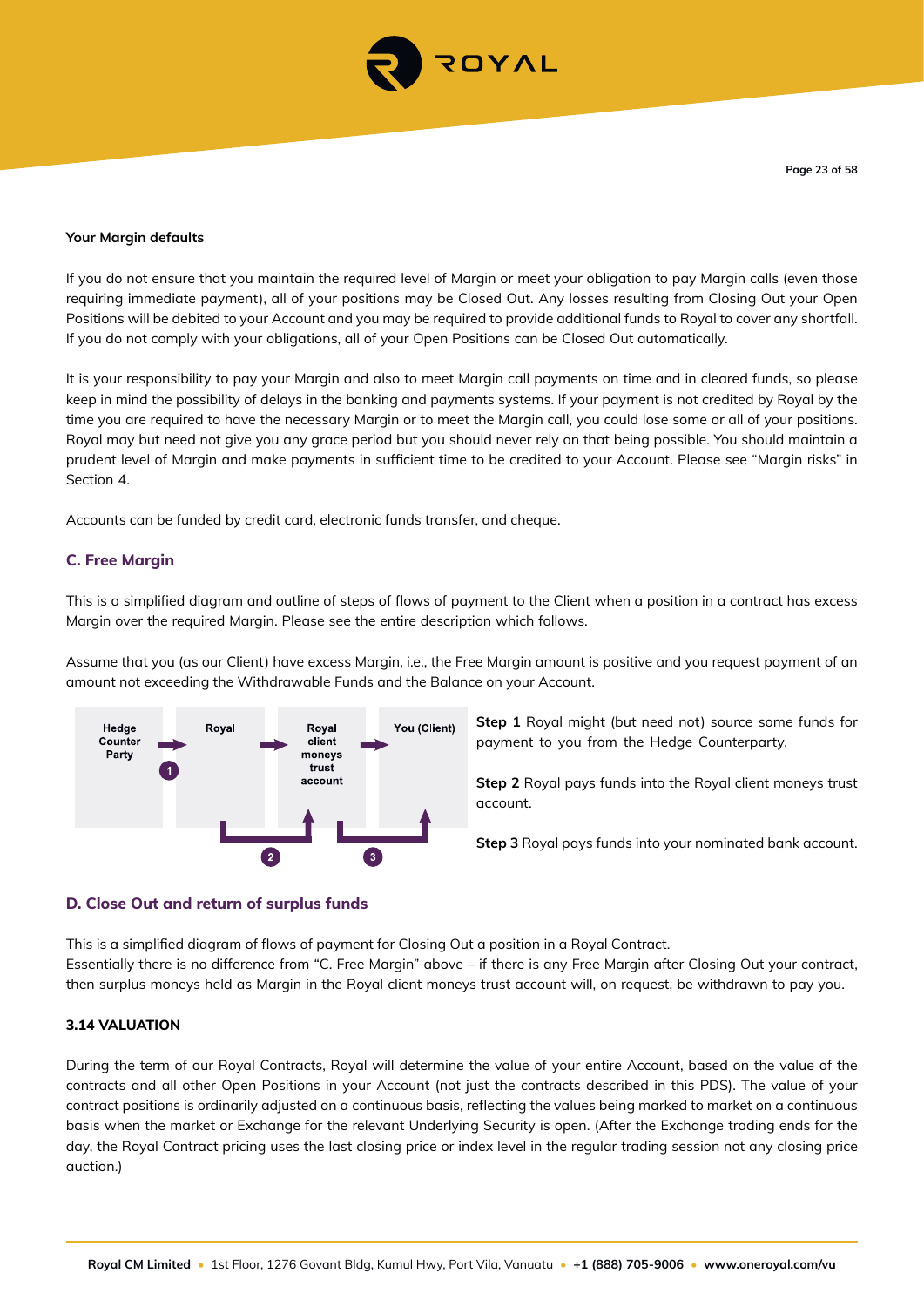**Your Margin defaults**

If you do not ensure that you maintain the required level of Margin or meet your obligation to pay Margin calls (even those requiring immediate payment), all of your positions may be Closed Out. Any losses resulting from Closing Out your Open Positions will be debited to your Account and you may be required to provide additional funds to Royal to cover any shortfall. If you do not comply with your obligations, all of your Open Positions can be Closed Out automatically.

It is your responsibility to pay your Margin and also to meet Margin call payments on time and in cleared funds, so please keep in mind the possibility of delays in the banking and payments systems. If your payment is not credited by Royal by the time you are required to have the necessary Margin or to meet the Margin call, you could lose some or all of your positions. Royal may but need not give you any grace period but you should never rely on that being possible. You should maintain a prudent level of Margin and make payments in sufficient time to be credited to your Account. Please see "Margin risks" in Section 4.

Accounts can be funded by credit card, electronic funds transfer, and cheque.

## C. Free Margin

This is a simplified diagram and outline of steps of flows of payment to the Client when a position in a contract has excess Margin over the required Margin. Please see the entire description which follows.

Assume that you (as our Client) have excess Margin, i.e., the Free Margin amount is positive and you request payment of an amount not exceeding the Withdrawable Funds and the Balance on your Account.

Hedge Counter Party → (1) Royal → (2) Royal client moneys trust account → (3) You (Client)

**Step 1** Royal might (but need not) source some funds for payment to you from the Hedge Counterparty.

**Step 2** Royal pays funds into the Royal client moneys trust account.

**Step 3** Royal pays funds into your nominated bank account.

## D. Close Out and return of surplus funds

This is a simplified diagram of flows of payment for Closing Out a position in a Royal Contract.
Essentially there is no difference from "C. Free Margin" above – if there is any Free Margin after Closing Out your contract, then surplus moneys held as Margin in the Royal client moneys trust account will, on request, be withdrawn to pay you.

### 3.14 VALUATION

During the term of our Royal Contracts, Royal will determine the value of your entire Account, based on the value of the contracts and all other Open Positions in your Account (not just the contracts described in this PDS). The value of your contract positions is ordinarily adjusted on a continuous basis, reflecting the values being marked to market on a continuous basis when the market or Exchange for the relevant Underlying Security is open. (After the Exchange trading ends for the day, the Royal Contract pricing uses the last closing price or index level in the regular trading session not any closing price auction.)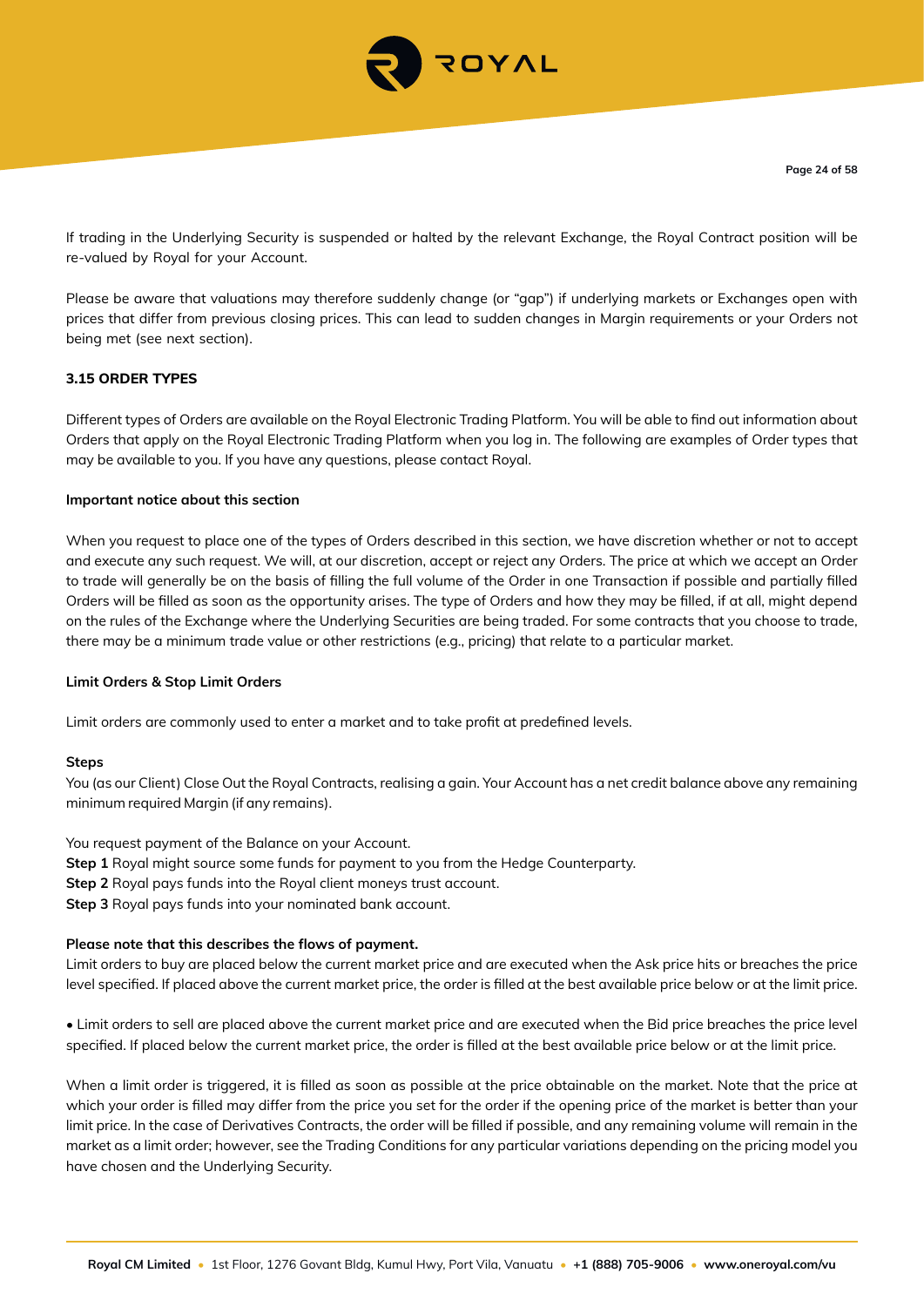If trading in the Underlying Security is suspended or halted by the relevant Exchange, the Royal Contract position will be re-valued by Royal for your Account.

Please be aware that valuations may therefore suddenly change (or "gap") if underlying markets or Exchanges open with prices that differ from previous closing prices. This can lead to sudden changes in Margin requirements or your Orders not being met (see next section).

### 3.15 ORDER TYPES

Different types of Orders are available on the Royal Electronic Trading Platform. You will be able to find out information about Orders that apply on the Royal Electronic Trading Platform when you log in. The following are examples of Order types that may be available to you. If you have any questions, please contact Royal.

**Important notice about this section**

When you request to place one of the types of Orders described in this section, we have discretion whether or not to accept and execute any such request. We will, at our discretion, accept or reject any Orders. The price at which we accept an Order to trade will generally be on the basis of filling the full volume of the Order in one Transaction if possible and partially filled Orders will be filled as soon as the opportunity arises. The type of Orders and how they may be filled, if at all, might depend on the rules of the Exchange where the Underlying Securities are being traded. For some contracts that you choose to trade, there may be a minimum trade value or other restrictions (e.g., pricing) that relate to a particular market.

**Limit Orders & Stop Limit Orders**

Limit orders are commonly used to enter a market and to take profit at predefined levels.

**Steps**

You (as our Client) Close Out the Royal Contracts, realising a gain. Your Account has a net credit balance above any remaining minimum required Margin (if any remains).

You request payment of the Balance on your Account.
**Step 1** Royal might source some funds for payment to you from the Hedge Counterparty.
**Step 2** Royal pays funds into the Royal client moneys trust account.
**Step 3** Royal pays funds into your nominated bank account.

**Please note that this describes the flows of payment.**
Limit orders to buy are placed below the current market price and are executed when the Ask price hits or breaches the price level specified. If placed above the current market price, the order is filled at the best available price below or at the limit price.

- Limit orders to sell are placed above the current market price and are executed when the Bid price breaches the price level specified. If placed below the current market price, the order is filled at the best available price below or at the limit price.

When a limit order is triggered, it is filled as soon as possible at the price obtainable on the market. Note that the price at which your order is filled may differ from the price you set for the order if the opening price of the market is better than your limit price. In the case of Derivatives Contracts, the order will be filled if possible, and any remaining volume will remain in the market as a limit order; however, see the Trading Conditions for any particular variations depending on the pricing model you have chosen and the Underlying Security.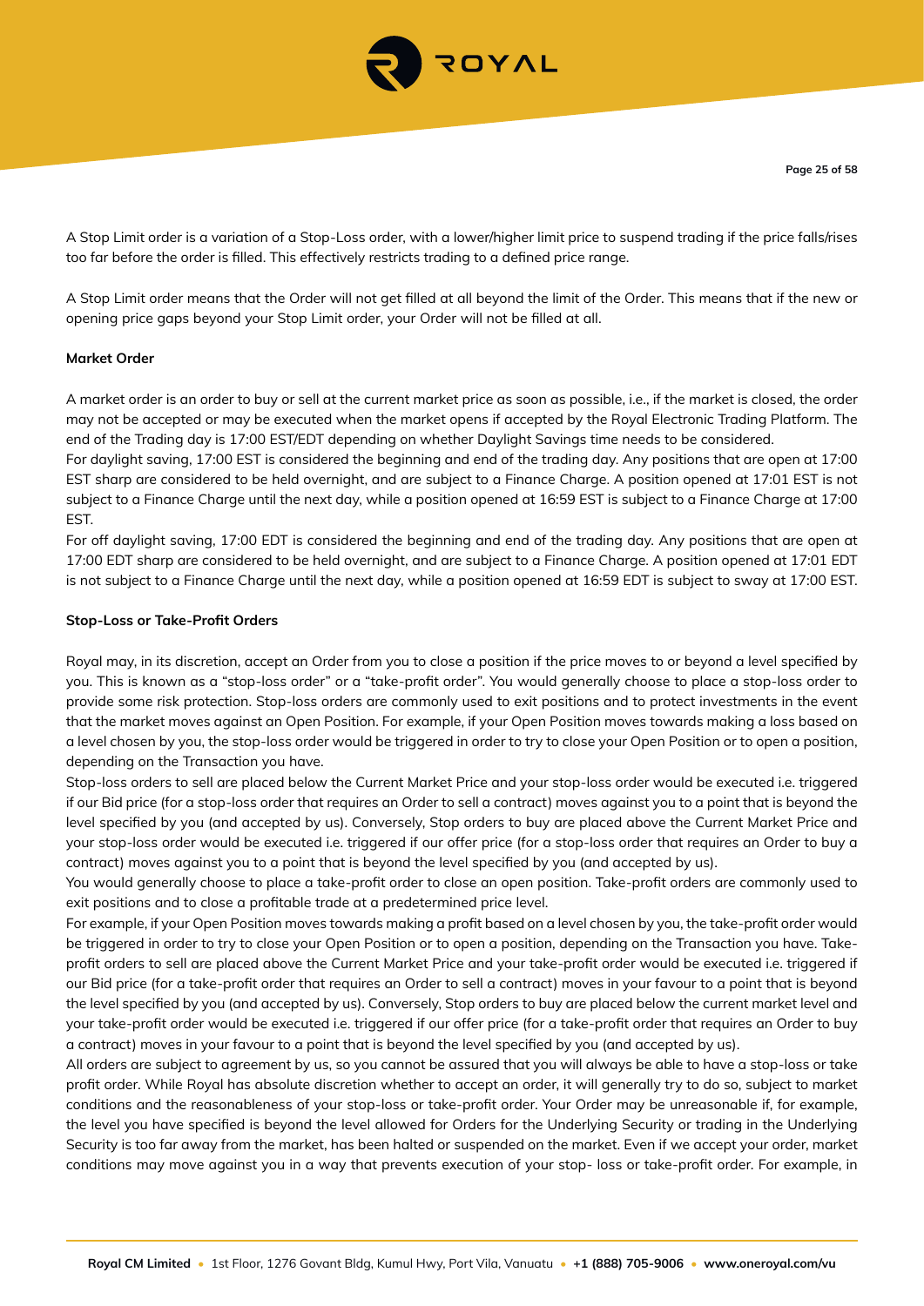A Stop Limit order is a variation of a Stop-Loss order, with a lower/higher limit price to suspend trading if the price falls/rises too far before the order is filled. This effectively restricts trading to a defined price range.

A Stop Limit order means that the Order will not get filled at all beyond the limit of the Order. This means that if the new or opening price gaps beyond your Stop Limit order, your Order will not be filled at all.

**Market Order**

A market order is an order to buy or sell at the current market price as soon as possible, i.e., if the market is closed, the order may not be accepted or may be executed when the market opens if accepted by the Royal Electronic Trading Platform. The end of the Trading day is 17:00 EST/EDT depending on whether Daylight Savings time needs to be considered.

For daylight saving, 17:00 EST is considered the beginning and end of the trading day. Any positions that are open at 17:00 EST sharp are considered to be held overnight, and are subject to a Finance Charge. A position opened at 17:01 EST is not subject to a Finance Charge until the next day, while a position opened at 16:59 EST is subject to a Finance Charge at 17:00 EST.

For off daylight saving, 17:00 EDT is considered the beginning and end of the trading day. Any positions that are open at 17:00 EDT sharp are considered to be held overnight, and are subject to a Finance Charge. A position opened at 17:01 EDT is not subject to a Finance Charge until the next day, while a position opened at 16:59 EDT is subject to sway at 17:00 EST.

**Stop-Loss or Take-Profit Orders**

Royal may, in its discretion, accept an Order from you to close a position if the price moves to or beyond a level specified by you. This is known as a "stop-loss order" or a "take-profit order". You would generally choose to place a stop-loss order to provide some risk protection. Stop-loss orders are commonly used to exit positions and to protect investments in the event that the market moves against an Open Position. For example, if your Open Position moves towards making a loss based on a level chosen by you, the stop-loss order would be triggered in order to try to close your Open Position or to open a position, depending on the Transaction you have.

Stop-loss orders to sell are placed below the Current Market Price and your stop-loss order would be executed i.e. triggered if our Bid price (for a stop-loss order that requires an Order to sell a contract) moves against you to a point that is beyond the level specified by you (and accepted by us). Conversely, Stop orders to buy are placed above the Current Market Price and your stop-loss order would be executed i.e. triggered if our offer price (for a stop-loss order that requires an Order to buy a contract) moves against you to a point that is beyond the level specified by you (and accepted by us).

You would generally choose to place a take-profit order to close an open position. Take-profit orders are commonly used to exit positions and to close a profitable trade at a predetermined price level.

For example, if your Open Position moves towards making a profit based on a level chosen by you, the take-profit order would be triggered in order to try to close your Open Position or to open a position, depending on the Transaction you have. Take-profit orders to sell are placed above the Current Market Price and your take-profit order would be executed i.e. triggered if our Bid price (for a take-profit order that requires an Order to sell a contract) moves in your favour to a point that is beyond the level specified by you (and accepted by us). Conversely, Stop orders to buy are placed below the current market level and your take-profit order would be executed i.e. triggered if our offer price (for a take-profit order that requires an Order to buy a contract) moves in your favour to a point that is beyond the level specified by you (and accepted by us).

All orders are subject to agreement by us, so you cannot be assured that you will always be able to have a stop-loss or take profit order. While Royal has absolute discretion whether to accept an order, it will generally try to do so, subject to market conditions and the reasonableness of your stop-loss or take-profit order. Your Order may be unreasonable if, for example, the level you have specified is beyond the level allowed for Orders for the Underlying Security or trading in the Underlying Security is too far away from the market, has been halted or suspended on the market. Even if we accept your order, market conditions may move against you in a way that prevents execution of your stop- loss or take-profit order. For example, in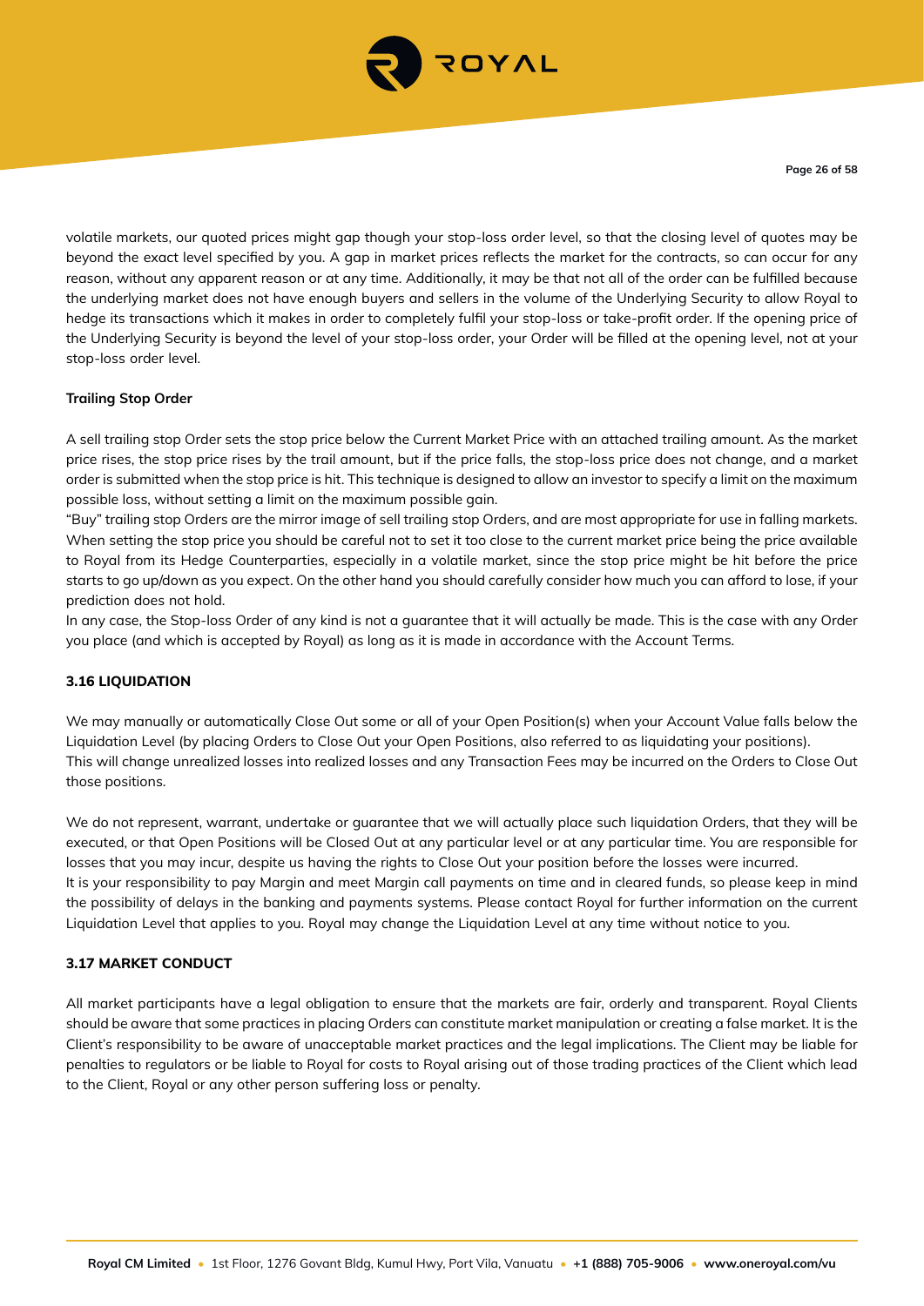volatile markets, our quoted prices might gap though your stop-loss order level, so that the closing level of quotes may be beyond the exact level specified by you. A gap in market prices reflects the market for the contracts, so can occur for any reason, without any apparent reason or at any time. Additionally, it may be that not all of the order can be fulfilled because the underlying market does not have enough buyers and sellers in the volume of the Underlying Security to allow Royal to hedge its transactions which it makes in order to completely fulfil your stop-loss or take-profit order. If the opening price of the Underlying Security is beyond the level of your stop-loss order, your Order will be filled at the opening level, not at your stop-loss order level.

**Trailing Stop Order**

A sell trailing stop Order sets the stop price below the Current Market Price with an attached trailing amount. As the market price rises, the stop price rises by the trail amount, but if the price falls, the stop-loss price does not change, and a market order is submitted when the stop price is hit. This technique is designed to allow an investor to specify a limit on the maximum possible loss, without setting a limit on the maximum possible gain.

"Buy" trailing stop Orders are the mirror image of sell trailing stop Orders, and are most appropriate for use in falling markets. When setting the stop price you should be careful not to set it too close to the current market price being the price available to Royal from its Hedge Counterparties, especially in a volatile market, since the stop price might be hit before the price starts to go up/down as you expect. On the other hand you should carefully consider how much you can afford to lose, if your prediction does not hold.

In any case, the Stop-loss Order of any kind is not a guarantee that it will actually be made. This is the case with any Order you place (and which is accepted by Royal) as long as it is made in accordance with the Account Terms.

**3.16 LIQUIDATION**

We may manually or automatically Close Out some or all of your Open Position(s) when your Account Value falls below the Liquidation Level (by placing Orders to Close Out your Open Positions, also referred to as liquidating your positions).
This will change unrealized losses into realized losses and any Transaction Fees may be incurred on the Orders to Close Out those positions.

We do not represent, warrant, undertake or guarantee that we will actually place such liquidation Orders, that they will be executed, or that Open Positions will be Closed Out at any particular level or at any particular time. You are responsible for losses that you may incur, despite us having the rights to Close Out your position before the losses were incurred.
It is your responsibility to pay Margin and meet Margin call payments on time and in cleared funds, so please keep in mind the possibility of delays in the banking and payments systems. Please contact Royal for further information on the current Liquidation Level that applies to you. Royal may change the Liquidation Level at any time without notice to you.

**3.17 MARKET CONDUCT**

All market participants have a legal obligation to ensure that the markets are fair, orderly and transparent. Royal Clients should be aware that some practices in placing Orders can constitute market manipulation or creating a false market. It is the Client's responsibility to be aware of unacceptable market practices and the legal implications. The Client may be liable for penalties to regulators or be liable to Royal for costs to Royal arising out of those trading practices of the Client which lead to the Client, Royal or any other person suffering loss or penalty.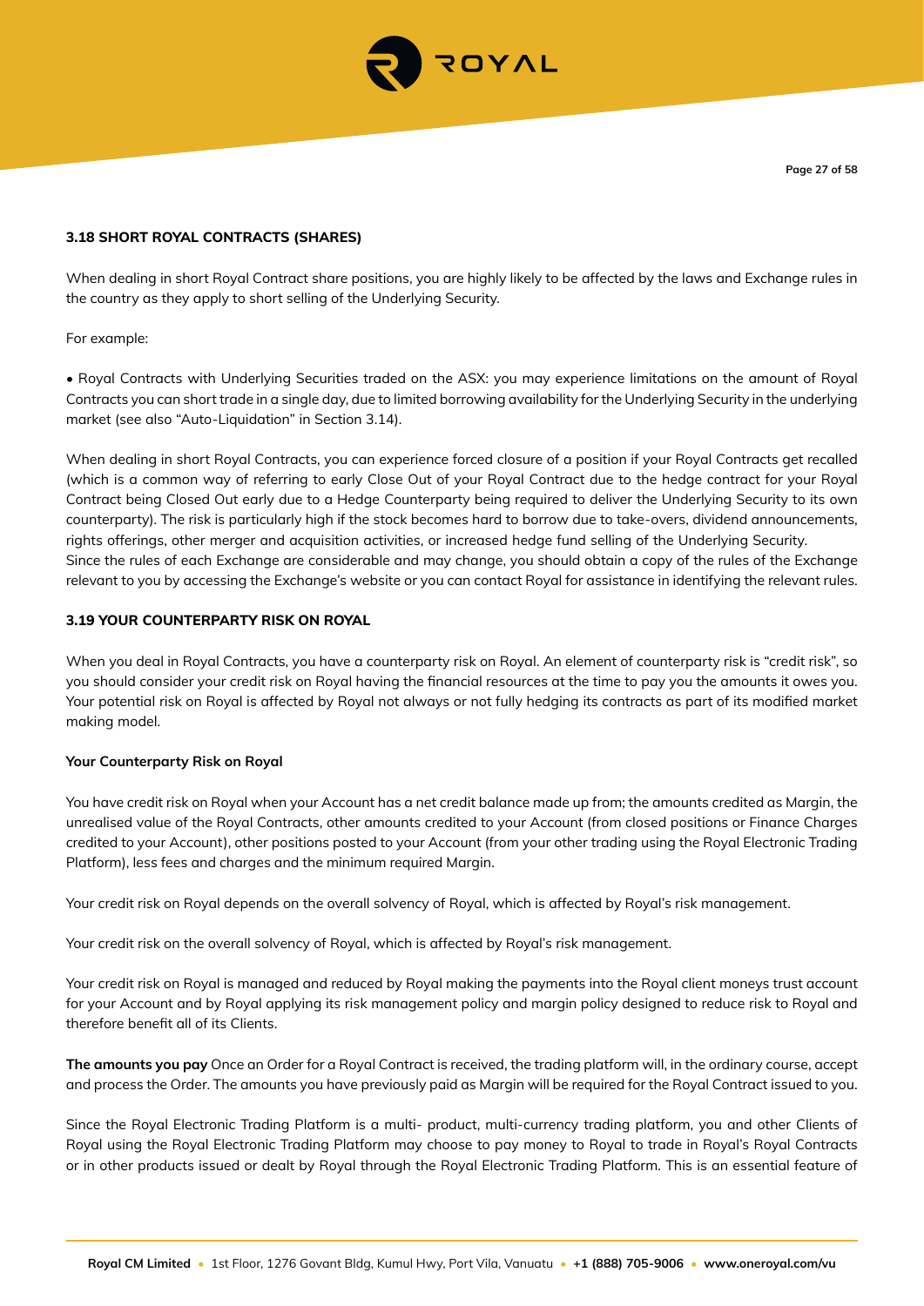### 3.18 SHORT ROYAL CONTRACTS (SHARES)

When dealing in short Royal Contract share positions, you are highly likely to be affected by the laws and Exchange rules in the country as they apply to short selling of the Underlying Security.

For example:

- Royal Contracts with Underlying Securities traded on the ASX: you may experience limitations on the amount of Royal Contracts you can short trade in a single day, due to limited borrowing availability for the Underlying Security in the underlying market (see also "Auto-Liquidation" in Section 3.14).

When dealing in short Royal Contracts, you can experience forced closure of a position if your Royal Contracts get recalled (which is a common way of referring to early Close Out of your Royal Contract due to the hedge contract for your Royal Contract being Closed Out early due to a Hedge Counterparty being required to deliver the Underlying Security to its own counterparty). The risk is particularly high if the stock becomes hard to borrow due to take-overs, dividend announcements, rights offerings, other merger and acquisition activities, or increased hedge fund selling of the Underlying Security.
Since the rules of each Exchange are considerable and may change, you should obtain a copy of the rules of the Exchange relevant to you by accessing the Exchange's website or you can contact Royal for assistance in identifying the relevant rules.

### 3.19 YOUR COUNTERPARTY RISK ON ROYAL

When you deal in Royal Contracts, you have a counterparty risk on Royal. An element of counterparty risk is "credit risk", so you should consider your credit risk on Royal having the financial resources at the time to pay you the amounts it owes you. Your potential risk on Royal is affected by Royal not always or not fully hedging its contracts as part of its modified market making model.

**Your Counterparty Risk on Royal**

You have credit risk on Royal when your Account has a net credit balance made up from; the amounts credited as Margin, the unrealised value of the Royal Contracts, other amounts credited to your Account (from closed positions or Finance Charges credited to your Account), other positions posted to your Account (from your other trading using the Royal Electronic Trading Platform), less fees and charges and the minimum required Margin.

Your credit risk on Royal depends on the overall solvency of Royal, which is affected by Royal's risk management.

Your credit risk on the overall solvency of Royal, which is affected by Royal's risk management.

Your credit risk on Royal is managed and reduced by Royal making the payments into the Royal client moneys trust account for your Account and by Royal applying its risk management policy and margin policy designed to reduce risk to Royal and therefore benefit all of its Clients.

**The amounts you pay** Once an Order for a Royal Contract is received, the trading platform will, in the ordinary course, accept and process the Order. The amounts you have previously paid as Margin will be required for the Royal Contract issued to you.

Since the Royal Electronic Trading Platform is a multi- product, multi-currency trading platform, you and other Clients of Royal using the Royal Electronic Trading Platform may choose to pay money to Royal to trade in Royal's Royal Contracts or in other products issued or dealt by Royal through the Royal Electronic Trading Platform. This is an essential feature of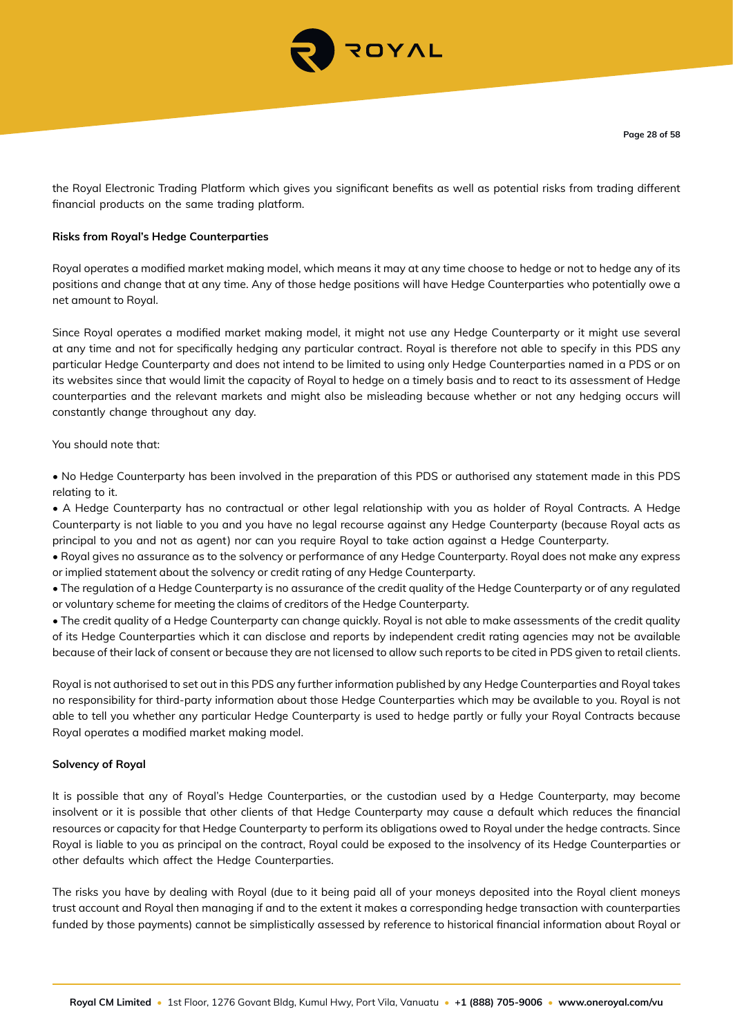the Royal Electronic Trading Platform which gives you significant benefits as well as potential risks from trading different financial products on the same trading platform.

**Risks from Royal's Hedge Counterparties**

Royal operates a modified market making model, which means it may at any time choose to hedge or not to hedge any of its positions and change that at any time. Any of those hedge positions will have Hedge Counterparties who potentially owe a net amount to Royal.

Since Royal operates a modified market making model, it might not use any Hedge Counterparty or it might use several at any time and not for specifically hedging any particular contract. Royal is therefore not able to specify in this PDS any particular Hedge Counterparty and does not intend to be limited to using only Hedge Counterparties named in a PDS or on its websites since that would limit the capacity of Royal to hedge on a timely basis and to react to its assessment of Hedge counterparties and the relevant markets and might also be misleading because whether or not any hedging occurs will constantly change throughout any day.

You should note that:

- No Hedge Counterparty has been involved in the preparation of this PDS or authorised any statement made in this PDS relating to it.
- A Hedge Counterparty has no contractual or other legal relationship with you as holder of Royal Contracts. A Hedge Counterparty is not liable to you and you have no legal recourse against any Hedge Counterparty (because Royal acts as principal to you and not as agent) nor can you require Royal to take action against a Hedge Counterparty.
- Royal gives no assurance as to the solvency or performance of any Hedge Counterparty. Royal does not make any express or implied statement about the solvency or credit rating of any Hedge Counterparty.
- The regulation of a Hedge Counterparty is no assurance of the credit quality of the Hedge Counterparty or of any regulated or voluntary scheme for meeting the claims of creditors of the Hedge Counterparty.
- The credit quality of a Hedge Counterparty can change quickly. Royal is not able to make assessments of the credit quality of its Hedge Counterparties which it can disclose and reports by independent credit rating agencies may not be available because of their lack of consent or because they are not licensed to allow such reports to be cited in PDS given to retail clients.

Royal is not authorised to set out in this PDS any further information published by any Hedge Counterparties and Royal takes no responsibility for third-party information about those Hedge Counterparties which may be available to you. Royal is not able to tell you whether any particular Hedge Counterparty is used to hedge partly or fully your Royal Contracts because Royal operates a modified market making model.

**Solvency of Royal**

It is possible that any of Royal's Hedge Counterparties, or the custodian used by a Hedge Counterparty, may become insolvent or it is possible that other clients of that Hedge Counterparty may cause a default which reduces the financial resources or capacity for that Hedge Counterparty to perform its obligations owed to Royal under the hedge contracts. Since Royal is liable to you as principal on the contract, Royal could be exposed to the insolvency of its Hedge Counterparties or other defaults which affect the Hedge Counterparties.

The risks you have by dealing with Royal (due to it being paid all of your moneys deposited into the Royal client moneys trust account and Royal then managing if and to the extent it makes a corresponding hedge transaction with counterparties funded by those payments) cannot be simplistically assessed by reference to historical financial information about Royal or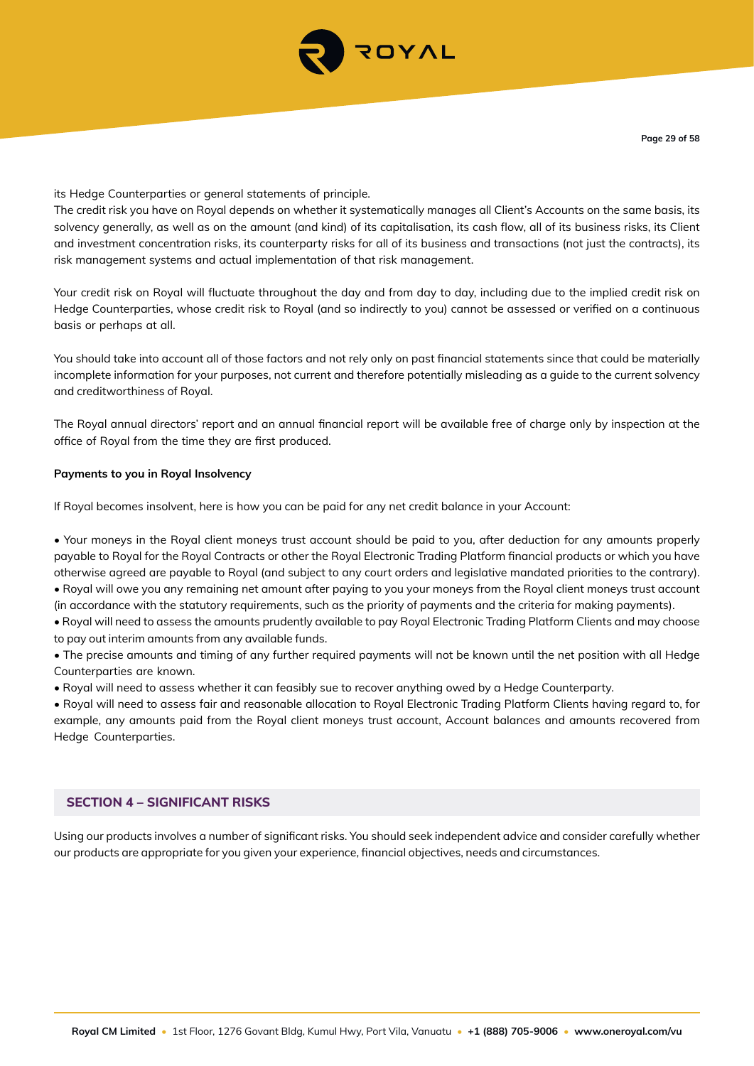its Hedge Counterparties or general statements of principle.
The credit risk you have on Royal depends on whether it systematically manages all Client's Accounts on the same basis, its solvency generally, as well as on the amount (and kind) of its capitalisation, its cash flow, all of its business risks, its Client and investment concentration risks, its counterparty risks for all of its business and transactions (not just the contracts), its risk management systems and actual implementation of that risk management.

Your credit risk on Royal will fluctuate throughout the day and from day to day, including due to the implied credit risk on Hedge Counterparties, whose credit risk to Royal (and so indirectly to you) cannot be assessed or verified on a continuous basis or perhaps at all.

You should take into account all of those factors and not rely only on past financial statements since that could be materially incomplete information for your purposes, not current and therefore potentially misleading as a guide to the current solvency and creditworthiness of Royal.

The Royal annual directors' report and an annual financial report will be available free of charge only by inspection at the office of Royal from the time they are first produced.

**Payments to you in Royal Insolvency**

If Royal becomes insolvent, here is how you can be paid for any net credit balance in your Account:

- Your moneys in the Royal client moneys trust account should be paid to you, after deduction for any amounts properly payable to Royal for the Royal Contracts or other the Royal Electronic Trading Platform financial products or which you have otherwise agreed are payable to Royal (and subject to any court orders and legislative mandated priorities to the contrary).
- Royal will owe you any remaining net amount after paying to you your moneys from the Royal client moneys trust account (in accordance with the statutory requirements, such as the priority of payments and the criteria for making payments).
- Royal will need to assess the amounts prudently available to pay Royal Electronic Trading Platform Clients and may choose to pay out interim amounts from any available funds.
- The precise amounts and timing of any further required payments will not be known until the net position with all Hedge Counterparties are known.
- Royal will need to assess whether it can feasibly sue to recover anything owed by a Hedge Counterparty.
- Royal will need to assess fair and reasonable allocation to Royal Electronic Trading Platform Clients having regard to, for example, any amounts paid from the Royal client moneys trust account, Account balances and amounts recovered from Hedge Counterparties.

## SECTION 4 – SIGNIFICANT RISKS

Using our products involves a number of significant risks. You should seek independent advice and consider carefully whether our products are appropriate for you given your experience, financial objectives, needs and circumstances.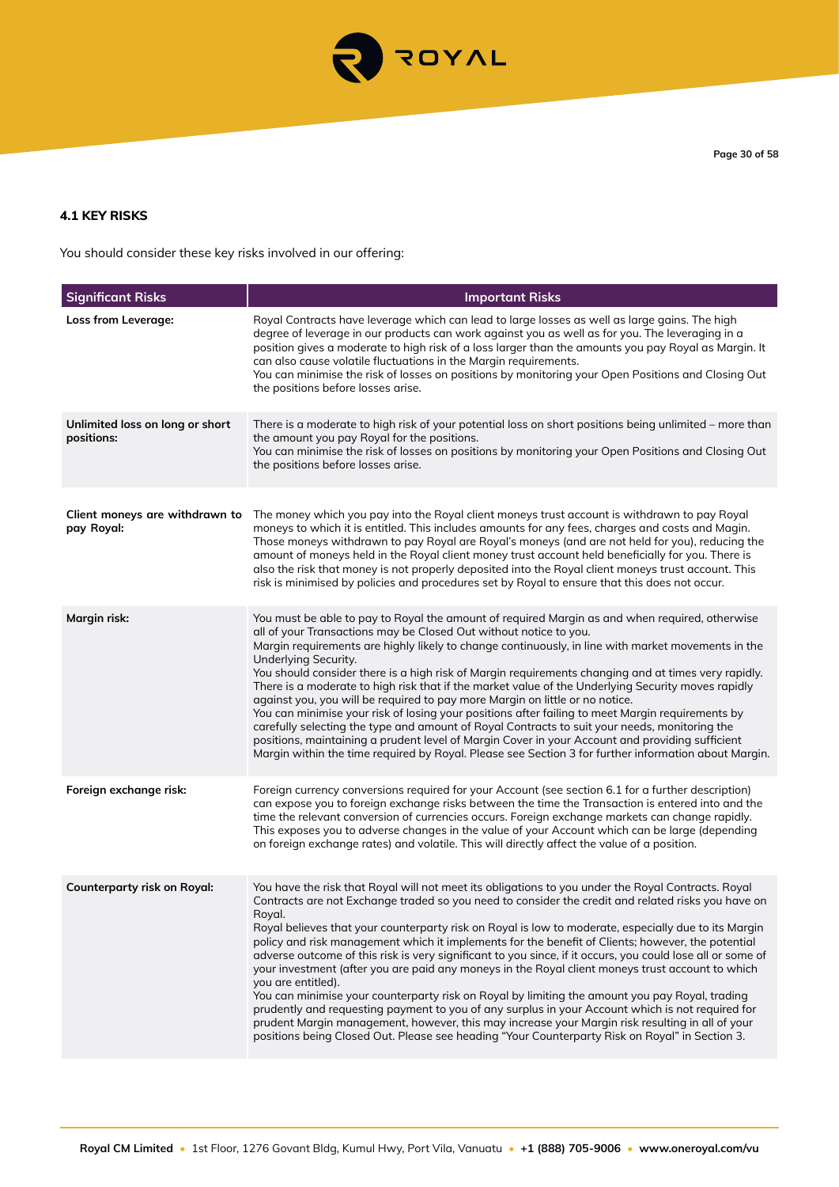#### 4.1 KEY RISKS

You should consider these key risks involved in our offering:

| Significant Risks | Important Risks |
|---|---|
| **Loss from Leverage:** | Royal Contracts have leverage which can lead to large losses as well as large gains. The high degree of leverage in our products can work against you as well as for you. The leveraging in a position gives a moderate to high risk of a loss larger than the amounts you pay Royal as Margin. It can also cause volatile fluctuations in the Margin requirements.<br>You can minimise the risk of losses on positions by monitoring your Open Positions and Closing Out the positions before losses arise. |
| **Unlimited loss on long or short positions:** | There is a moderate to high risk of your potential loss on short positions being unlimited – more than the amount you pay Royal for the positions.<br>You can minimise the risk of losses on positions by monitoring your Open Positions and Closing Out the positions before losses arise. |
| **Client moneys are withdrawn to pay Royal:** | The money which you pay into the Royal client moneys trust account is withdrawn to pay Royal moneys to which it is entitled. This includes amounts for any fees, charges and costs and Magin. Those moneys withdrawn to pay Royal are Royal's moneys (and are not held for you), reducing the amount of moneys held in the Royal client money trust account held beneficially for you. There is also the risk that money is not properly deposited into the Royal client moneys trust account. This risk is minimised by policies and procedures set by Royal to ensure that this does not occur. |
| **Margin risk:** | You must be able to pay to Royal the amount of required Margin as and when required, otherwise all of your Transactions may be Closed Out without notice to you.<br>Margin requirements are highly likely to change continuously, in line with market movements in the Underlying Security.<br>You should consider there is a high risk of Margin requirements changing and at times very rapidly. There is a moderate to high risk that if the market value of the Underlying Security moves rapidly against you, you will be required to pay more Margin on little or no notice.<br>You can minimise your risk of losing your positions after failing to meet Margin requirements by carefully selecting the type and amount of Royal Contracts to suit your needs, monitoring the positions, maintaining a prudent level of Margin Cover in your Account and providing sufficient Margin within the time required by Royal. Please see Section 3 for further information about Margin. |
| **Foreign exchange risk:** | Foreign currency conversions required for your Account (see section 6.1 for a further description) can expose you to foreign exchange risks between the time the Transaction is entered into and the time the relevant conversion of currencies occurs. Foreign exchange markets can change rapidly. This exposes you to adverse changes in the value of your Account which can be large (depending on foreign exchange rates) and volatile. This will directly affect the value of a position. |
| **Counterparty risk on Royal:** | You have the risk that Royal will not meet its obligations to you under the Royal Contracts. Royal Contracts are not Exchange traded so you need to consider the credit and related risks you have on Royal.<br>Royal believes that your counterparty risk on Royal is low to moderate, especially due to its Margin policy and risk management which it implements for the benefit of Clients; however, the potential adverse outcome of this risk is very significant to you since, if it occurs, you could lose all or some of your investment (after you are paid any moneys in the Royal client moneys trust account to which you are entitled).<br>You can minimise your counterparty risk on Royal by limiting the amount you pay Royal, trading prudently and requesting payment to you of any surplus in your Account which is not required for prudent Margin management, however, this may increase your Margin risk resulting in all of your positions being Closed Out. Please see heading "Your Counterparty Risk on Royal" in Section 3. |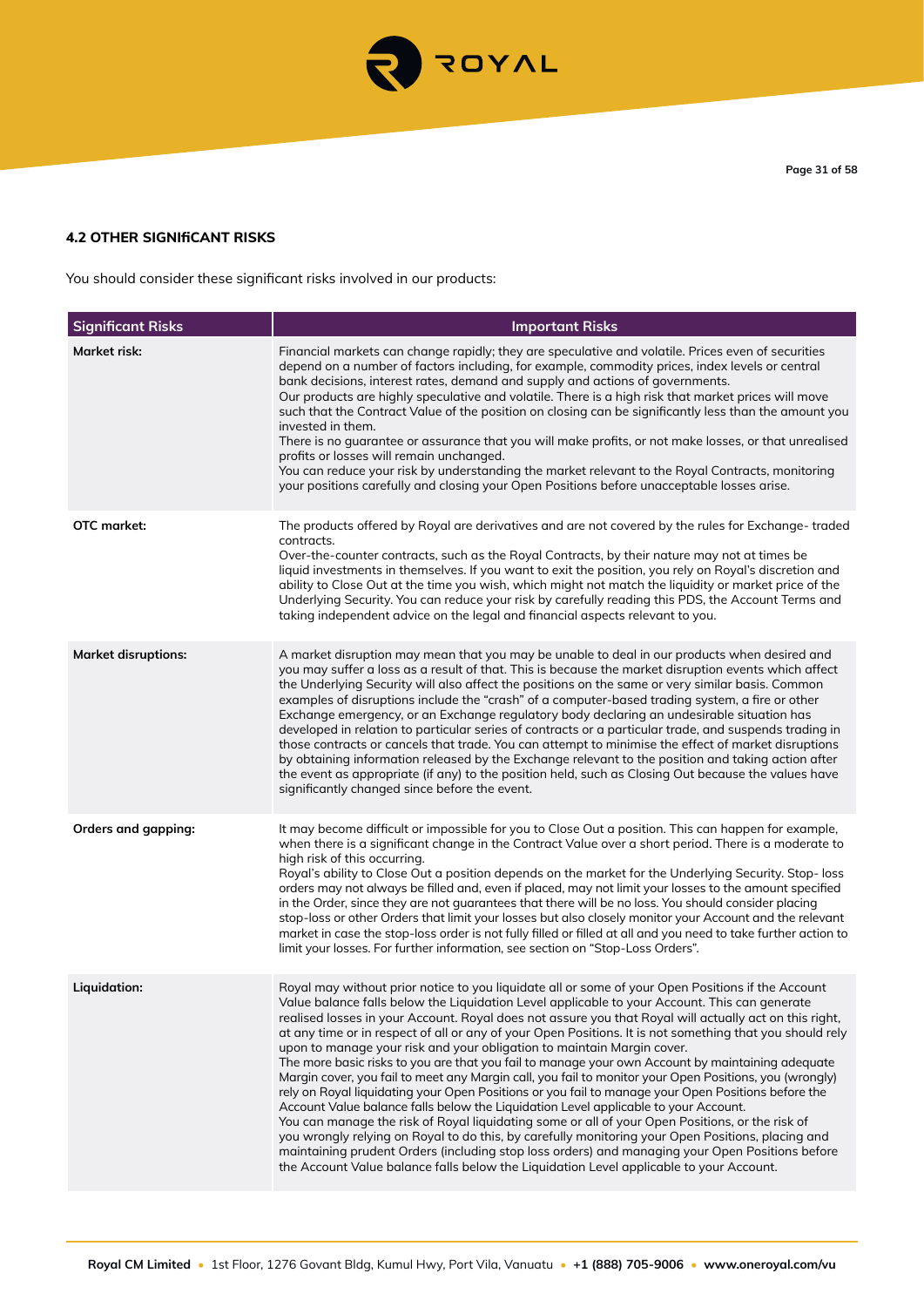#### 4.2 OTHER SIGNIfiCANT RISKS

You should consider these significant risks involved in our products:

| Significant Risks | Important Risks |
|---|---|
| **Market risk:** | Financial markets can change rapidly; they are speculative and volatile. Prices even of securities depend on a number of factors including, for example, commodity prices, index levels or central bank decisions, interest rates, demand and supply and actions of governments.<br>Our products are highly speculative and volatile. There is a high risk that market prices will move such that the Contract Value of the position on closing can be significantly less than the amount you invested in them.<br>There is no guarantee or assurance that you will make profits, or not make losses, or that unrealised profits or losses will remain unchanged.<br>You can reduce your risk by understanding the market relevant to the Royal Contracts, monitoring your positions carefully and closing your Open Positions before unacceptable losses arise. |
| **OTC market:** | The products offered by Royal are derivatives and are not covered by the rules for Exchange- traded contracts.<br>Over-the-counter contracts, such as the Royal Contracts, by their nature may not at times be liquid investments in themselves. If you want to exit the position, you rely on Royal's discretion and ability to Close Out at the time you wish, which might not match the liquidity or market price of the Underlying Security. You can reduce your risk by carefully reading this PDS, the Account Terms and taking independent advice on the legal and financial aspects relevant to you. |
| **Market disruptions:** | A market disruption may mean that you may be unable to deal in our products when desired and you may suffer a loss as a result of that. This is because the market disruption events which affect the Underlying Security will also affect the positions on the same or very similar basis. Common examples of disruptions include the "crash" of a computer-based trading system, a fire or other Exchange emergency, or an Exchange regulatory body declaring an undesirable situation has developed in relation to particular series of contracts or a particular trade, and suspends trading in those contracts or cancels that trade. You can attempt to minimise the effect of market disruptions by obtaining information released by the Exchange relevant to the position and taking action after the event as appropriate (if any) to the position held, such as Closing Out because the values have significantly changed since before the event. |
| **Orders and gapping:** | It may become difficult or impossible for you to Close Out a position. This can happen for example, when there is a significant change in the Contract Value over a short period. There is a moderate to high risk of this occurring.<br>Royal's ability to Close Out a position depends on the market for the Underlying Security. Stop- loss orders may not always be filled and, even if placed, may not limit your losses to the amount specified in the Order, since they are not guarantees that there will be no loss. You should consider placing stop-loss or other Orders that limit your losses but also closely monitor your Account and the relevant market in case the stop-loss order is not fully filled or filled at all and you need to take further action to limit your losses. For further information, see section on "Stop-Loss Orders". |
| **Liquidation:** | Royal may without prior notice to you liquidate all or some of your Open Positions if the Account Value balance falls below the Liquidation Level applicable to your Account. This can generate realised losses in your Account. Royal does not assure you that Royal will actually act on this right, at any time or in respect of all or any of your Open Positions. It is not something that you should rely upon to manage your risk and your obligation to maintain Margin cover.<br>The more basic risks to you are that you fail to manage your own Account by maintaining adequate Margin cover, you fail to meet any Margin call, you fail to monitor your Open Positions, you (wrongly) rely on Royal liquidating your Open Positions or you fail to manage your Open Positions before the Account Value balance falls below the Liquidation Level applicable to your Account.<br>You can manage the risk of Royal liquidating some or all of your Open Positions, or the risk of you wrongly relying on Royal to do this, by carefully monitoring your Open Positions, placing and maintaining prudent Orders (including stop loss orders) and managing your Open Positions before the Account Value balance falls below the Liquidation Level applicable to your Account. |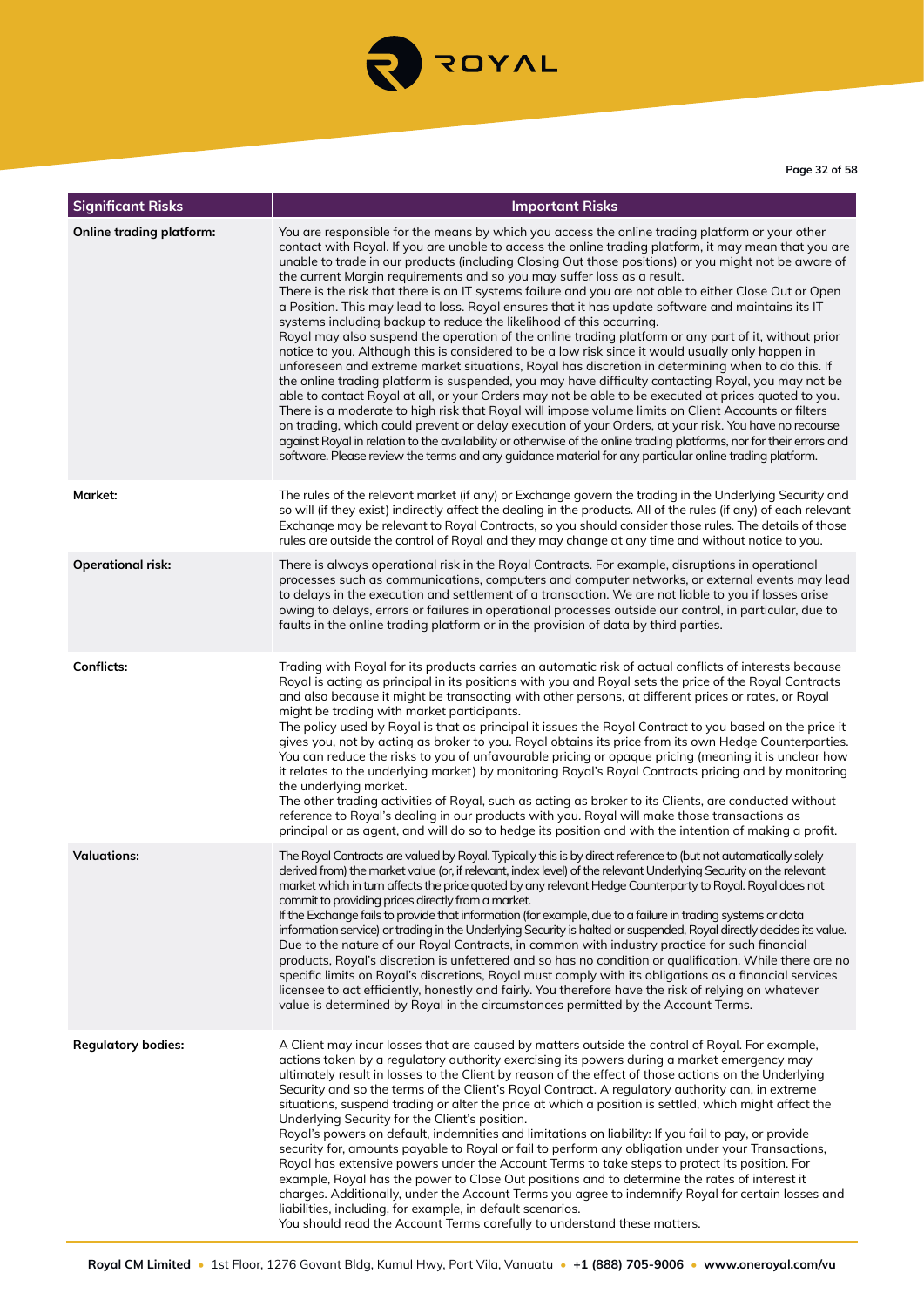| Significant Risks | Important Risks |
|---|---|
| **Online trading platform:** | You are responsible for the means by which you access the online trading platform or your other contact with Royal. If you are unable to access the online trading platform, it may mean that you are unable to trade in our products (including Closing Out those positions) or you might not be aware of the current Margin requirements and so you may suffer loss as a result.<br>There is the risk that there is an IT systems failure and you are not able to either Close Out or Open a Position. This may lead to loss. Royal ensures that it has update software and maintains its IT systems including backup to reduce the likelihood of this occurring.<br>Royal may also suspend the operation of the online trading platform or any part of it, without prior notice to you. Although this is considered to be a low risk since it would usually only happen in unforeseen and extreme market situations, Royal has discretion in determining when to do this. If the online trading platform is suspended, you may have difficulty contacting Royal, you may not be able to contact Royal at all, or your Orders may not be able to be executed at prices quoted to you.<br>There is a moderate to high risk that Royal will impose volume limits on Client Accounts or filters on trading, which could prevent or delay execution of your Orders, at your risk. You have no recourse against Royal in relation to the availability or otherwise of the online trading platforms, nor for their errors and software. Please review the terms and any guidance material for any particular online trading platform. |
| **Market:** | The rules of the relevant market (if any) or Exchange govern the trading in the Underlying Security and so will (if they exist) indirectly affect the dealing in the products. All of the rules (if any) of each relevant Exchange may be relevant to Royal Contracts, so you should consider those rules. The details of those rules are outside the control of Royal and they may change at any time and without notice to you. |
| **Operational risk:** | There is always operational risk in the Royal Contracts. For example, disruptions in operational processes such as communications, computers and computer networks, or external events may lead to delays in the execution and settlement of a transaction. We are not liable to you if losses arise owing to delays, errors or failures in operational processes outside our control, in particular, due to faults in the online trading platform or in the provision of data by third parties. |
| **Conflicts:** | Trading with Royal for its products carries an automatic risk of actual conflicts of interests because Royal is acting as principal in its positions with you and Royal sets the price of the Royal Contracts and also because it might be transacting with other persons, at different prices or rates, or Royal might be trading with market participants.<br>The policy used by Royal is that as principal it issues the Royal Contract to you based on the price it gives you, not by acting as broker to you. Royal obtains its price from its own Hedge Counterparties. You can reduce the risks to you of unfavourable pricing or opaque pricing (meaning it is unclear how it relates to the underlying market) by monitoring Royal's Royal Contracts pricing and by monitoring the underlying market.<br>The other trading activities of Royal, such as acting as broker to its Clients, are conducted without reference to Royal's dealing in our products with you. Royal will make those transactions as principal or as agent, and will do so to hedge its position and with the intention of making a profit. |
| **Valuations:** | The Royal Contracts are valued by Royal. Typically this is by direct reference to (but not automatically solely derived from) the market value (or, if relevant, index level) of the relevant Underlying Security on the relevant market which in turn affects the price quoted by any relevant Hedge Counterparty to Royal. Royal does not commit to providing prices directly from a market.<br>If the Exchange fails to provide that information (for example, due to a failure in trading systems or data information service) or trading in the Underlying Security is halted or suspended, Royal directly decides its value. Due to the nature of our Royal Contracts, in common with industry practice for such financial products, Royal's discretion is unfettered and so has no condition or qualification. While there are no specific limits on Royal's discretions, Royal must comply with its obligations as a financial services licensee to act efficiently, honestly and fairly. You therefore have the risk of relying on whatever value is determined by Royal in the circumstances permitted by the Account Terms. |
| **Regulatory bodies:** | A Client may incur losses that are caused by matters outside the control of Royal. For example, actions taken by a regulatory authority exercising its powers during a market emergency may ultimately result in losses to the Client by reason of the effect of those actions on the Underlying Security and so the terms of the Client's Royal Contract. A regulatory authority can, in extreme situations, suspend trading or alter the price at which a position is settled, which might affect the Underlying Security for the Client's position.<br>Royal's powers on default, indemnities and limitations on liability: If you fail to pay, or provide security for, amounts payable to Royal or fail to perform any obligation under your Transactions, Royal has extensive powers under the Account Terms to take steps to protect its position. For example, Royal has the power to Close Out positions and to determine the rates of interest it charges. Additionally, under the Account Terms you agree to indemnify Royal for certain losses and liabilities, including, for example, in default scenarios.<br>You should read the Account Terms carefully to understand these matters. |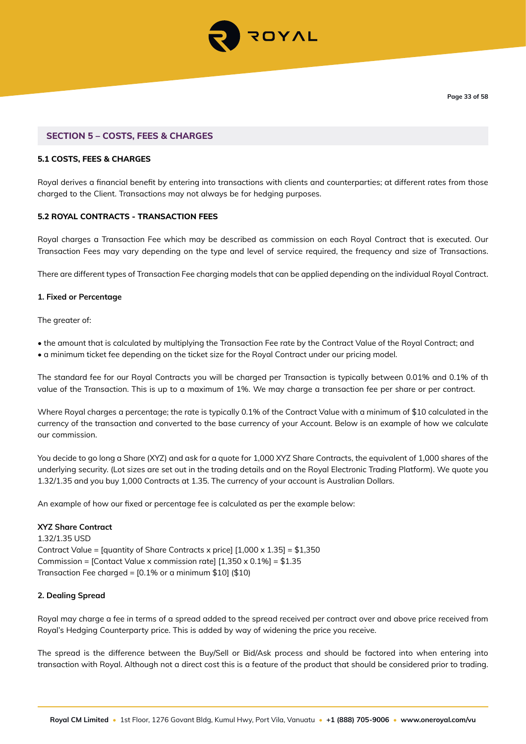## SECTION 5 – COSTS, FEES & CHARGES

### 5.1 COSTS, FEES & CHARGES

Royal derives a financial benefit by entering into transactions with clients and counterparties; at different rates from those charged to the Client. Transactions may not always be for hedging purposes.

### 5.2 ROYAL CONTRACTS - TRANSACTION FEES

Royal charges a Transaction Fee which may be described as commission on each Royal Contract that is executed. Our Transaction Fees may vary depending on the type and level of service required, the frequency and size of Transactions.

There are different types of Transaction Fee charging models that can be applied depending on the individual Royal Contract.

**1. Fixed or Percentage**

The greater of:

- the amount that is calculated by multiplying the Transaction Fee rate by the Contract Value of the Royal Contract; and
- a minimum ticket fee depending on the ticket size for the Royal Contract under our pricing model.

The standard fee for our Royal Contracts you will be charged per Transaction is typically between 0.01% and 0.1% of th value of the Transaction. This is up to a maximum of 1%. We may charge a transaction fee per share or per contract.

Where Royal charges a percentage; the rate is typically 0.1% of the Contract Value with a minimum of $10 calculated in the currency of the transaction and converted to the base currency of your Account. Below is an example of how we calculate our commission.

You decide to go long a Share (XYZ) and ask for a quote for 1,000 XYZ Share Contracts, the equivalent of 1,000 shares of the underlying security. (Lot sizes are set out in the trading details and on the Royal Electronic Trading Platform). We quote you 1.32/1.35 and you buy 1,000 Contracts at 1.35. The currency of your account is Australian Dollars.

An example of how our fixed or percentage fee is calculated as per the example below:

**XYZ Share Contract**
1.32/1.35 USD
Contract Value = [quantity of Share Contracts x price] [1,000 x 1.35] = $1,350
Commission = [Contact Value x commission rate] [1,350 x 0.1%] = $1.35
Transaction Fee charged = [0.1% or a minimum $10] ($10)

**2. Dealing Spread**

Royal may charge a fee in terms of a spread added to the spread received per contract over and above price received from Royal's Hedging Counterparty price. This is added by way of widening the price you receive.

The spread is the difference between the Buy/Sell or Bid/Ask process and should be factored into when entering into transaction with Royal. Although not a direct cost this is a feature of the product that should be considered prior to trading.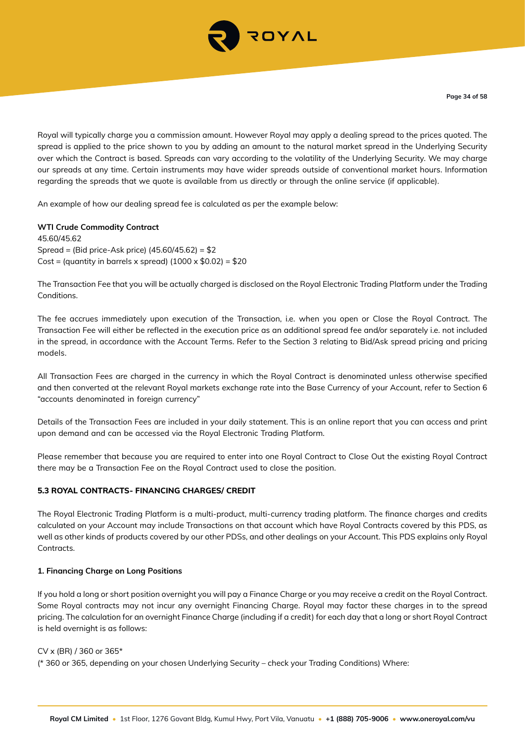Royal will typically charge you a commission amount. However Royal may apply a dealing spread to the prices quoted. The spread is applied to the price shown to you by adding an amount to the natural market spread in the Underlying Security over which the Contract is based. Spreads can vary according to the volatility of the Underlying Security. We may charge our spreads at any time. Certain instruments may have wider spreads outside of conventional market hours. Information regarding the spreads that we quote is available from us directly or through the online service (if applicable).

An example of how our dealing spread fee is calculated as per the example below:

**WTI Crude Commodity Contract**
45.60/45.62
Spread = (Bid price-Ask price) (45.60/45.62) = $2
Cost = (quantity in barrels x spread) (1000 x $0.02) = $20

The Transaction Fee that you will be actually charged is disclosed on the Royal Electronic Trading Platform under the Trading Conditions.

The fee accrues immediately upon execution of the Transaction, i.e. when you open or Close the Royal Contract. The Transaction Fee will either be reflected in the execution price as an additional spread fee and/or separately i.e. not included in the spread, in accordance with the Account Terms. Refer to the Section 3 relating to Bid/Ask spread pricing and pricing models.

All Transaction Fees are charged in the currency in which the Royal Contract is denominated unless otherwise specified and then converted at the relevant Royal markets exchange rate into the Base Currency of your Account, refer to Section 6 "accounts denominated in foreign currency"

Details of the Transaction Fees are included in your daily statement. This is an online report that you can access and print upon demand and can be accessed via the Royal Electronic Trading Platform.

Please remember that because you are required to enter into one Royal Contract to Close Out the existing Royal Contract there may be a Transaction Fee on the Royal Contract used to close the position.

### 5.3 ROYAL CONTRACTS- FINANCING CHARGES/ CREDIT

The Royal Electronic Trading Platform is a multi-product, multi-currency trading platform. The finance charges and credits calculated on your Account may include Transactions on that account which have Royal Contracts covered by this PDS, as well as other kinds of products covered by our other PDSs, and other dealings on your Account. This PDS explains only Royal Contracts.

#### 1. Financing Charge on Long Positions

If you hold a long or short position overnight you will pay a Finance Charge or you may receive a credit on the Royal Contract. Some Royal contracts may not incur any overnight Financing Charge. Royal may factor these charges in to the spread pricing. The calculation for an overnight Finance Charge (including if a credit) for each day that a long or short Royal Contract is held overnight is as follows:

CV x (BR) / 360 or 365*
(* 360 or 365, depending on your chosen Underlying Security – check your Trading Conditions) Where: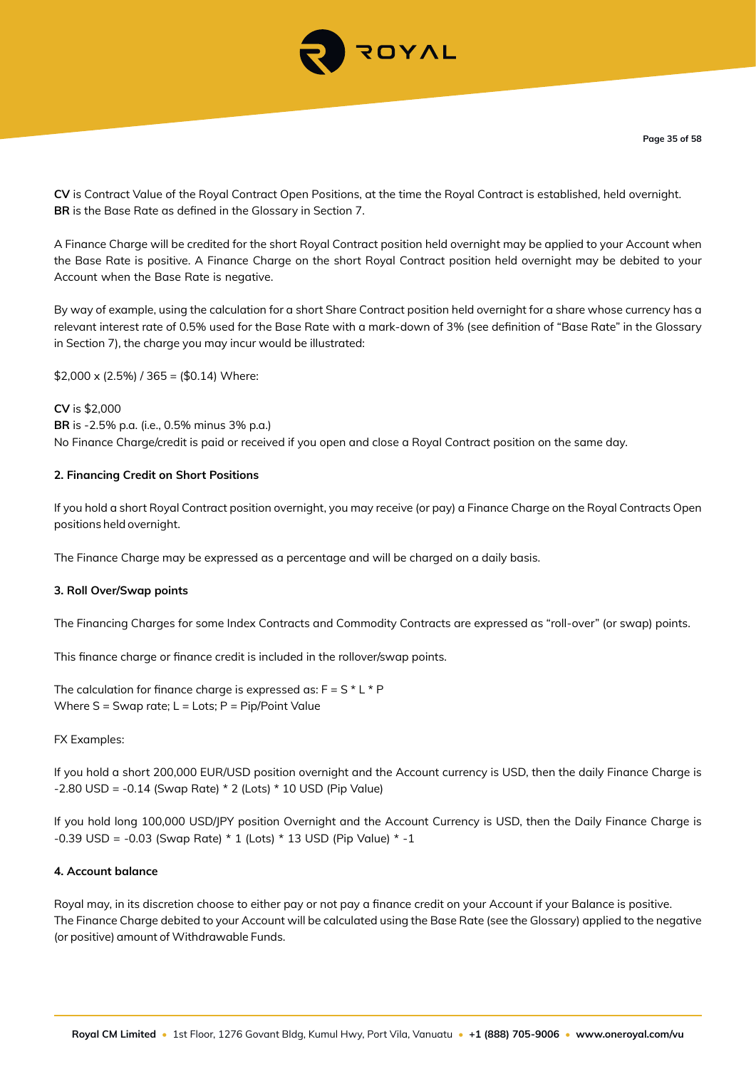**CV** is Contract Value of the Royal Contract Open Positions, at the time the Royal Contract is established, held overnight.
**BR** is the Base Rate as defined in the Glossary in Section 7.

A Finance Charge will be credited for the short Royal Contract position held overnight may be applied to your Account when the Base Rate is positive. A Finance Charge on the short Royal Contract position held overnight may be debited to your Account when the Base Rate is negative.

By way of example, using the calculation for a short Share Contract position held overnight for a share whose currency has a relevant interest rate of 0.5% used for the Base Rate with a mark-down of 3% (see definition of "Base Rate" in the Glossary in Section 7), the charge you may incur would be illustrated:

$2,000 x (2.5%) / 365 = ($0.14) Where:

**CV** is $2,000
**BR** is -2.5% p.a. (i.e., 0.5% minus 3% p.a.)
No Finance Charge/credit is paid or received if you open and close a Royal Contract position on the same day.

**2. Financing Credit on Short Positions**

If you hold a short Royal Contract position overnight, you may receive (or pay) a Finance Charge on the Royal Contracts Open positions held overnight.

The Finance Charge may be expressed as a percentage and will be charged on a daily basis.

**3. Roll Over/Swap points**

The Financing Charges for some Index Contracts and Commodity Contracts are expressed as "roll-over" (or swap) points.

This finance charge or finance credit is included in the rollover/swap points.

The calculation for finance charge is expressed as: $F = S * L * P$
Where S = Swap rate; L = Lots; P = Pip/Point Value

FX Examples:

If you hold a short 200,000 EUR/USD position overnight and the Account currency is USD, then the daily Finance Charge is -2.80 USD = -0.14 (Swap Rate) * 2 (Lots) * 10 USD (Pip Value)

If you hold long 100,000 USD/JPY position Overnight and the Account Currency is USD, then the Daily Finance Charge is -0.39 USD = -0.03 (Swap Rate) * 1 (Lots) * 13 USD (Pip Value) * -1

**4. Account balance**

Royal may, in its discretion choose to either pay or not pay a finance credit on your Account if your Balance is positive.
The Finance Charge debited to your Account will be calculated using the Base Rate (see the Glossary) applied to the negative (or positive) amount of Withdrawable Funds.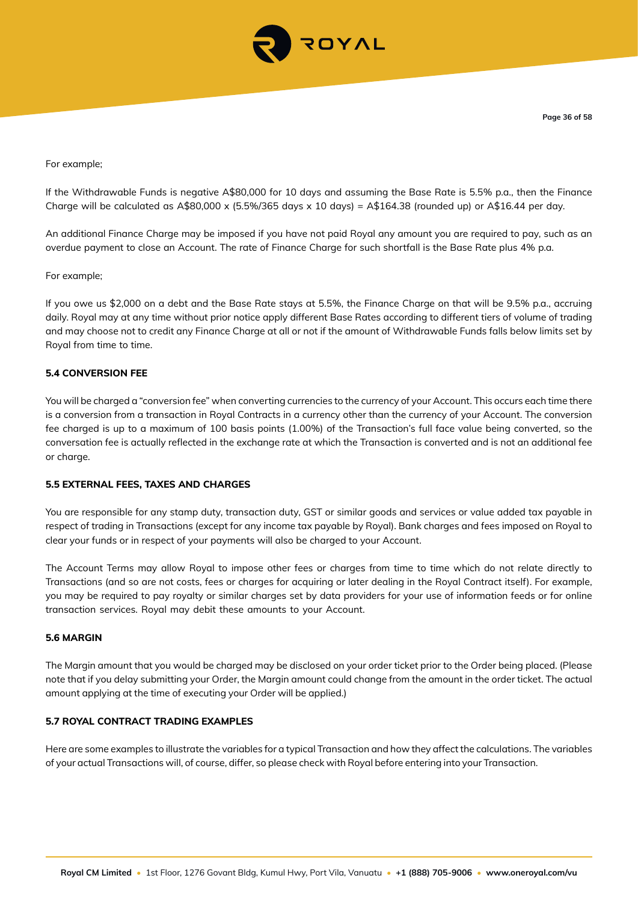For example;

If the Withdrawable Funds is negative A$80,000 for 10 days and assuming the Base Rate is 5.5% p.a., then the Finance Charge will be calculated as A$80,000 x (5.5%/365 days x 10 days) = A$164.38 (rounded up) or A$16.44 per day.

An additional Finance Charge may be imposed if you have not paid Royal any amount you are required to pay, such as an overdue payment to close an Account. The rate of Finance Charge for such shortfall is the Base Rate plus 4% p.a.

For example;

If you owe us $2,000 on a debt and the Base Rate stays at 5.5%, the Finance Charge on that will be 9.5% p.a., accruing daily. Royal may at any time without prior notice apply different Base Rates according to different tiers of volume of trading and may choose not to credit any Finance Charge at all or not if the amount of Withdrawable Funds falls below limits set by Royal from time to time.

### 5.4 CONVERSION FEE

You will be charged a "conversion fee" when converting currencies to the currency of your Account. This occurs each time there is a conversion from a transaction in Royal Contracts in a currency other than the currency of your Account. The conversion fee charged is up to a maximum of 100 basis points (1.00%) of the Transaction's full face value being converted, so the conversation fee is actually reflected in the exchange rate at which the Transaction is converted and is not an additional fee or charge.

### 5.5 EXTERNAL FEES, TAXES AND CHARGES

You are responsible for any stamp duty, transaction duty, GST or similar goods and services or value added tax payable in respect of trading in Transactions (except for any income tax payable by Royal). Bank charges and fees imposed on Royal to clear your funds or in respect of your payments will also be charged to your Account.

The Account Terms may allow Royal to impose other fees or charges from time to time which do not relate directly to Transactions (and so are not costs, fees or charges for acquiring or later dealing in the Royal Contract itself). For example, you may be required to pay royalty or similar charges set by data providers for your use of information feeds or for online transaction services. Royal may debit these amounts to your Account.

### 5.6 MARGIN

The Margin amount that you would be charged may be disclosed on your order ticket prior to the Order being placed. (Please note that if you delay submitting your Order, the Margin amount could change from the amount in the order ticket. The actual amount applying at the time of executing your Order will be applied.)

### 5.7 ROYAL CONTRACT TRADING EXAMPLES

Here are some examples to illustrate the variables for a typical Transaction and how they affect the calculations. The variables of your actual Transactions will, of course, differ, so please check with Royal before entering into your Transaction.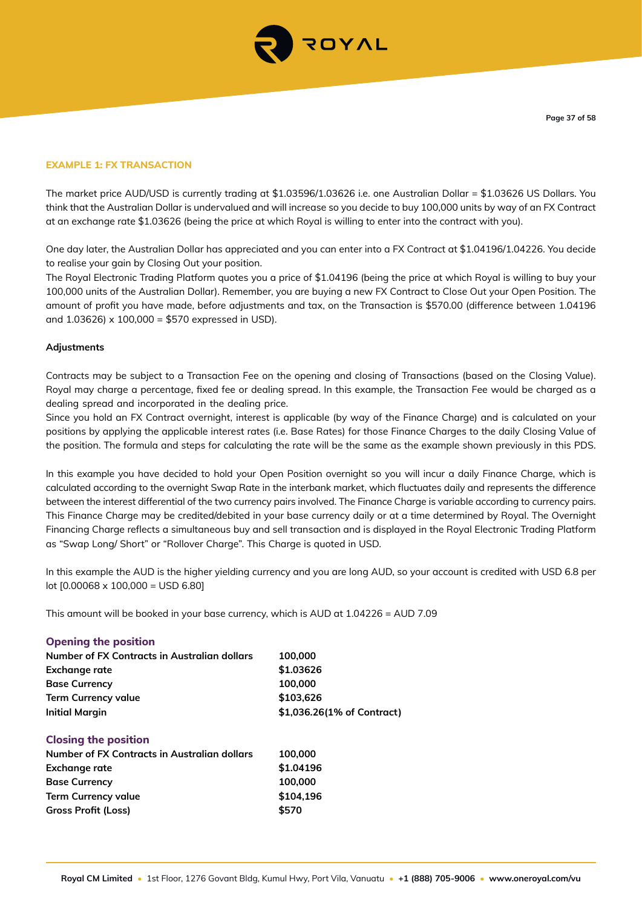## EXAMPLE 1: FX TRANSACTION

The market price AUD/USD is currently trading at $1.03596/1.03626 i.e. one Australian Dollar = $1.03626 US Dollars. You think that the Australian Dollar is undervalued and will increase so you decide to buy 100,000 units by way of an FX Contract at an exchange rate $1.03626 (being the price at which Royal is willing to enter into the contract with you).

One day later, the Australian Dollar has appreciated and you can enter into a FX Contract at $1.04196/1.04226. You decide to realise your gain by Closing Out your position.

The Royal Electronic Trading Platform quotes you a price of $1.04196 (being the price at which Royal is willing to buy your 100,000 units of the Australian Dollar). Remember, you are buying a new FX Contract to Close Out your Open Position. The amount of profit you have made, before adjustments and tax, on the Transaction is $570.00 (difference between 1.04196 and 1.03626) x 100,000 = $570 expressed in USD).

**Adjustments**

Contracts may be subject to a Transaction Fee on the opening and closing of Transactions (based on the Closing Value). Royal may charge a percentage, fixed fee or dealing spread. In this example, the Transaction Fee would be charged as a dealing spread and incorporated in the dealing price.

Since you hold an FX Contract overnight, interest is applicable (by way of the Finance Charge) and is calculated on your positions by applying the applicable interest rates (i.e. Base Rates) for those Finance Charges to the daily Closing Value of the position. The formula and steps for calculating the rate will be the same as the example shown previously in this PDS.

In this example you have decided to hold your Open Position overnight so you will incur a daily Finance Charge, which is calculated according to the overnight Swap Rate in the interbank market, which fluctuates daily and represents the difference between the interest differential of the two currency pairs involved. The Finance Charge is variable according to currency pairs. This Finance Charge may be credited/debited in your base currency daily or at a time determined by Royal. The Overnight Financing Charge reflects a simultaneous buy and sell transaction and is displayed in the Royal Electronic Trading Platform as "Swap Long/ Short" or "Rollover Charge". This Charge is quoted in USD.

In this example the AUD is the higher yielding currency and you are long AUD, so your account is credited with USD 6.8 per lot [0.00068 x 100,000 = USD 6.80]

This amount will be booked in your base currency, which is AUD at 1.04226 = AUD 7.09

### Opening the position

| | |
|---|---|
| **Number of FX Contracts in Australian dollars** | **100,000** |
| **Exchange rate** | **$1.03626** |
| **Base Currency** | **100,000** |
| **Term Currency value** | **$103,626** |
| **Initial Margin** | **$1,036.26(1% of Contract)** |

### Closing the position

| | |
|---|---|
| **Number of FX Contracts in Australian dollars** | **100,000** |
| **Exchange rate** | **$1.04196** |
| **Base Currency** | **100,000** |
| **Term Currency value** | **$104,196** |
| **Gross Profit (Loss)** | **$570** |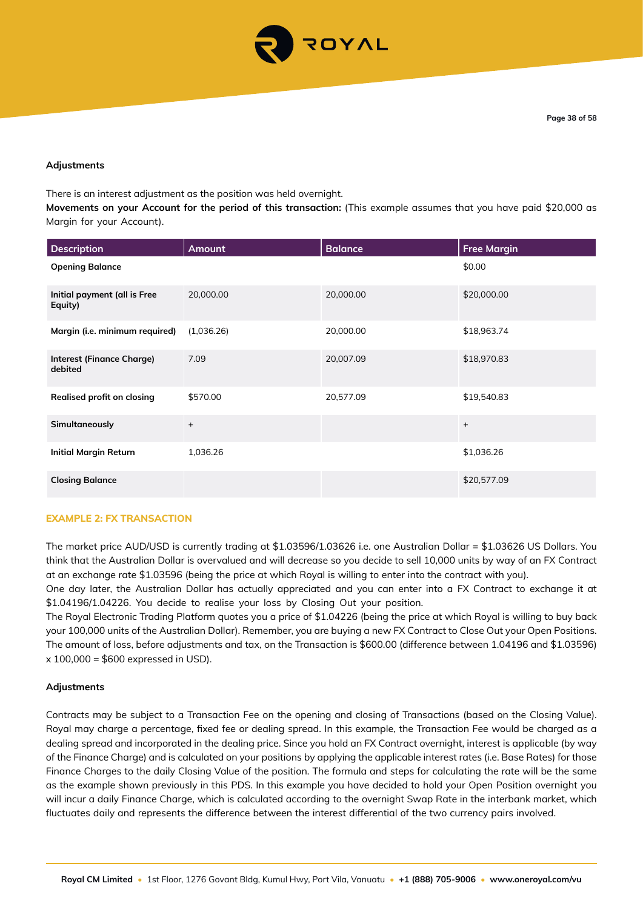### Adjustments

There is an interest adjustment as the position was held overnight.

**Movements on your Account for the period of this transaction:** (This example assumes that you have paid $20,000 as Margin for your Account).

| Description | Amount | Balance | Free Margin |
|---|---|---|---|
| **Opening Balance** | | | $0.00 |
| **Initial payment (all is Free Equity)** | 20,000.00 | 20,000.00 | $20,000.00 |
| **Margin (i.e. minimum required)** | (1,036.26) | 20,000.00 | $18,963.74 |
| **Interest (Finance Charge) debited** | 7.09 | 20,007.09 | $18,970.83 |
| **Realised profit on closing** | $570.00 | 20,577.09 | $19,540.83 |
| **Simultaneously** | + | | + |
| **Initial Margin Return** | 1,036.26 | | $1,036.26 |
| **Closing Balance** | | | $20,577.09 |

### EXAMPLE 2: FX TRANSACTION

The market price AUD/USD is currently trading at $1.03596/1.03626 i.e. one Australian Dollar = $1.03626 US Dollars. You think that the Australian Dollar is overvalued and will decrease so you decide to sell 10,000 units by way of an FX Contract at an exchange rate $1.03596 (being the price at which Royal is willing to enter into the contract with you).

One day later, the Australian Dollar has actually appreciated and you can enter into a FX Contract to exchange it at $1.04196/1.04226. You decide to realise your loss by Closing Out your position.

The Royal Electronic Trading Platform quotes you a price of $1.04226 (being the price at which Royal is willing to buy back your 100,000 units of the Australian Dollar). Remember, you are buying a new FX Contract to Close Out your Open Positions. The amount of loss, before adjustments and tax, on the Transaction is $600.00 (difference between 1.04196 and $1.03596) x 100,000 = $600 expressed in USD).

### Adjustments

Contracts may be subject to a Transaction Fee on the opening and closing of Transactions (based on the Closing Value). Royal may charge a percentage, fixed fee or dealing spread. In this example, the Transaction Fee would be charged as a dealing spread and incorporated in the dealing price. Since you hold an FX Contract overnight, interest is applicable (by way of the Finance Charge) and is calculated on your positions by applying the applicable interest rates (i.e. Base Rates) for those Finance Charges to the daily Closing Value of the position. The formula and steps for calculating the rate will be the same as the example shown previously in this PDS. In this example you have decided to hold your Open Position overnight you will incur a daily Finance Charge, which is calculated according to the overnight Swap Rate in the interbank market, which fluctuates daily and represents the difference between the interest differential of the two currency pairs involved.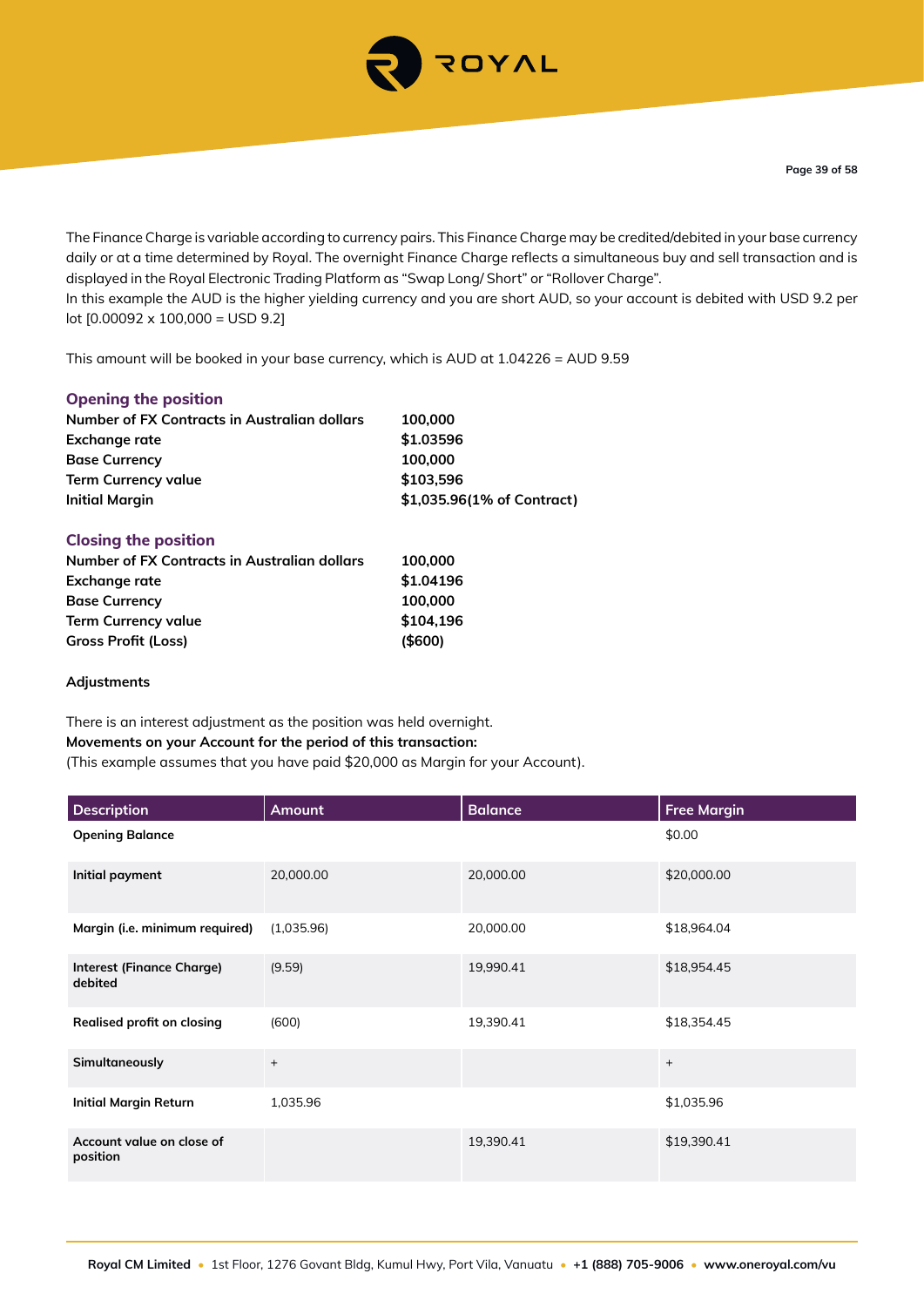The Finance Charge is variable according to currency pairs. This Finance Charge may be credited/debited in your base currency daily or at a time determined by Royal. The overnight Finance Charge reflects a simultaneous buy and sell transaction and is displayed in the Royal Electronic Trading Platform as "Swap Long/ Short" or "Rollover Charge".
In this example the AUD is the higher yielding currency and you are short AUD, so your account is debited with USD 9.2 per lot [0.00092 x 100,000 = USD 9.2]

This amount will be booked in your base currency, which is AUD at 1.04226 = AUD 9.59

### Opening the position

| | |
|---|---|
| **Number of FX Contracts in Australian dollars** | **100,000** |
| **Exchange rate** | **$1.03596** |
| **Base Currency** | **100,000** |
| **Term Currency value** | **$103,596** |
| **Initial Margin** | **$1,035.96(1% of Contract)** |

### Closing the position

| | |
|---|---|
| **Number of FX Contracts in Australian dollars** | **100,000** |
| **Exchange rate** | **$1.04196** |
| **Base Currency** | **100,000** |
| **Term Currency value** | **$104,196** |
| **Gross Profit (Loss)** | **($600)** |

**Adjustments**

There is an interest adjustment as the position was held overnight.
**Movements on your Account for the period of this transaction:**
(This example assumes that you have paid $20,000 as Margin for your Account).

| Description | Amount | Balance | Free Margin |
|---|---|---|---|
| **Opening Balance** | | | $0.00 |
| **Initial payment** | 20,000.00 | 20,000.00 | $20,000.00 |
| **Margin (i.e. minimum required)** | (1,035.96) | 20,000.00 | $18,964.04 |
| **Interest (Finance Charge) debited** | (9.59) | 19,990.41 | $18,954.45 |
| **Realised profit on closing** | (600) | 19,390.41 | $18,354.45 |
| **Simultaneously** | + | | + |
| **Initial Margin Return** | 1,035.96 | | $1,035.96 |
| **Account value on close of position** | | 19,390.41 | $19,390.41 |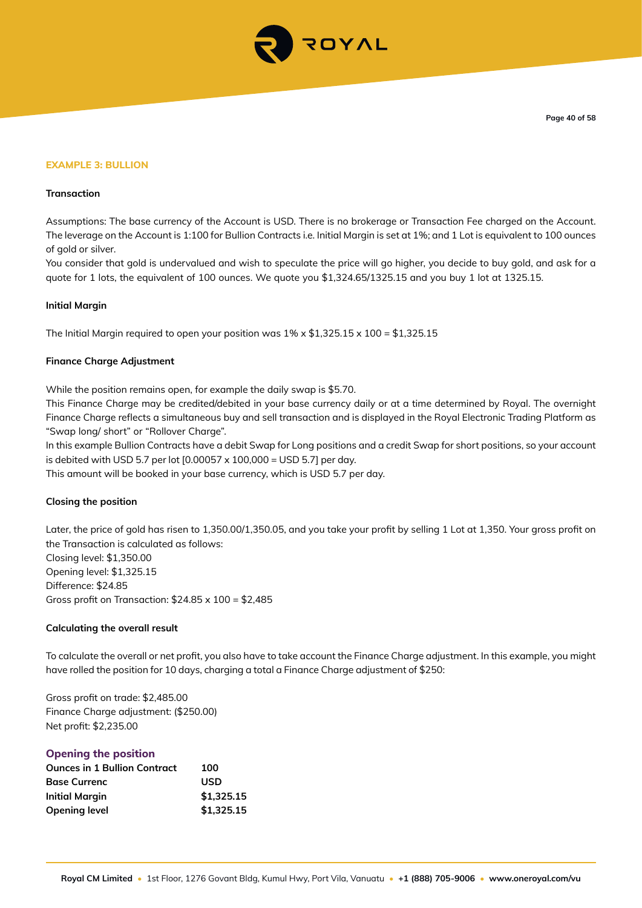### EXAMPLE 3: BULLION

**Transaction**

Assumptions: The base currency of the Account is USD. There is no brokerage or Transaction Fee charged on the Account. The leverage on the Account is 1:100 for Bullion Contracts i.e. Initial Margin is set at 1%; and 1 Lot is equivalent to 100 ounces of gold or silver.

You consider that gold is undervalued and wish to speculate the price will go higher, you decide to buy gold, and ask for a quote for 1 lots, the equivalent of 100 ounces. We quote you $1,324.65/1325.15 and you buy 1 lot at 1325.15.

**Initial Margin**

The Initial Margin required to open your position was 1% x $1,325.15 x 100 = $1,325.15

**Finance Charge Adjustment**

While the position remains open, for example the daily swap is $5.70.

This Finance Charge may be credited/debited in your base currency daily or at a time determined by Royal. The overnight Finance Charge reflects a simultaneous buy and sell transaction and is displayed in the Royal Electronic Trading Platform as "Swap long/ short" or "Rollover Charge".

In this example Bullion Contracts have a debit Swap for Long positions and a credit Swap for short positions, so your account is debited with USD 5.7 per lot [0.00057 x 100,000 = USD 5.7] per day.

This amount will be booked in your base currency, which is USD 5.7 per day.

**Closing the position**

Later, the price of gold has risen to 1,350.00/1,350.05, and you take your profit by selling 1 Lot at 1,350. Your gross profit on the Transaction is calculated as follows:

Closing level: $1,350.00

Opening level: $1,325.15

Difference: $24.85

Gross profit on Transaction: $24.85 x 100 = $2,485

**Calculating the overall result**

To calculate the overall or net profit, you also have to take account the Finance Charge adjustment. In this example, you might have rolled the position for 10 days, charging a total a Finance Charge adjustment of $250:

Gross profit on trade: $2,485.00

Finance Charge adjustment: ($250.00)

Net profit: $2,235.00

#### Opening the position

| | |
|---|---|
| **Ounces in 1 Bullion Contract** | **100** |
| **Base Currenc** | **USD** |
| **Initial Margin** | **$1,325.15** |
| **Opening level** | **$1,325.15** |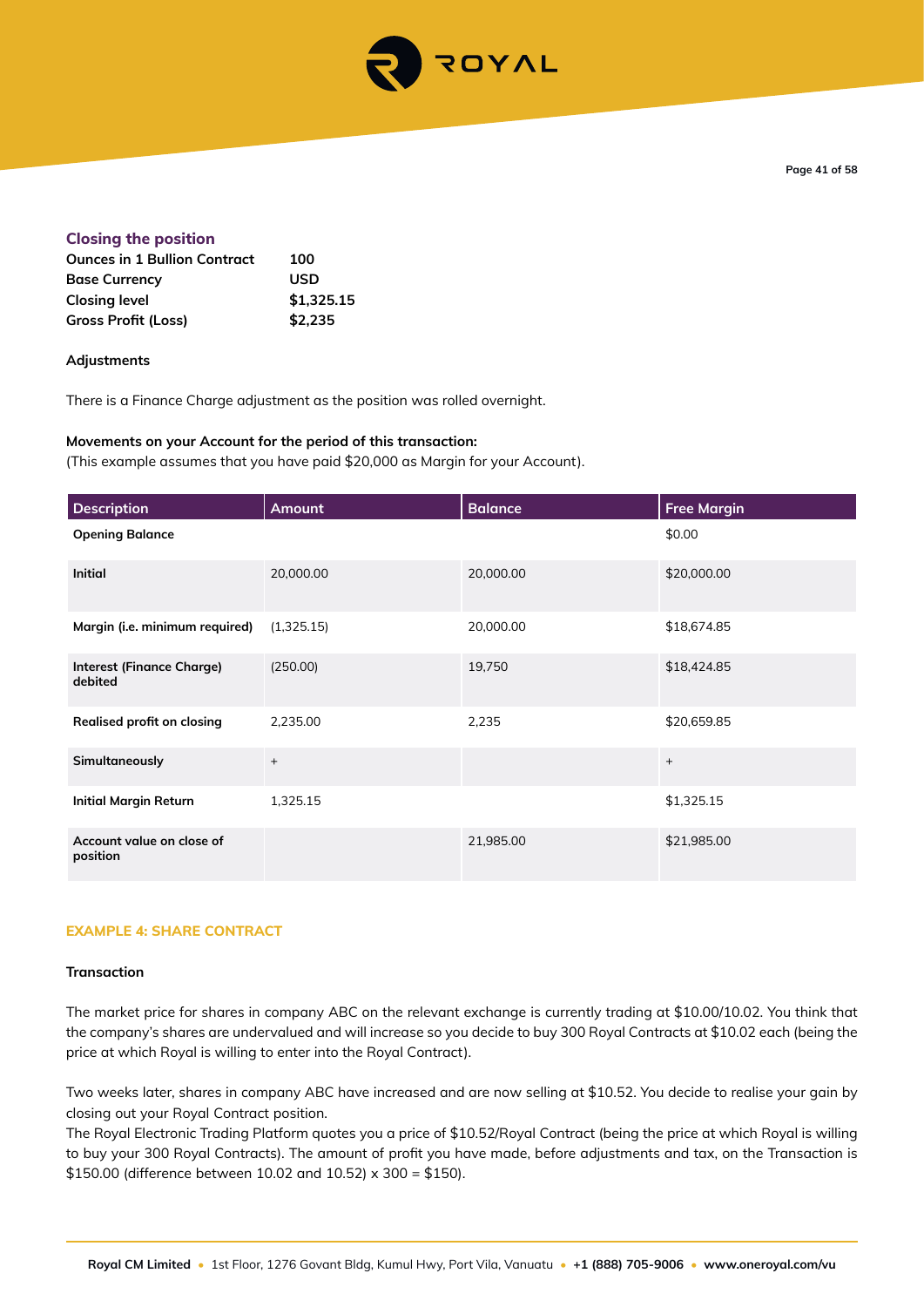### Closing the position

| | |
|---|---|
| **Ounces in 1 Bullion Contract** | **100** |
| **Base Currency** | **USD** |
| **Closing level** | **$1,325.15** |
| **Gross Profit (Loss)** | **$2,235** |

**Adjustments**

There is a Finance Charge adjustment as the position was rolled overnight.

**Movements on your Account for the period of this transaction:**
(This example assumes that you have paid $20,000 as Margin for your Account).

| Description | Amount | Balance | Free Margin |
|---|---|---|---|
| **Opening Balance** | | | $0.00 |
| **Initial** | 20,000.00 | 20,000.00 | $20,000.00 |
| **Margin (i.e. minimum required)** | (1,325.15) | 20,000.00 | $18,674.85 |
| **Interest (Finance Charge) debited** | (250.00) | 19,750 | $18,424.85 |
| **Realised profit on closing** | 2,235.00 | 2,235 | $20,659.85 |
| **Simultaneously** | + | | + |
| **Initial Margin Return** | 1,325.15 | | $1,325.15 |
| **Account value on close of position** | | 21,985.00 | $21,985.00 |

### EXAMPLE 4: SHARE CONTRACT

**Transaction**

The market price for shares in company ABC on the relevant exchange is currently trading at $10.00/10.02. You think that the company's shares are undervalued and will increase so you decide to buy 300 Royal Contracts at $10.02 each (being the price at which Royal is willing to enter into the Royal Contract).

Two weeks later, shares in company ABC have increased and are now selling at $10.52. You decide to realise your gain by closing out your Royal Contract position.
The Royal Electronic Trading Platform quotes you a price of $10.52/Royal Contract (being the price at which Royal is willing to buy your 300 Royal Contracts). The amount of profit you have made, before adjustments and tax, on the Transaction is $150.00 (difference between 10.02 and 10.52) x 300 = $150).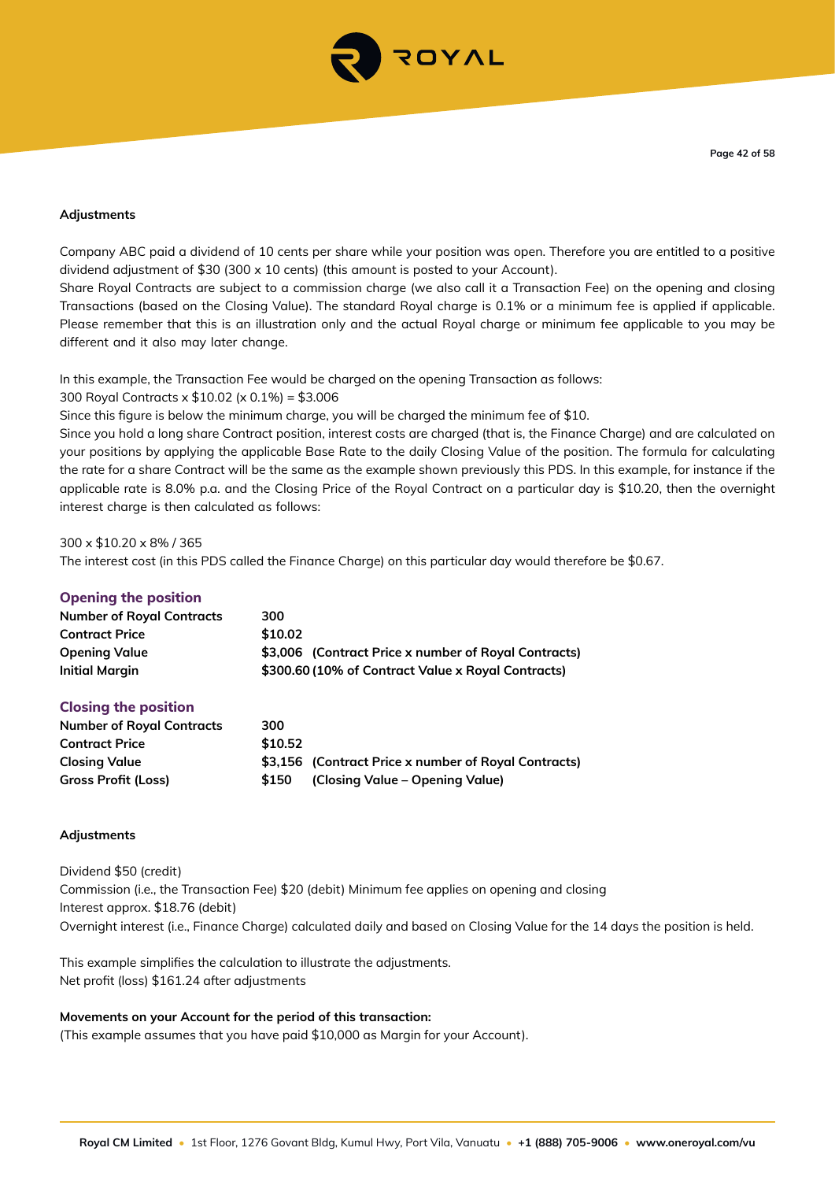**Adjustments**

Company ABC paid a dividend of 10 cents per share while your position was open. Therefore you are entitled to a positive dividend adjustment of $30 (300 x 10 cents) (this amount is posted to your Account).

Share Royal Contracts are subject to a commission charge (we also call it a Transaction Fee) on the opening and closing Transactions (based on the Closing Value). The standard Royal charge is 0.1% or a minimum fee is applied if applicable. Please remember that this is an illustration only and the actual Royal charge or minimum fee applicable to you may be different and it also may later change.

In this example, the Transaction Fee would be charged on the opening Transaction as follows:

300 Royal Contracts x $10.02 (x 0.1%) = $3.006

Since this figure is below the minimum charge, you will be charged the minimum fee of $10.

Since you hold a long share Contract position, interest costs are charged (that is, the Finance Charge) and are calculated on your positions by applying the applicable Base Rate to the daily Closing Value of the position. The formula for calculating the rate for a share Contract will be the same as the example shown previously this PDS. In this example, for instance if the applicable rate is 8.0% p.a. and the Closing Price of the Royal Contract on a particular day is $10.20, then the overnight interest charge is then calculated as follows:

300 x $10.20 x 8% / 365

The interest cost (in this PDS called the Finance Charge) on this particular day would therefore be $0.67.

### Opening the position

| | |
|---|---|
| **Number of Royal Contracts** | **300** |
| **Contract Price** | **$10.02** |
| **Opening Value** | **$3,006 (Contract Price x number of Royal Contracts)** |
| **Initial Margin** | **$300.60 (10% of Contract Value x Royal Contracts)** |

### Closing the position

| | |
|---|---|
| **Number of Royal Contracts** | **300** |
| **Contract Price** | **$10.52** |
| **Closing Value** | **$3,156 (Contract Price x number of Royal Contracts)** |
| **Gross Profit (Loss)** | **$150 (Closing Value – Opening Value)** |

**Adjustments**

Dividend $50 (credit)

Commission (i.e., the Transaction Fee) $20 (debit) Minimum fee applies on opening and closing

Interest approx. $18.76 (debit)

Overnight interest (i.e., Finance Charge) calculated daily and based on Closing Value for the 14 days the position is held.

This example simplifies the calculation to illustrate the adjustments.

Net profit (loss) $161.24 after adjustments

**Movements on your Account for the period of this transaction:**

(This example assumes that you have paid $10,000 as Margin for your Account).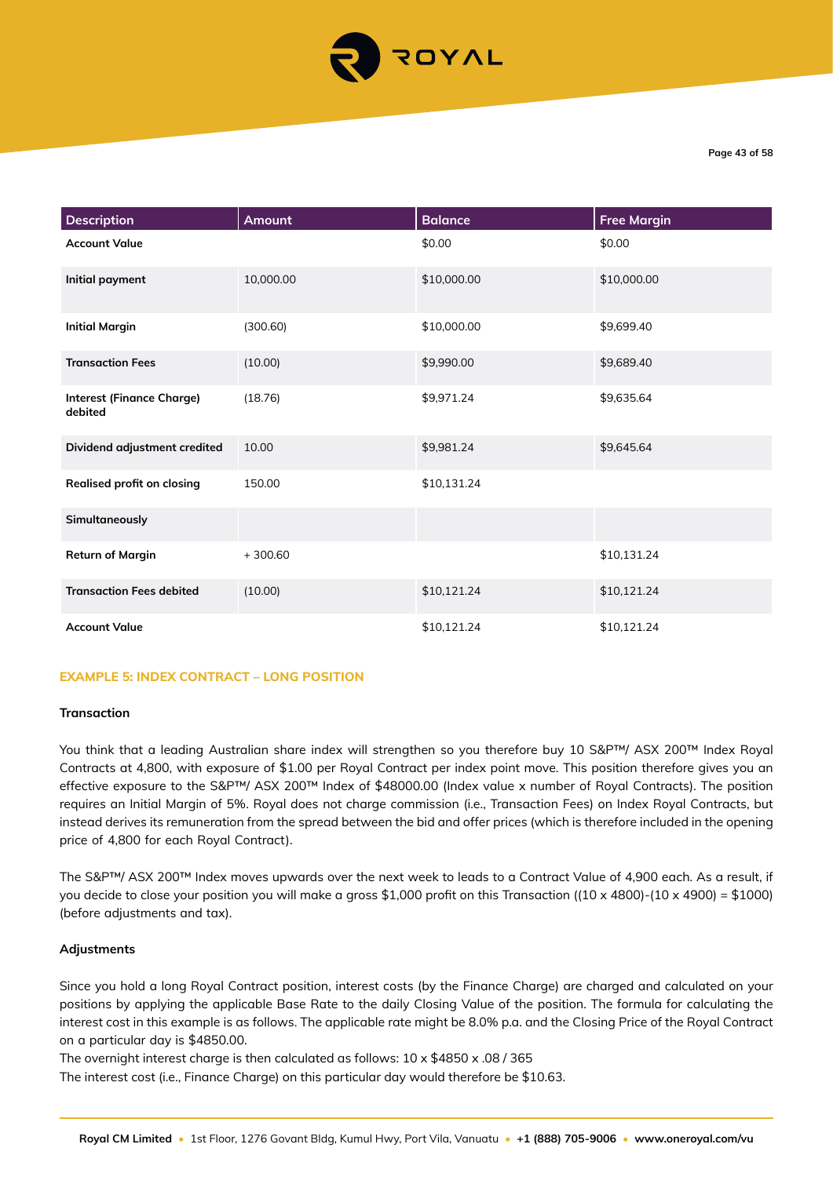| Description | Amount | Balance | Free Margin |
|---|---|---|---|
| **Account Value** | | $0.00 | $0.00 |
| **Initial payment** | 10,000.00 | $10,000.00 | $10,000.00 |
| **Initial Margin** | (300.60) | $10,000.00 | $9,699.40 |
| **Transaction Fees** | (10.00) | $9,990.00 | $9,689.40 |
| **Interest (Finance Charge) debited** | (18.76) | $9,971.24 | $9,635.64 |
| **Dividend adjustment credited** | 10.00 | $9,981.24 | $9,645.64 |
| **Realised profit on closing** | 150.00 | $10,131.24 | |
| **Simultaneously** | | | |
| **Return of Margin** | + 300.60 | | $10,131.24 |
| **Transaction Fees debited** | (10.00) | $10,121.24 | $10,121.24 |
| **Account Value** | | $10,121.24 | $10,121.24 |

## EXAMPLE 5: INDEX CONTRACT – LONG POSITION

### Transaction

You think that a leading Australian share index will strengthen so you therefore buy 10 S&P™/ ASX 200™ Index Royal Contracts at 4,800, with exposure of $1.00 per Royal Contract per index point move. This position therefore gives you an effective exposure to the S&P™/ ASX 200™ Index of $48000.00 (Index value x number of Royal Contracts). The position requires an Initial Margin of 5%. Royal does not charge commission (i.e., Transaction Fees) on Index Royal Contracts, but instead derives its remuneration from the spread between the bid and offer prices (which is therefore included in the opening price of 4,800 for each Royal Contract).

The S&P™/ ASX 200™ Index moves upwards over the next week to leads to a Contract Value of 4,900 each. As a result, if you decide to close your position you will make a gross $1,000 profit on this Transaction ((10 x 4800)-(10 x 4900) = $1000) (before adjustments and tax).

### Adjustments

Since you hold a long Royal Contract position, interest costs (by the Finance Charge) are charged and calculated on your positions by applying the applicable Base Rate to the daily Closing Value of the position. The formula for calculating the interest cost in this example is as follows. The applicable rate might be 8.0% p.a. and the Closing Price of the Royal Contract on a particular day is $4850.00.

The overnight interest charge is then calculated as follows: 10 x $4850 x .08 / 365

The interest cost (i.e., Finance Charge) on this particular day would therefore be $10.63.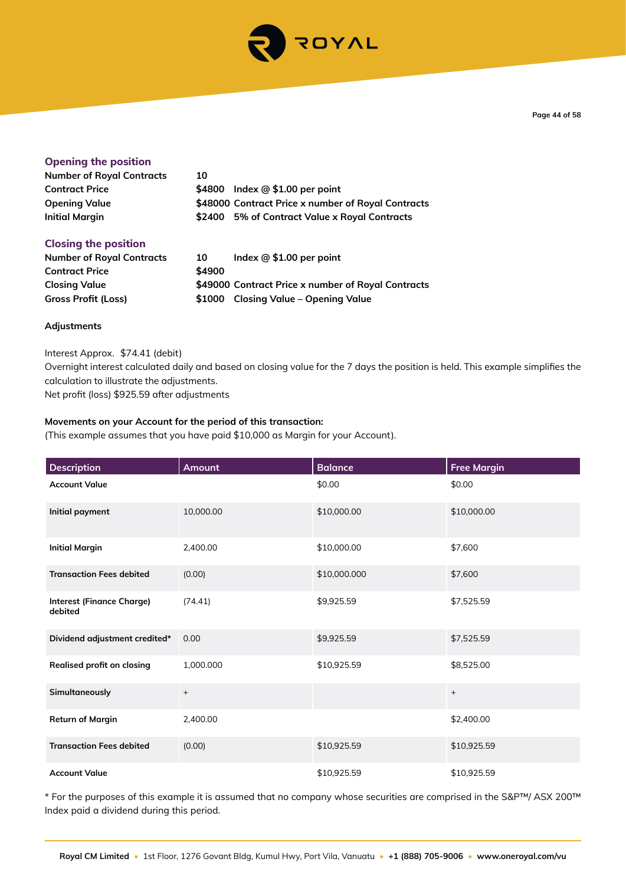### Opening the position

| | | |
|---|---|---|
| **Number of Royal Contracts** | **10** | |
| **Contract Price** | **$4800** | **Index @ $1.00 per point** |
| **Opening Value** | **$48000** | **Contract Price x number of Royal Contracts** |
| **Initial Margin** | **$2400** | **5% of Contract Value x Royal Contracts** |

### Closing the position

| | | |
|---|---|---|
| **Number of Royal Contracts** | **10** | **Index @ $1.00 per point** |
| **Contract Price** | **$4900** | |
| **Closing Value** | **$49000** | **Contract Price x number of Royal Contracts** |
| **Gross Profit (Loss)** | **$1000** | **Closing Value – Opening Value** |

**Adjustments**

Interest Approx. $74.41 (debit)

Overnight interest calculated daily and based on closing value for the 7 days the position is held. This example simplifies the calculation to illustrate the adjustments.

Net profit (loss) $925.59 after adjustments

**Movements on your Account for the period of this transaction:**

(This example assumes that you have paid $10,000 as Margin for your Account).

| Description | Amount | Balance | Free Margin |
|---|---|---|---|
| **Account Value** | | $0.00 | $0.00 |
| **Initial payment** | 10,000.00 | $10,000.00 | $10,000.00 |
| **Initial Margin** | 2,400.00 | $10,000.00 | $7,600 |
| **Transaction Fees debited** | (0.00) | $10,000.000 | $7,600 |
| **Interest (Finance Charge) debited** | (74.41) | $9,925.59 | $7,525.59 |
| **Dividend adjustment credited*** | 0.00 | $9,925.59 | $7,525.59 |
| **Realised profit on closing** | 1,000.000 | $10,925.59 | $8,525.00 |
| **Simultaneously** | + | | + |
| **Return of Margin** | 2,400.00 | | $2,400.00 |
| **Transaction Fees debited** | (0.00) | $10,925.59 | $10,925.59 |
| **Account Value** | | $10,925.59 | $10,925.59 |

* For the purposes of this example it is assumed that no company whose securities are comprised in the S&P™/ ASX 200™ Index paid a dividend during this period.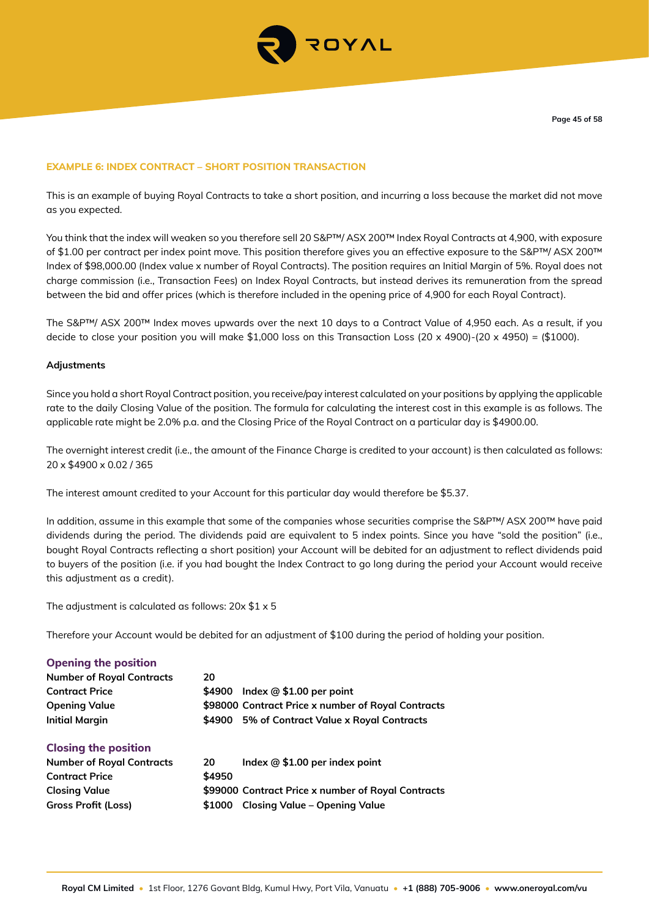### EXAMPLE 6: INDEX CONTRACT – SHORT POSITION TRANSACTION

This is an example of buying Royal Contracts to take a short position, and incurring a loss because the market did not move as you expected.

You think that the index will weaken so you therefore sell 20 S&P™/ ASX 200™ Index Royal Contracts at 4,900, with exposure of $1.00 per contract per index point move. This position therefore gives you an effective exposure to the S&P™/ ASX 200™ Index of $98,000.00 (Index value x number of Royal Contracts). The position requires an Initial Margin of 5%. Royal does not charge commission (i.e., Transaction Fees) on Index Royal Contracts, but instead derives its remuneration from the spread between the bid and offer prices (which is therefore included in the opening price of 4,900 for each Royal Contract).

The S&P™/ ASX 200™ Index moves upwards over the next 10 days to a Contract Value of 4,950 each. As a result, if you decide to close your position you will make $1,000 loss on this Transaction Loss (20 x 4900)-(20 x 4950) = ($1000).

**Adjustments**

Since you hold a short Royal Contract position, you receive/pay interest calculated on your positions by applying the applicable rate to the daily Closing Value of the position. The formula for calculating the interest cost in this example is as follows. The applicable rate might be 2.0% p.a. and the Closing Price of the Royal Contract on a particular day is $4900.00.

The overnight interest credit (i.e., the amount of the Finance Charge is credited to your account) is then calculated as follows: 20 x $4900 x 0.02 / 365

The interest amount credited to your Account for this particular day would therefore be $5.37.

In addition, assume in this example that some of the companies whose securities comprise the S&P™/ ASX 200™ have paid dividends during the period. The dividends paid are equivalent to 5 index points. Since you have "sold the position" (i.e., bought Royal Contracts reflecting a short position) your Account will be debited for an adjustment to reflect dividends paid to buyers of the position (i.e. if you had bought the Index Contract to go long during the period your Account would receive this adjustment as a credit).

The adjustment is calculated as follows: 20x $1 x 5

Therefore your Account would be debited for an adjustment of $100 during the period of holding your position.

**Opening the position**

| | | |
|---|---|---|
| **Number of Royal Contracts** | **20** | |
| **Contract Price** | **$4900** | **Index @ $1.00 per point** |
| **Opening Value** | **$98000** | **Contract Price x number of Royal Contracts** |
| **Initial Margin** | **$4900** | **5% of Contract Value x Royal Contracts** |

**Closing the position**

| | | |
|---|---|---|
| **Number of Royal Contracts** | **20** | **Index @ $1.00 per index point** |
| **Contract Price** | **$4950** | |
| **Closing Value** | **$99000** | **Contract Price x number of Royal Contracts** |
| **Gross Profit (Loss)** | **$1000** | **Closing Value – Opening Value** |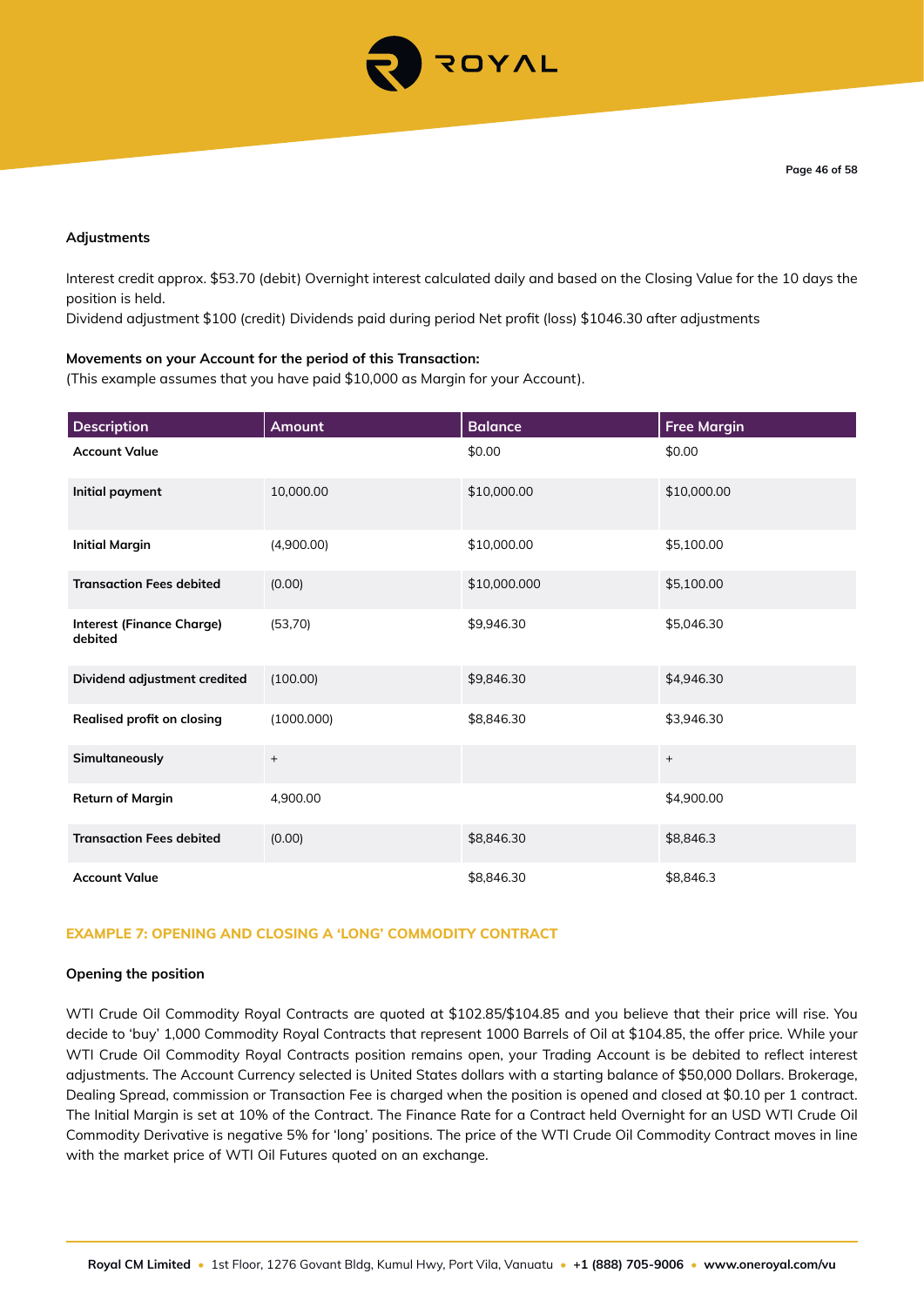**Adjustments**

Interest credit approx. $53.70 (debit) Overnight interest calculated daily and based on the Closing Value for the 10 days the position is held.
Dividend adjustment $100 (credit) Dividends paid during period Net profit (loss) $1046.30 after adjustments

**Movements on your Account for the period of this Transaction:**
(This example assumes that you have paid $10,000 as Margin for your Account).

| Description | Amount | Balance | Free Margin |
|---|---|---|---|
| **Account Value** | | $0.00 | $0.00 |
| **Initial payment** | 10,000.00 | $10,000.00 | $10,000.00 |
| **Initial Margin** | (4,900.00) | $10,000.00 | $5,100.00 |
| **Transaction Fees debited** | (0.00) | $10,000.000 | $5,100.00 |
| **Interest (Finance Charge) debited** | (53,70) | $9,946.30 | $5,046.30 |
| **Dividend adjustment credited** | (100.00) | $9,846.30 | $4,946.30 |
| **Realised profit on closing** | (1000.000) | $8,846.30 | $3,946.30 |
| **Simultaneously** | + | | + |
| **Return of Margin** | 4,900.00 | | $4,900.00 |
| **Transaction Fees debited** | (0.00) | $8,846.30 | $8,846.3 |
| **Account Value** | | $8,846.30 | $8,846.3 |

## EXAMPLE 7: OPENING AND CLOSING A 'LONG' COMMODITY CONTRACT

**Opening the position**

WTI Crude Oil Commodity Royal Contracts are quoted at $102.85/$104.85 and you believe that their price will rise. You decide to 'buy' 1,000 Commodity Royal Contracts that represent 1000 Barrels of Oil at $104.85, the offer price. While your WTI Crude Oil Commodity Royal Contracts position remains open, your Trading Account is be debited to reflect interest adjustments. The Account Currency selected is United States dollars with a starting balance of $50,000 Dollars. Brokerage, Dealing Spread, commission or Transaction Fee is charged when the position is opened and closed at $0.10 per 1 contract. The Initial Margin is set at 10% of the Contract. The Finance Rate for a Contract held Overnight for an USD WTI Crude Oil Commodity Derivative is negative 5% for 'long' positions. The price of the WTI Crude Oil Commodity Contract moves in line with the market price of WTI Oil Futures quoted on an exchange.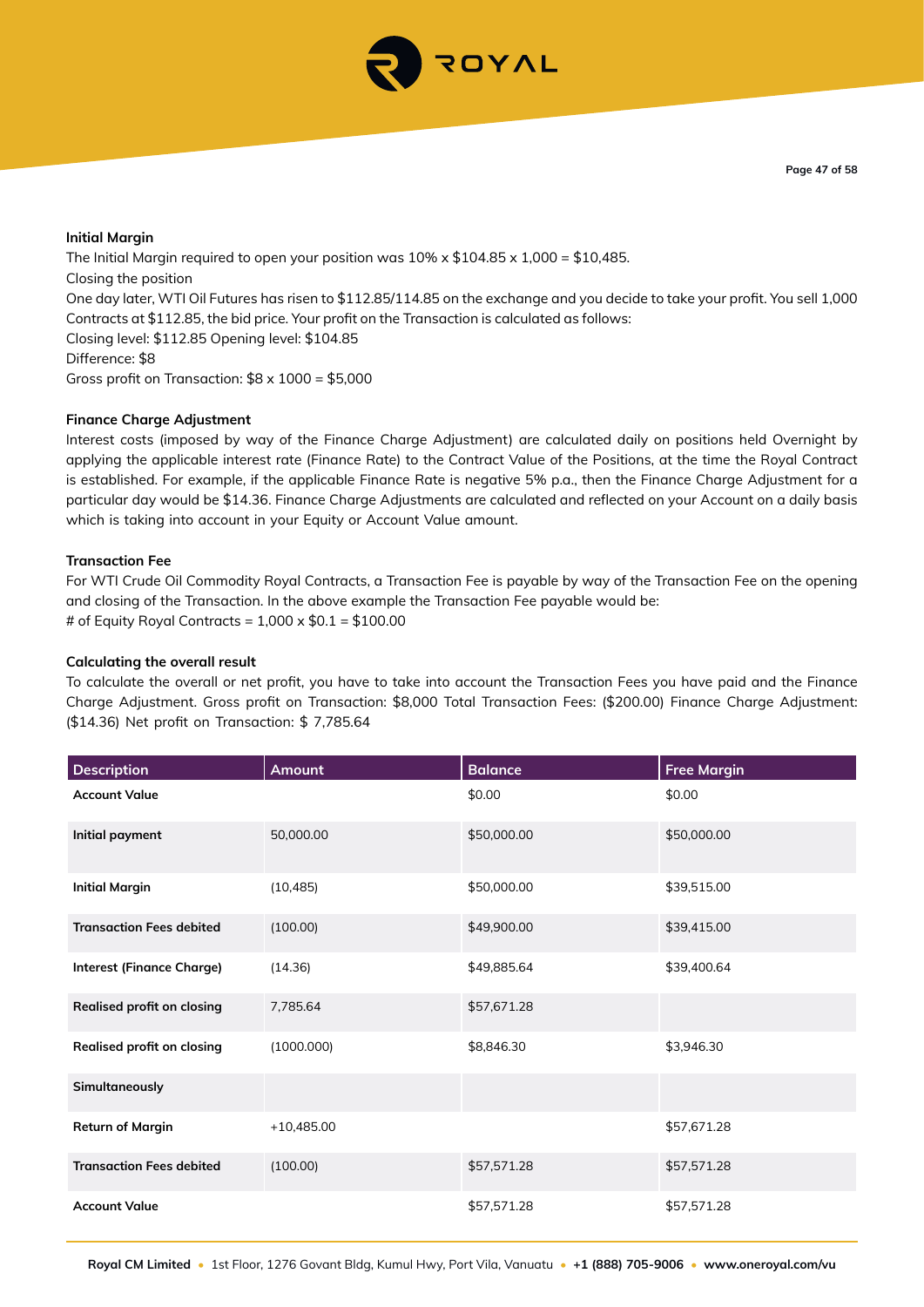**Initial Margin**

The Initial Margin required to open your position was 10% x $104.85 x 1,000 = $10,485.

Closing the position

One day later, WTI Oil Futures has risen to $112.85/114.85 on the exchange and you decide to take your profit. You sell 1,000 Contracts at $112.85, the bid price. Your profit on the Transaction is calculated as follows:

Closing level: $112.85 Opening level: $104.85

Difference: $8

Gross profit on Transaction: $8 x 1000 = $5,000

**Finance Charge Adjustment**

Interest costs (imposed by way of the Finance Charge Adjustment) are calculated daily on positions held Overnight by applying the applicable interest rate (Finance Rate) to the Contract Value of the Positions, at the time the Royal Contract is established. For example, if the applicable Finance Rate is negative 5% p.a., then the Finance Charge Adjustment for a particular day would be $14.36. Finance Charge Adjustments are calculated and reflected on your Account on a daily basis which is taking into account in your Equity or Account Value amount.

**Transaction Fee**

For WTI Crude Oil Commodity Royal Contracts, a Transaction Fee is payable by way of the Transaction Fee on the opening and closing of the Transaction. In the above example the Transaction Fee payable would be:

# of Equity Royal Contracts = 1,000 x $0.1 = $100.00

**Calculating the overall result**

To calculate the overall or net profit, you have to take into account the Transaction Fees you have paid and the Finance Charge Adjustment. Gross profit on Transaction: $8,000 Total Transaction Fees: ($200.00) Finance Charge Adjustment: ($14.36) Net profit on Transaction: $ 7,785.64

| Description | Amount | Balance | Free Margin |
|---|---|---|---|
| **Account Value** | | $0.00 | $0.00 |
| **Initial payment** | 50,000.00 | $50,000.00 | $50,000.00 |
| **Initial Margin** | (10,485) | $50,000.00 | $39,515.00 |
| **Transaction Fees debited** | (100.00) | $49,900.00 | $39,415.00 |
| **Interest (Finance Charge)** | (14.36) | $49,885.64 | $39,400.64 |
| **Realised profit on closing** | 7,785.64 | $57,671.28 | |
| **Realised profit on closing** | (1000.000) | $8,846.30 | $3,946.30 |
| **Simultaneously** | | | |
| **Return of Margin** | +10,485.00 | | $57,671.28 |
| **Transaction Fees debited** | (100.00) | $57,571.28 | $57,571.28 |
| **Account Value** | | $57,571.28 | $57,571.28 |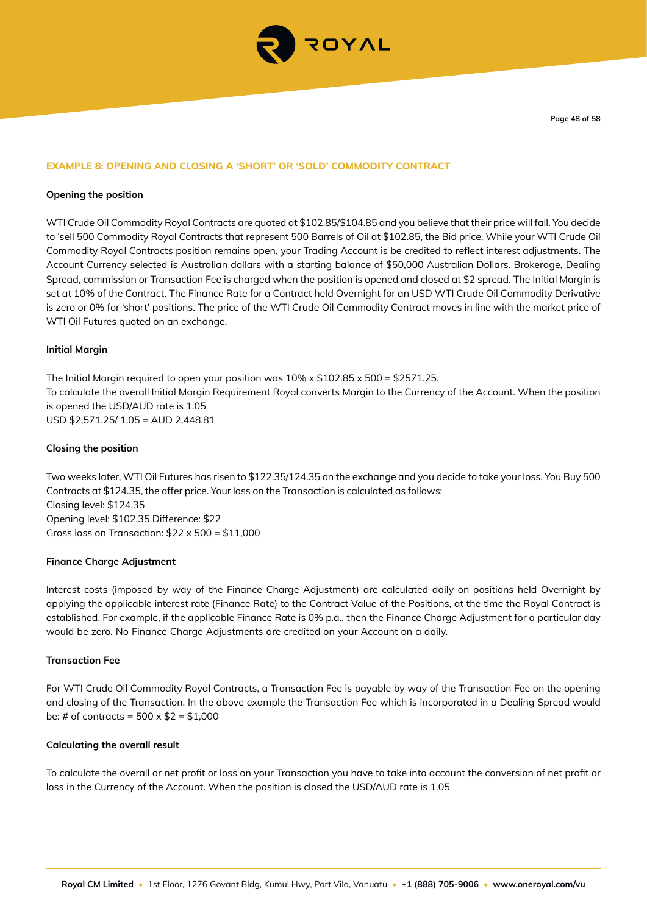### EXAMPLE 8: OPENING AND CLOSING A 'SHORT' OR 'SOLD' COMMODITY CONTRACT

**Opening the position**

WTI Crude Oil Commodity Royal Contracts are quoted at $102.85/$104.85 and you believe that their price will fall. You decide to 'sell 500 Commodity Royal Contracts that represent 500 Barrels of Oil at $102.85, the Bid price. While your WTI Crude Oil Commodity Royal Contracts position remains open, your Trading Account is be credited to reflect interest adjustments. The Account Currency selected is Australian dollars with a starting balance of $50,000 Australian Dollars. Brokerage, Dealing Spread, commission or Transaction Fee is charged when the position is opened and closed at $2 spread. The Initial Margin is set at 10% of the Contract. The Finance Rate for a Contract held Overnight for an USD WTI Crude Oil Commodity Derivative is zero or 0% for 'short' positions. The price of the WTI Crude Oil Commodity Contract moves in line with the market price of WTI Oil Futures quoted on an exchange.

**Initial Margin**

The Initial Margin required to open your position was 10% x $102.85 x 500 = $2571.25.
To calculate the overall Initial Margin Requirement Royal converts Margin to the Currency of the Account. When the position is opened the USD/AUD rate is 1.05
USD $2,571.25/ 1.05 = AUD 2,448.81

**Closing the position**

Two weeks later, WTI Oil Futures has risen to $122.35/124.35 on the exchange and you decide to take your loss. You Buy 500 Contracts at $124.35, the offer price. Your loss on the Transaction is calculated as follows:
Closing level: $124.35
Opening level: $102.35 Difference: $22
Gross loss on Transaction: $22 x 500 = $11,000

**Finance Charge Adjustment**

Interest costs (imposed by way of the Finance Charge Adjustment) are calculated daily on positions held Overnight by applying the applicable interest rate (Finance Rate) to the Contract Value of the Positions, at the time the Royal Contract is established. For example, if the applicable Finance Rate is 0% p.a., then the Finance Charge Adjustment for a particular day would be zero. No Finance Charge Adjustments are credited on your Account on a daily.

**Transaction Fee**

For WTI Crude Oil Commodity Royal Contracts, a Transaction Fee is payable by way of the Transaction Fee on the opening and closing of the Transaction. In the above example the Transaction Fee which is incorporated in a Dealing Spread would be: # of contracts = 500 x $2 = $1,000

**Calculating the overall result**

To calculate the overall or net profit or loss on your Transaction you have to take into account the conversion of net profit or loss in the Currency of the Account. When the position is closed the USD/AUD rate is 1.05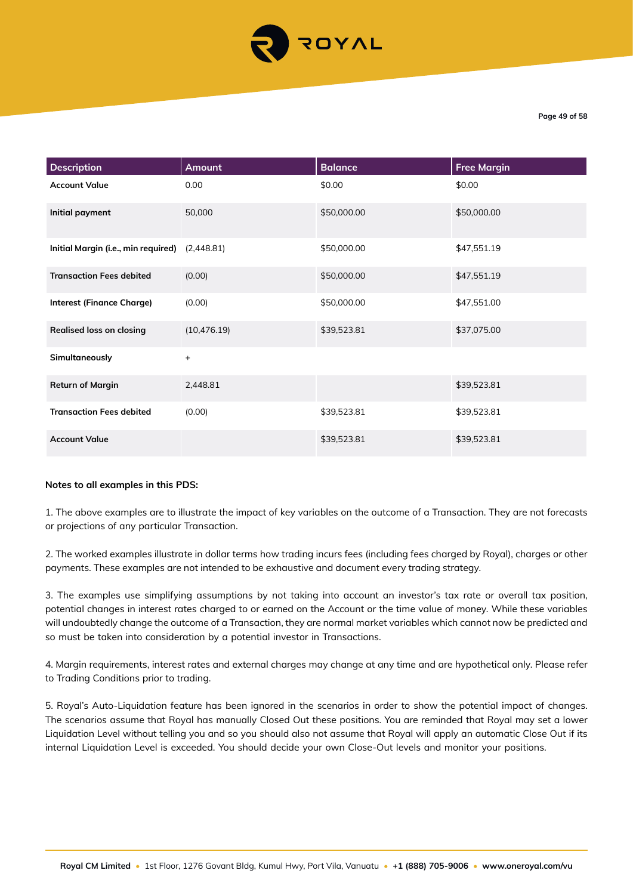| Description | Amount | Balance | Free Margin |
|---|---|---|---|
| **Account Value** | 0.00 | $0.00 | $0.00 |
| **Initial payment** | 50,000 | $50,000.00 | $50,000.00 |
| **Initial Margin (i.e., min required)** | (2,448.81) | $50,000.00 | $47,551.19 |
| **Transaction Fees debited** | (0.00) | $50,000.00 | $47,551.19 |
| **Interest (Finance Charge)** | (0.00) | $50,000.00 | $47,551.00 |
| **Realised loss on closing** | (10,476.19) | $39,523.81 | $37,075.00 |
| **Simultaneously** | + | | |
| **Return of Margin** | 2,448.81 | | $39,523.81 |
| **Transaction Fees debited** | (0.00) | $39,523.81 | $39,523.81 |
| **Account Value** | | $39,523.81 | $39,523.81 |

**Notes to all examples in this PDS:**

1. The above examples are to illustrate the impact of key variables on the outcome of a Transaction. They are not forecasts or projections of any particular Transaction.

2. The worked examples illustrate in dollar terms how trading incurs fees (including fees charged by Royal), charges or other payments. These examples are not intended to be exhaustive and document every trading strategy.

3. The examples use simplifying assumptions by not taking into account an investor's tax rate or overall tax position, potential changes in interest rates charged to or earned on the Account or the time value of money. While these variables will undoubtedly change the outcome of a Transaction, they are normal market variables which cannot now be predicted and so must be taken into consideration by a potential investor in Transactions.

4. Margin requirements, interest rates and external charges may change at any time and are hypothetical only. Please refer to Trading Conditions prior to trading.

5. Royal's Auto-Liquidation feature has been ignored in the scenarios in order to show the potential impact of changes. The scenarios assume that Royal has manually Closed Out these positions. You are reminded that Royal may set a lower Liquidation Level without telling you and so you should also not assume that Royal will apply an automatic Close Out if its internal Liquidation Level is exceeded. You should decide your own Close-Out levels and monitor your positions.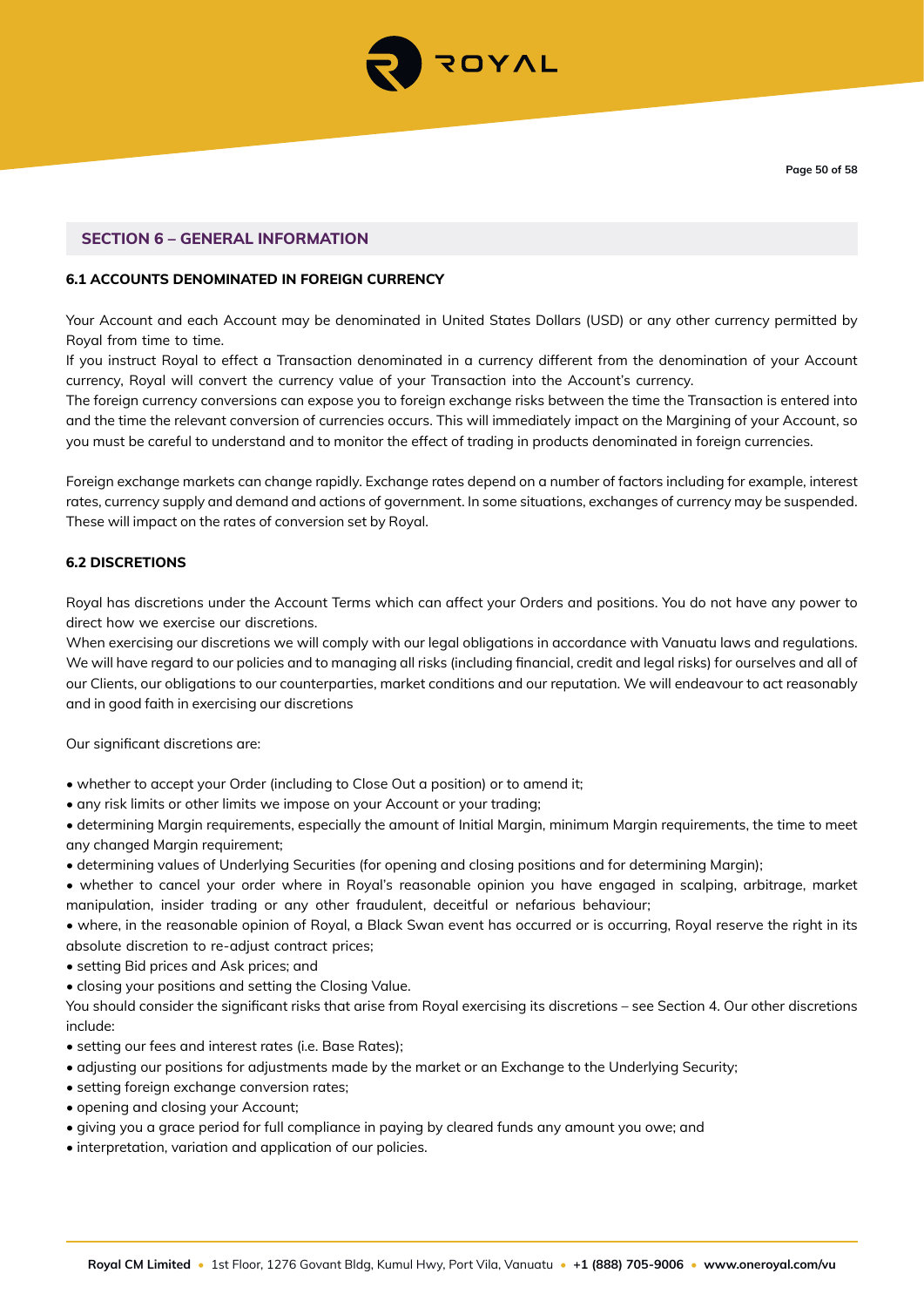## SECTION 6 – GENERAL INFORMATION

### 6.1 ACCOUNTS DENOMINATED IN FOREIGN CURRENCY

Your Account and each Account may be denominated in United States Dollars (USD) or any other currency permitted by Royal from time to time.
If you instruct Royal to effect a Transaction denominated in a currency different from the denomination of your Account currency, Royal will convert the currency value of your Transaction into the Account's currency.
The foreign currency conversions can expose you to foreign exchange risks between the time the Transaction is entered into and the time the relevant conversion of currencies occurs. This will immediately impact on the Margining of your Account, so you must be careful to understand and to monitor the effect of trading in products denominated in foreign currencies.

Foreign exchange markets can change rapidly. Exchange rates depend on a number of factors including for example, interest rates, currency supply and demand and actions of government. In some situations, exchanges of currency may be suspended. These will impact on the rates of conversion set by Royal.

### 6.2 DISCRETIONS

Royal has discretions under the Account Terms which can affect your Orders and positions. You do not have any power to direct how we exercise our discretions.
When exercising our discretions we will comply with our legal obligations in accordance with Vanuatu laws and regulations. We will have regard to our policies and to managing all risks (including financial, credit and legal risks) for ourselves and all of our Clients, our obligations to our counterparties, market conditions and our reputation. We will endeavour to act reasonably and in good faith in exercising our discretions

Our significant discretions are:

- whether to accept your Order (including to Close Out a position) or to amend it;
- any risk limits or other limits we impose on your Account or your trading;
- determining Margin requirements, especially the amount of Initial Margin, minimum Margin requirements, the time to meet any changed Margin requirement;
- determining values of Underlying Securities (for opening and closing positions and for determining Margin);
- whether to cancel your order where in Royal's reasonable opinion you have engaged in scalping, arbitrage, market manipulation, insider trading or any other fraudulent, deceitful or nefarious behaviour;
- where, in the reasonable opinion of Royal, a Black Swan event has occurred or is occurring, Royal reserve the right in its absolute discretion to re-adjust contract prices;
- setting Bid prices and Ask prices; and
- closing your positions and setting the Closing Value.

You should consider the significant risks that arise from Royal exercising its discretions – see Section 4. Our other discretions include:

- setting our fees and interest rates (i.e. Base Rates);
- adjusting our positions for adjustments made by the market or an Exchange to the Underlying Security;
- setting foreign exchange conversion rates;
- opening and closing your Account;
- giving you a grace period for full compliance in paying by cleared funds any amount you owe; and
- interpretation, variation and application of our policies.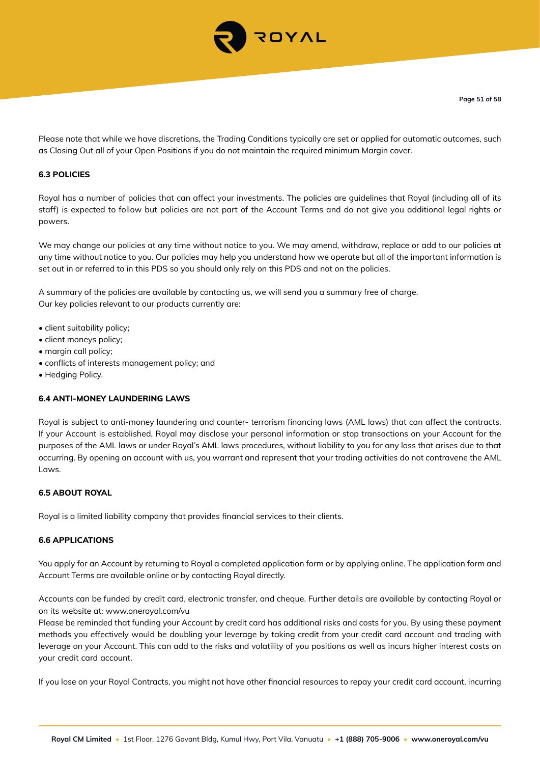Please note that while we have discretions, the Trading Conditions typically are set or applied for automatic outcomes, such as Closing Out all of your Open Positions if you do not maintain the required minimum Margin cover.

### 6.3 POLICIES

Royal has a number of policies that can affect your investments. The policies are guidelines that Royal (including all of its staff) is expected to follow but policies are not part of the Account Terms and do not give you additional legal rights or powers.

We may change our policies at any time without notice to you. We may amend, withdraw, replace or add to our policies at any time without notice to you. Our policies may help you understand how we operate but all of the important information is set out in or referred to in this PDS so you should only rely on this PDS and not on the policies.

A summary of the policies are available by contacting us, we will send you a summary free of charge.
Our key policies relevant to our products currently are:

- client suitability policy;
- client moneys policy;
- margin call policy;
- conflicts of interests management policy; and
- Hedging Policy.

### 6.4 ANTI-MONEY LAUNDERING LAWS

Royal is subject to anti-money laundering and counter- terrorism financing laws (AML laws) that can affect the contracts. If your Account is established, Royal may disclose your personal information or stop transactions on your Account for the purposes of the AML laws or under Royal's AML laws procedures, without liability to you for any loss that arises due to that occurring. By opening an account with us, you warrant and represent that your trading activities do not contravene the AML Laws.

### 6.5 ABOUT ROYAL

Royal is a limited liability company that provides financial services to their clients.

### 6.6 APPLICATIONS

You apply for an Account by returning to Royal a completed application form or by applying online. The application form and Account Terms are available online or by contacting Royal directly.

Accounts can be funded by credit card, electronic transfer, and cheque. Further details are available by contacting Royal or on its website at: www.oneroyal.com/vu
Please be reminded that funding your Account by credit card has additional risks and costs for you. By using these payment methods you effectively would be doubling your leverage by taking credit from your credit card account and trading with leverage on your Account. This can add to the risks and volatility of you positions as well as incurs higher interest costs on your credit card account.

If you lose on your Royal Contracts, you might not have other financial resources to repay your credit card account, incurring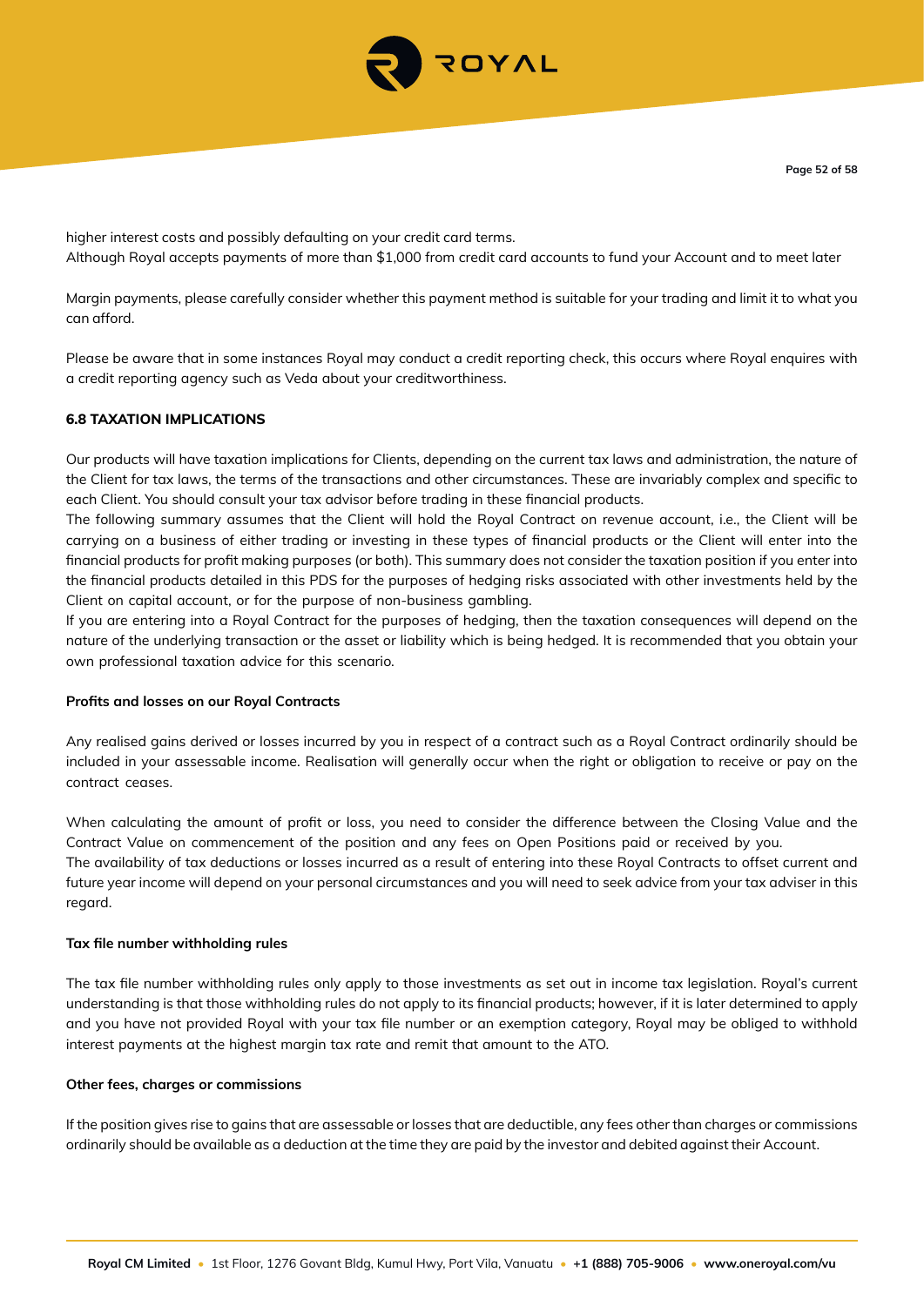higher interest costs and possibly defaulting on your credit card terms.
Although Royal accepts payments of more than $1,000 from credit card accounts to fund your Account and to meet later

Margin payments, please carefully consider whether this payment method is suitable for your trading and limit it to what you can afford.

Please be aware that in some instances Royal may conduct a credit reporting check, this occurs where Royal enquires with a credit reporting agency such as Veda about your creditworthiness.

### 6.8 TAXATION IMPLICATIONS

Our products will have taxation implications for Clients, depending on the current tax laws and administration, the nature of the Client for tax laws, the terms of the transactions and other circumstances. These are invariably complex and specific to each Client. You should consult your tax advisor before trading in these financial products.
The following summary assumes that the Client will hold the Royal Contract on revenue account, i.e., the Client will be carrying on a business of either trading or investing in these types of financial products or the Client will enter into the financial products for profit making purposes (or both). This summary does not consider the taxation position if you enter into the financial products detailed in this PDS for the purposes of hedging risks associated with other investments held by the Client on capital account, or for the purpose of non-business gambling.
If you are entering into a Royal Contract for the purposes of hedging, then the taxation consequences will depend on the nature of the underlying transaction or the asset or liability which is being hedged. It is recommended that you obtain your own professional taxation advice for this scenario.

#### Profits and losses on our Royal Contracts

Any realised gains derived or losses incurred by you in respect of a contract such as a Royal Contract ordinarily should be included in your assessable income. Realisation will generally occur when the right or obligation to receive or pay on the contract ceases.

When calculating the amount of profit or loss, you need to consider the difference between the Closing Value and the Contract Value on commencement of the position and any fees on Open Positions paid or received by you.
The availability of tax deductions or losses incurred as a result of entering into these Royal Contracts to offset current and future year income will depend on your personal circumstances and you will need to seek advice from your tax adviser in this regard.

#### Tax file number withholding rules

The tax file number withholding rules only apply to those investments as set out in income tax legislation. Royal's current understanding is that those withholding rules do not apply to its financial products; however, if it is later determined to apply and you have not provided Royal with your tax file number or an exemption category, Royal may be obliged to withhold interest payments at the highest margin tax rate and remit that amount to the ATO.

#### Other fees, charges or commissions

If the position gives rise to gains that are assessable or losses that are deductible, any fees other than charges or commissions ordinarily should be available as a deduction at the time they are paid by the investor and debited against their Account.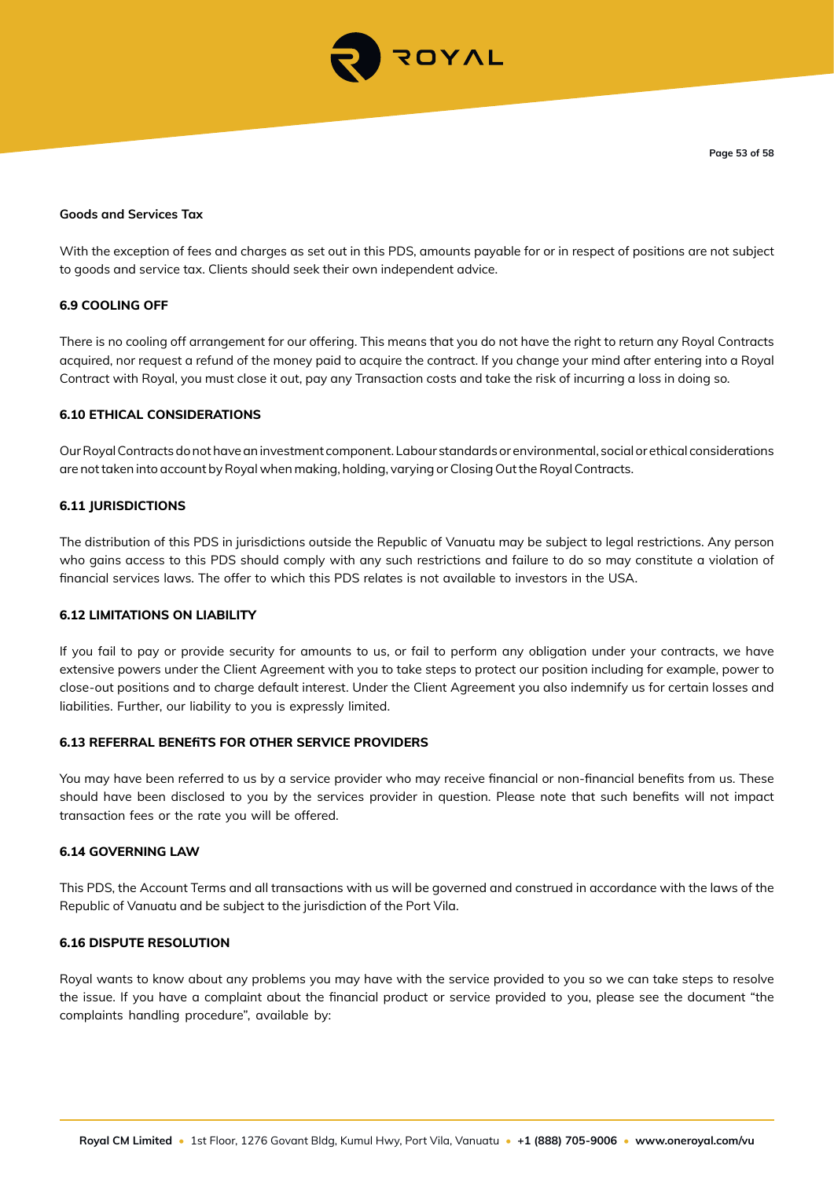**Goods and Services Tax**

With the exception of fees and charges as set out in this PDS, amounts payable for or in respect of positions are not subject to goods and service tax. Clients should seek their own independent advice.

### 6.9 COOLING OFF

There is no cooling off arrangement for our offering. This means that you do not have the right to return any Royal Contracts acquired, nor request a refund of the money paid to acquire the contract. If you change your mind after entering into a Royal Contract with Royal, you must close it out, pay any Transaction costs and take the risk of incurring a loss in doing so.

### 6.10 ETHICAL CONSIDERATIONS

Our Royal Contracts do not have an investment component. Labour standards or environmental, social or ethical considerations are not taken into account by Royal when making, holding, varying or Closing Out the Royal Contracts.

### 6.11 JURISDICTIONS

The distribution of this PDS in jurisdictions outside the Republic of Vanuatu may be subject to legal restrictions. Any person who gains access to this PDS should comply with any such restrictions and failure to do so may constitute a violation of financial services laws. The offer to which this PDS relates is not available to investors in the USA.

### 6.12 LIMITATIONS ON LIABILITY

If you fail to pay or provide security for amounts to us, or fail to perform any obligation under your contracts, we have extensive powers under the Client Agreement with you to take steps to protect our position including for example, power to close-out positions and to charge default interest. Under the Client Agreement you also indemnify us for certain losses and liabilities. Further, our liability to you is expressly limited.

### 6.13 REFERRAL BENEfiTS FOR OTHER SERVICE PROVIDERS

You may have been referred to us by a service provider who may receive financial or non-financial benefits from us. These should have been disclosed to you by the services provider in question. Please note that such benefits will not impact transaction fees or the rate you will be offered.

### 6.14 GOVERNING LAW

This PDS, the Account Terms and all transactions with us will be governed and construed in accordance with the laws of the Republic of Vanuatu and be subject to the jurisdiction of the Port Vila.

### 6.16 DISPUTE RESOLUTION

Royal wants to know about any problems you may have with the service provided to you so we can take steps to resolve the issue. If you have a complaint about the financial product or service provided to you, please see the document "the complaints handling procedure", available by: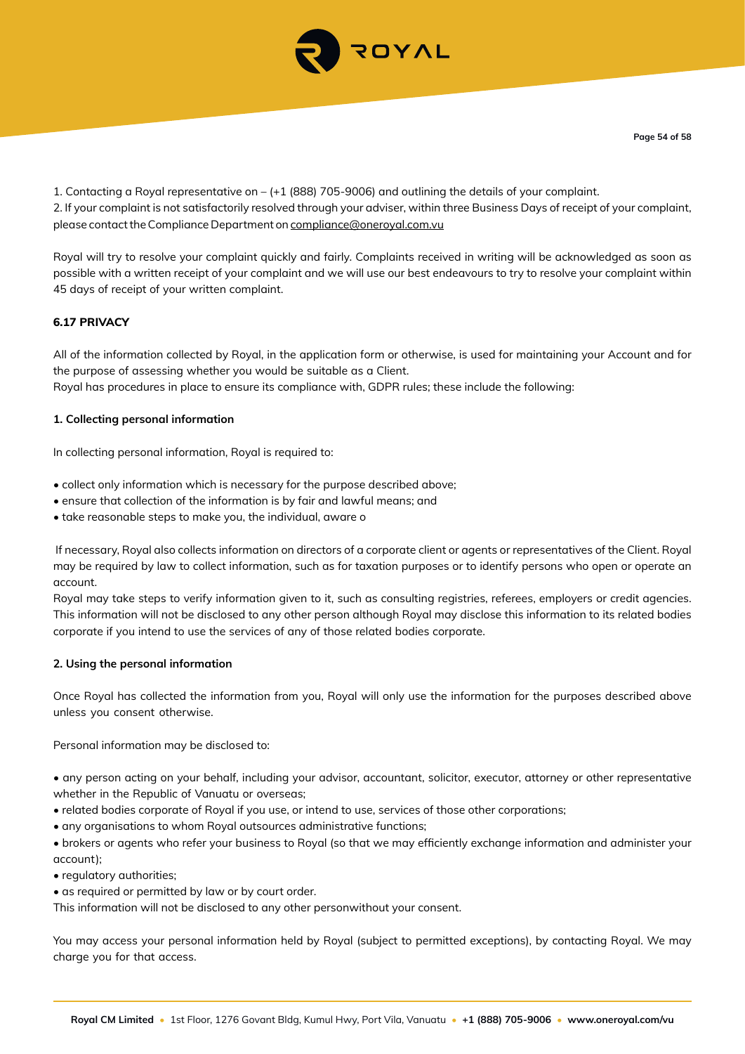1. Contacting a Royal representative on – (+1 (888) 705-9006) and outlining the details of your complaint.
2. If your complaint is not satisfactorily resolved through your adviser, within three Business Days of receipt of your complaint, please contact the Compliance Department on compliance@oneroyal.com.vu

Royal will try to resolve your complaint quickly and fairly. Complaints received in writing will be acknowledged as soon as possible with a written receipt of your complaint and we will use our best endeavours to try to resolve your complaint within 45 days of receipt of your written complaint.

### 6.17 PRIVACY

All of the information collected by Royal, in the application form or otherwise, is used for maintaining your Account and for the purpose of assessing whether you would be suitable as a Client.
Royal has procedures in place to ensure its compliance with, GDPR rules; these include the following:

**1. Collecting personal information**

In collecting personal information, Royal is required to:

- collect only information which is necessary for the purpose described above;
- ensure that collection of the information is by fair and lawful means; and
- take reasonable steps to make you, the individual, aware o

If necessary, Royal also collects information on directors of a corporate client or agents or representatives of the Client. Royal may be required by law to collect information, such as for taxation purposes or to identify persons who open or operate an account.
Royal may take steps to verify information given to it, such as consulting registries, referees, employers or credit agencies. This information will not be disclosed to any other person although Royal may disclose this information to its related bodies corporate if you intend to use the services of any of those related bodies corporate.

**2. Using the personal information**

Once Royal has collected the information from you, Royal will only use the information for the purposes described above unless you consent otherwise.

Personal information may be disclosed to:

- any person acting on your behalf, including your advisor, accountant, solicitor, executor, attorney or other representative whether in the Republic of Vanuatu or overseas;
- related bodies corporate of Royal if you use, or intend to use, services of those other corporations;
- any organisations to whom Royal outsources administrative functions;
- brokers or agents who refer your business to Royal (so that we may efficiently exchange information and administer your account);
- regulatory authorities;
- as required or permitted by law or by court order.

This information will not be disclosed to any other personwithout your consent.

You may access your personal information held by Royal (subject to permitted exceptions), by contacting Royal. We may charge you for that access.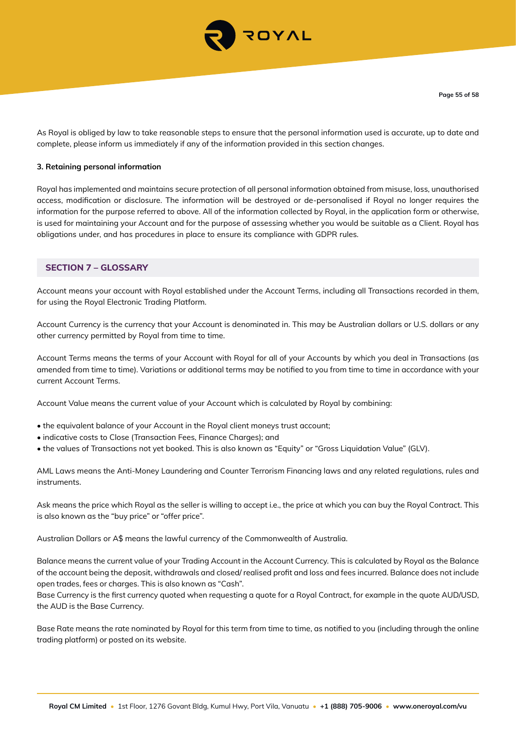As Royal is obliged by law to take reasonable steps to ensure that the personal information used is accurate, up to date and complete, please inform us immediately if any of the information provided in this section changes.

**3. Retaining personal information**

Royal has implemented and maintains secure protection of all personal information obtained from misuse, loss, unauthorised access, modification or disclosure. The information will be destroyed or de-personalised if Royal no longer requires the information for the purpose referred to above. All of the information collected by Royal, in the application form or otherwise, is used for maintaining your Account and for the purpose of assessing whether you would be suitable as a Client. Royal has obligations under, and has procedures in place to ensure its compliance with GDPR rules.

## SECTION 7 – GLOSSARY

Account means your account with Royal established under the Account Terms, including all Transactions recorded in them, for using the Royal Electronic Trading Platform.

Account Currency is the currency that your Account is denominated in. This may be Australian dollars or U.S. dollars or any other currency permitted by Royal from time to time.

Account Terms means the terms of your Account with Royal for all of your Accounts by which you deal in Transactions (as amended from time to time). Variations or additional terms may be notified to you from time to time in accordance with your current Account Terms.

Account Value means the current value of your Account which is calculated by Royal by combining:

- the equivalent balance of your Account in the Royal client moneys trust account;
- indicative costs to Close (Transaction Fees, Finance Charges); and
- the values of Transactions not yet booked. This is also known as "Equity" or "Gross Liquidation Value" (GLV).

AML Laws means the Anti-Money Laundering and Counter Terrorism Financing laws and any related regulations, rules and instruments.

Ask means the price which Royal as the seller is willing to accept i.e., the price at which you can buy the Royal Contract. This is also known as the "buy price" or "offer price".

Australian Dollars or A$ means the lawful currency of the Commonwealth of Australia.

Balance means the current value of your Trading Account in the Account Currency. This is calculated by Royal as the Balance of the account being the deposit, withdrawals and closed/ realised profit and loss and fees incurred. Balance does not include open trades, fees or charges. This is also known as "Cash".
Base Currency is the first currency quoted when requesting a quote for a Royal Contract, for example in the quote AUD/USD, the AUD is the Base Currency.

Base Rate means the rate nominated by Royal for this term from time to time, as notified to you (including through the online trading platform) or posted on its website.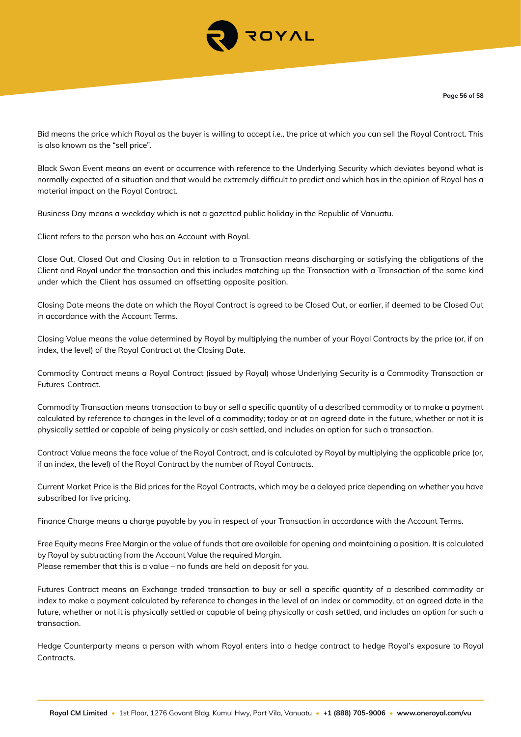Bid means the price which Royal as the buyer is willing to accept i.e., the price at which you can sell the Royal Contract. This is also known as the "sell price".

Black Swan Event means an event or occurrence with reference to the Underlying Security which deviates beyond what is normally expected of a situation and that would be extremely difficult to predict and which has in the opinion of Royal has a material impact on the Royal Contract.

Business Day means a weekday which is not a gazetted public holiday in the Republic of Vanuatu.

Client refers to the person who has an Account with Royal.

Close Out, Closed Out and Closing Out in relation to a Transaction means discharging or satisfying the obligations of the Client and Royal under the transaction and this includes matching up the Transaction with a Transaction of the same kind under which the Client has assumed an offsetting opposite position.

Closing Date means the date on which the Royal Contract is agreed to be Closed Out, or earlier, if deemed to be Closed Out in accordance with the Account Terms.

Closing Value means the value determined by Royal by multiplying the number of your Royal Contracts by the price (or, if an index, the level) of the Royal Contract at the Closing Date.

Commodity Contract means a Royal Contract (issued by Royal) whose Underlying Security is a Commodity Transaction or Futures Contract.

Commodity Transaction means transaction to buy or sell a specific quantity of a described commodity or to make a payment calculated by reference to changes in the level of a commodity; today or at an agreed date in the future, whether or not it is physically settled or capable of being physically or cash settled, and includes an option for such a transaction.

Contract Value means the face value of the Royal Contract, and is calculated by Royal by multiplying the applicable price (or, if an index, the level) of the Royal Contract by the number of Royal Contracts.

Current Market Price is the Bid prices for the Royal Contracts, which may be a delayed price depending on whether you have subscribed for live pricing.

Finance Charge means a charge payable by you in respect of your Transaction in accordance with the Account Terms.

Free Equity means Free Margin or the value of funds that are available for opening and maintaining a position. It is calculated by Royal by subtracting from the Account Value the required Margin.
Please remember that this is a value – no funds are held on deposit for you.

Futures Contract means an Exchange traded transaction to buy or sell a specific quantity of a described commodity or index to make a payment calculated by reference to changes in the level of an index or commodity, at an agreed date in the future, whether or not it is physically settled or capable of being physically or cash settled, and includes an option for such a transaction.

Hedge Counterparty means a person with whom Royal enters into a hedge contract to hedge Royal's exposure to Royal Contracts.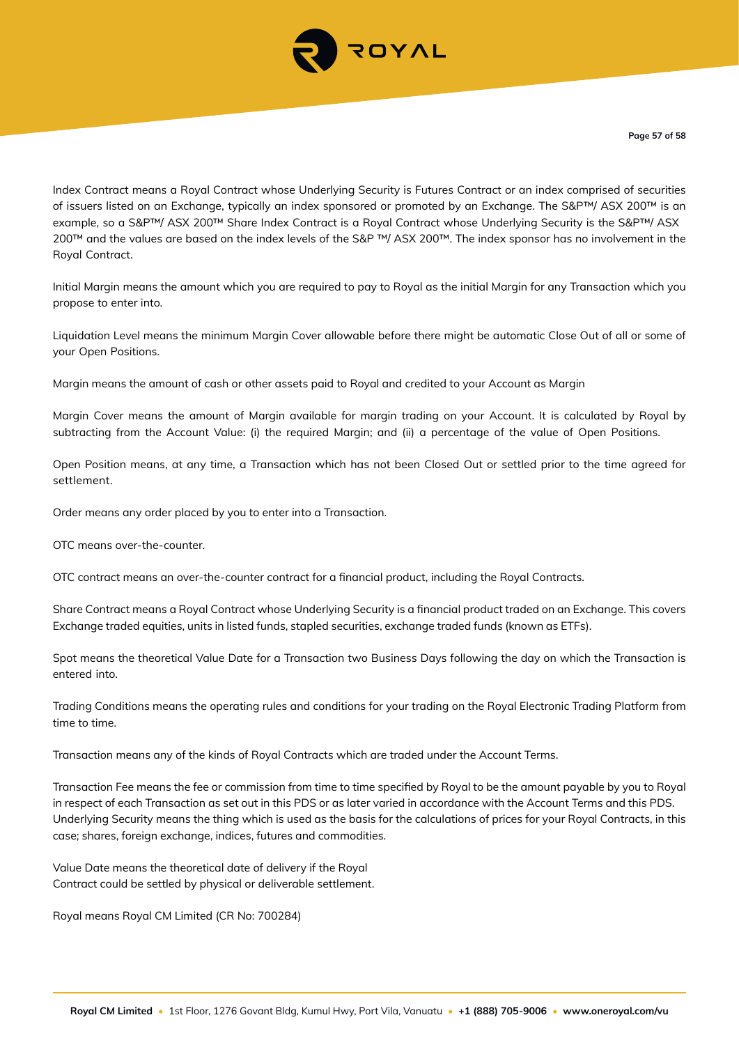Index Contract means a Royal Contract whose Underlying Security is Futures Contract or an index comprised of securities of issuers listed on an Exchange, typically an index sponsored or promoted by an Exchange. The S&P™/ ASX 200™ is an example, so a S&P™/ ASX 200™ Share Index Contract is a Royal Contract whose Underlying Security is the S&P™/ ASX 200™ and the values are based on the index levels of the S&P ™/ ASX 200™. The index sponsor has no involvement in the Royal Contract.

Initial Margin means the amount which you are required to pay to Royal as the initial Margin for any Transaction which you propose to enter into.

Liquidation Level means the minimum Margin Cover allowable before there might be automatic Close Out of all or some of your Open Positions.

Margin means the amount of cash or other assets paid to Royal and credited to your Account as Margin

Margin Cover means the amount of Margin available for margin trading on your Account. It is calculated by Royal by subtracting from the Account Value: (i) the required Margin; and (ii) a percentage of the value of Open Positions.

Open Position means, at any time, a Transaction which has not been Closed Out or settled prior to the time agreed for settlement.

Order means any order placed by you to enter into a Transaction.

OTC means over-the-counter.

OTC contract means an over-the-counter contract for a financial product, including the Royal Contracts.

Share Contract means a Royal Contract whose Underlying Security is a financial product traded on an Exchange. This covers Exchange traded equities, units in listed funds, stapled securities, exchange traded funds (known as ETFs).

Spot means the theoretical Value Date for a Transaction two Business Days following the day on which the Transaction is entered into.

Trading Conditions means the operating rules and conditions for your trading on the Royal Electronic Trading Platform from time to time.

Transaction means any of the kinds of Royal Contracts which are traded under the Account Terms.

Transaction Fee means the fee or commission from time to time specified by Royal to be the amount payable by you to Royal in respect of each Transaction as set out in this PDS or as later varied in accordance with the Account Terms and this PDS.
Underlying Security means the thing which is used as the basis for the calculations of prices for your Royal Contracts, in this case; shares, foreign exchange, indices, futures and commodities.

Value Date means the theoretical date of delivery if the Royal Contract could be settled by physical or deliverable settlement.

Royal means Royal CM Limited (CR No: 700284)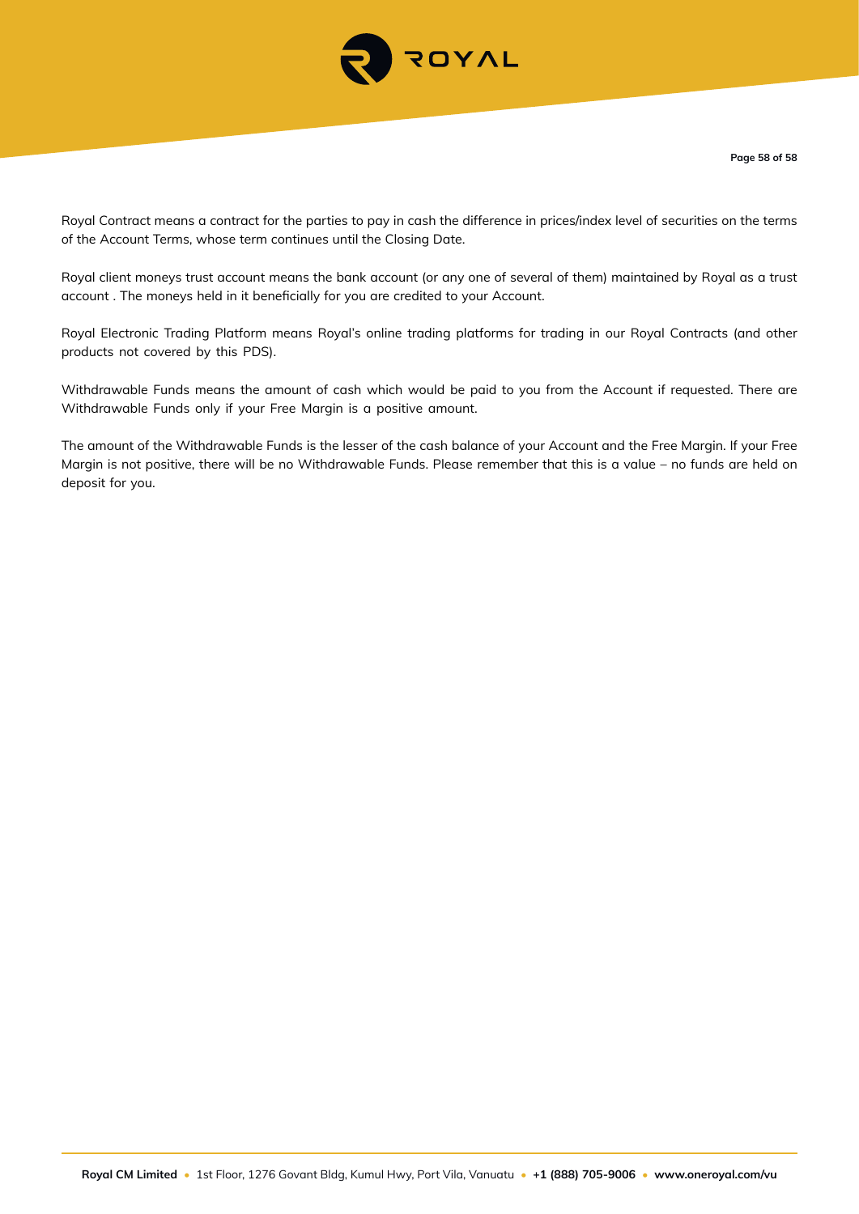Royal Contract means a contract for the parties to pay in cash the difference in prices/index level of securities on the terms of the Account Terms, whose term continues until the Closing Date.

Royal client moneys trust account means the bank account (or any one of several of them) maintained by Royal as a trust account . The moneys held in it beneficially for you are credited to your Account.

Royal Electronic Trading Platform means Royal's online trading platforms for trading in our Royal Contracts (and other products not covered by this PDS).

Withdrawable Funds means the amount of cash which would be paid to you from the Account if requested. There are Withdrawable Funds only if your Free Margin is a positive amount.

The amount of the Withdrawable Funds is the lesser of the cash balance of your Account and the Free Margin. If your Free Margin is not positive, there will be no Withdrawable Funds. Please remember that this is a value – no funds are held on deposit for you.